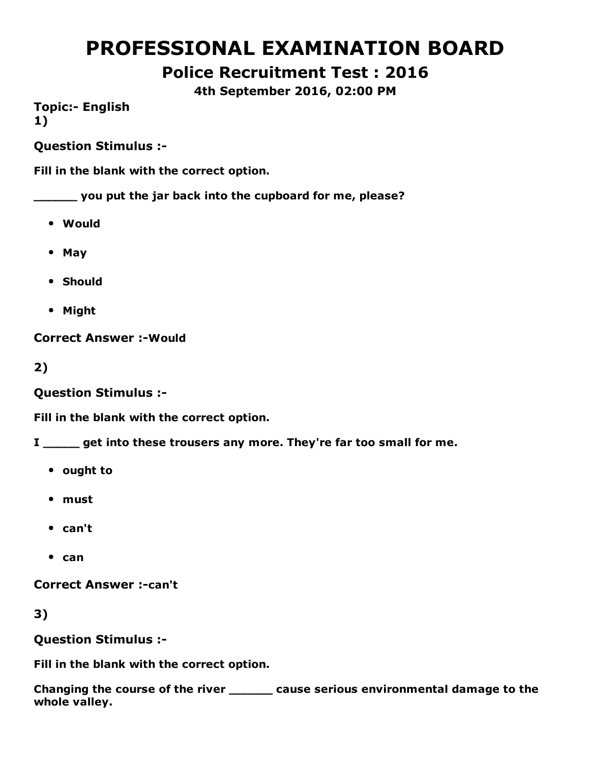# PROFESSIONAL EXAMINATION BOARD

## Police Recruitment Test : 2016

**4th September 2016, 02:00 PM**

**Topic:- English**

**1)**

**Question Stimulus :-**

**Fill in the blank with the correct option.**

**______ you put the jar back into the cupboard for me, please?**

- **Would**
- **May**
- **Should**
- **Might**

**Correct Answer :-Would**

**2)**

**Question Stimulus :-**

**Fill in the blank with the correct option.**

**I _____ get into these trousers any more. They're far too small for me.**

- **ought to**
- **must**
- **can't**
- **can**

**Correct Answer :-can't**

**3)**

**Question Stimulus :-**

**Fill in the blank with the correct option.**

**Changing the course of the river ______ cause serious environmental damage to the whole valley.**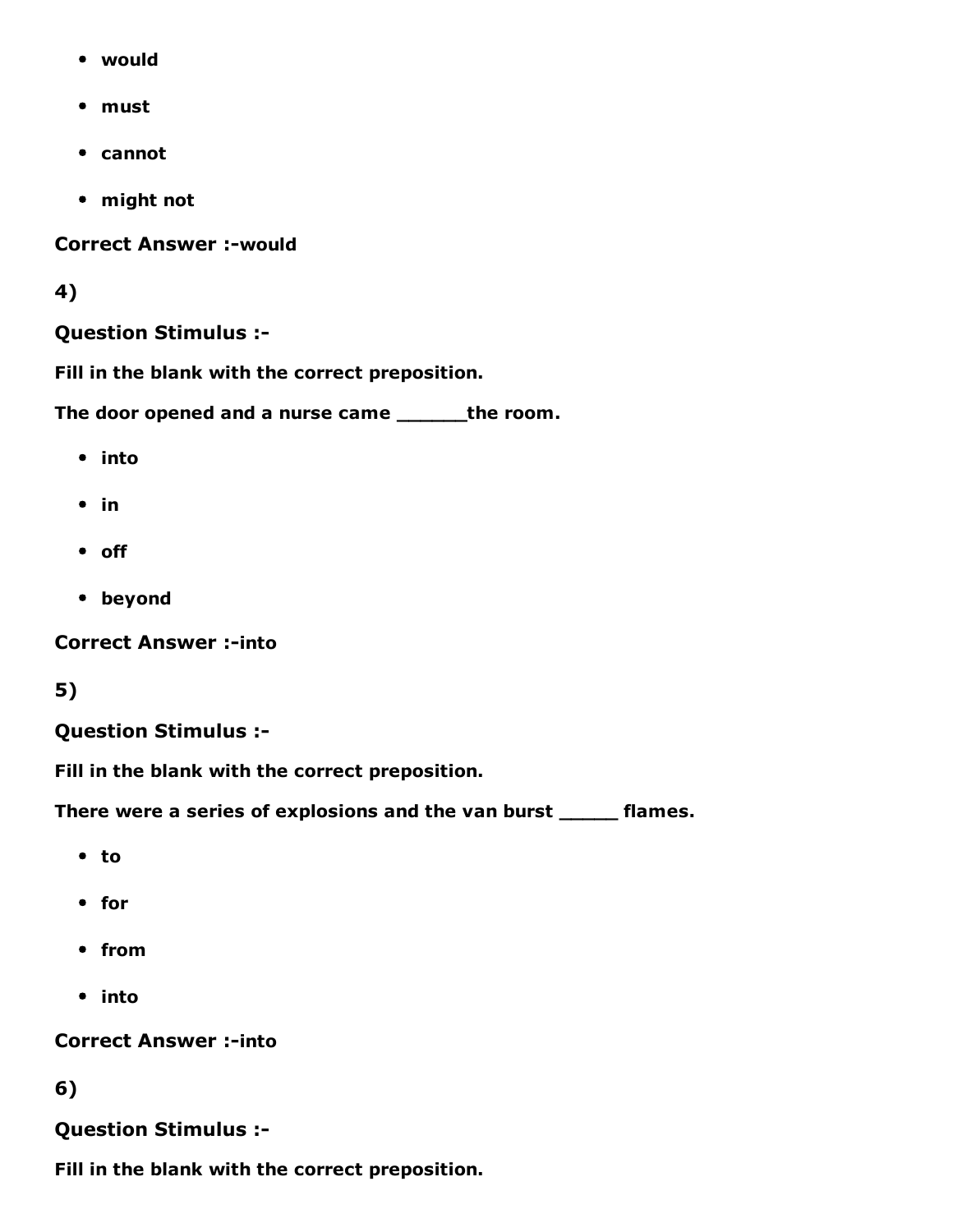- would
- must
- cannot
- might not

**Correct Answer :-would**

**4)**

**Question Stimulus :-**

**Fill in the blank with the correct preposition.**

**The door opened and a nurse came ______the room.**

- into
- in
- off
- beyond

**Correct Answer :-into**

**5)**

**Question Stimulus :-**

**Fill in the blank with the correct preposition.**

**There were a series of explosions and the van burst _____ flames.**

- to
- for
- from
- into

**Correct Answer :-into**

**6)**

**Question Stimulus :-**

**Fill in the blank with the correct preposition.**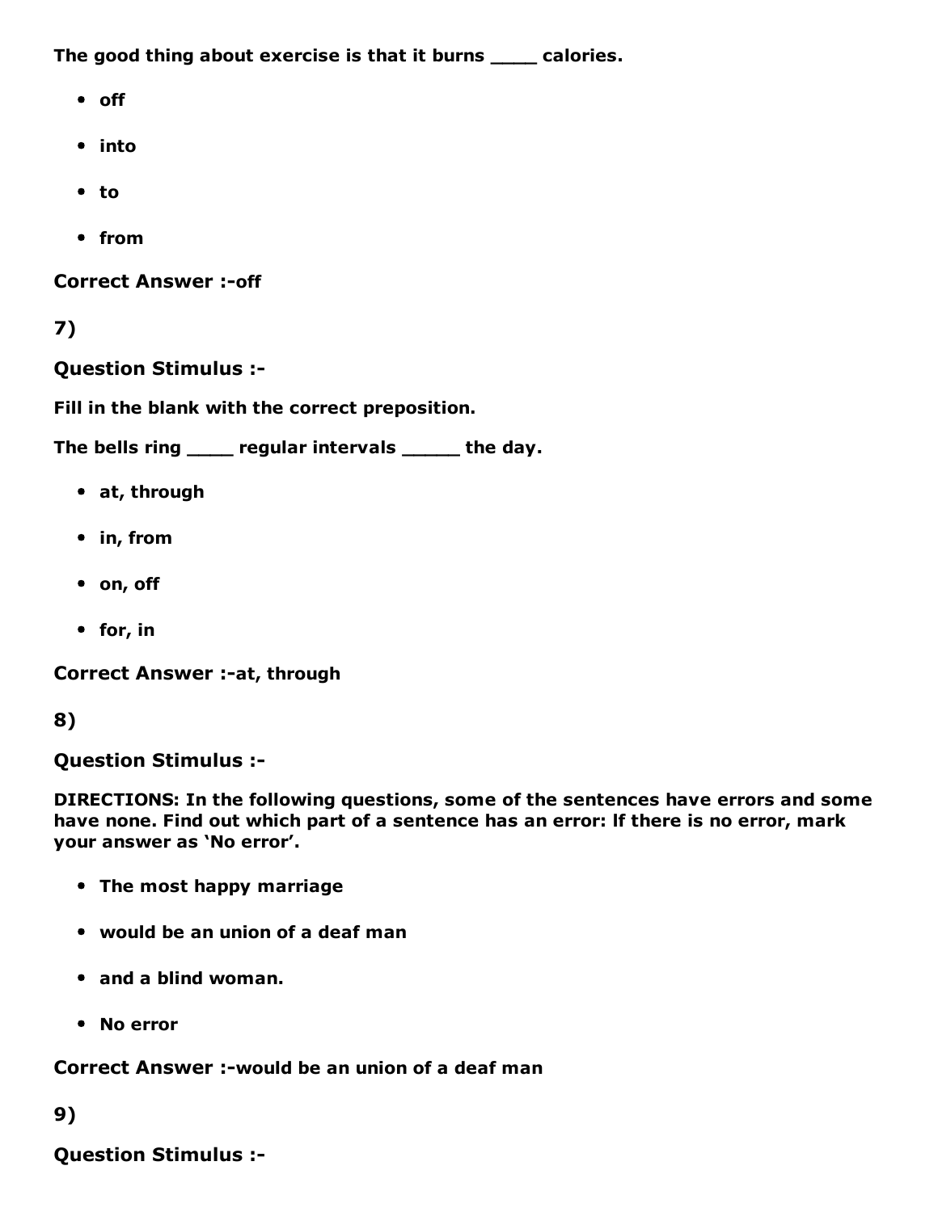**The good thing about exercise is that it burns ____ calories.**

- **off**
- **into**
- **to**
- **from**

**Correct Answer :-off**

**7)**

**Question Stimulus :-**

**Fill in the blank with the correct preposition.**

**The bells ring ____ regular intervals _____ the day.**

- **at, through**
- **in, from**
- **on, off**
- **for, in**

**Correct Answer :-at, through**

**8)**

**Question Stimulus :-**

**DIRECTIONS: In the following questions, some of the sentences have errors and some have none. Find out which part of a sentence has an error: If there is no error, mark your answer as 'No error'.**

- **The most happy marriage**
- **would be an union of a deaf man**
- **and a blind woman.**
- **No error**

**Correct Answer :-would be an union of a deaf man**

**9)**

**Question Stimulus :-**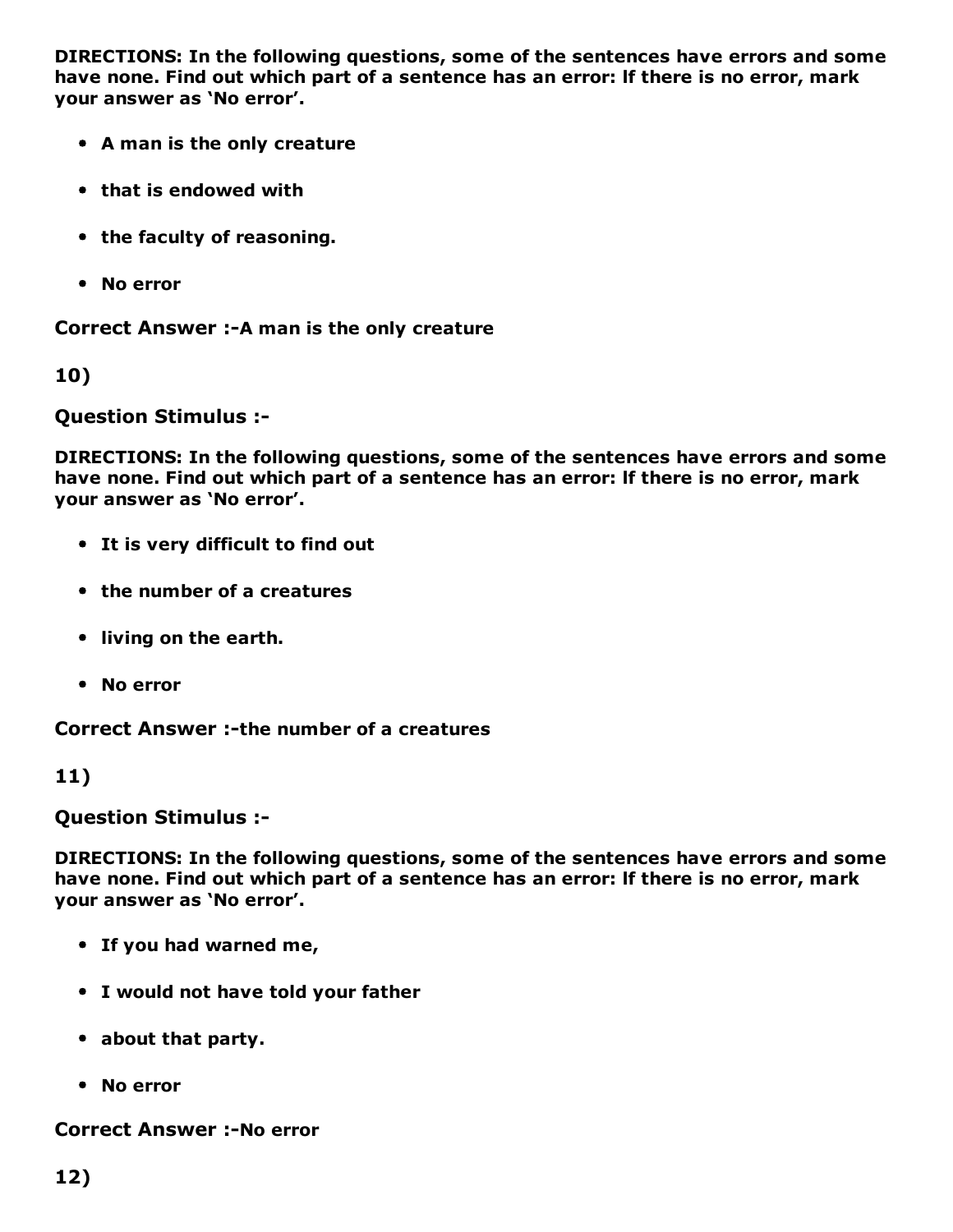**DIRECTIONS: In the following questions, some of the sentences have errors and some have none. Find out which part of a sentence has an error: If there is no error, mark your answer as 'No error'.**

- **A man is the only creature**
- **that is endowed with**
- **the faculty of reasoning.**
- **No error**

**Correct Answer :-A man is the only creature**

**10)**

**Question Stimulus :-**

**DIRECTIONS: In the following questions, some of the sentences have errors and some have none. Find out which part of a sentence has an error: If there is no error, mark your answer as 'No error'.**

- **It is very difficult to find out**
- **the number of a creatures**
- **living on the earth.**
- **No error**

**Correct Answer :-the number of a creatures**

**11)**

**Question Stimulus :-**

**DIRECTIONS: In the following questions, some of the sentences have errors and some have none. Find out which part of a sentence has an error: If there is no error, mark your answer as 'No error'.**

- **If you had warned me,**
- **I would not have told your father**
- **about that party.**
- **No error**

**Correct Answer :-No error**

**12)**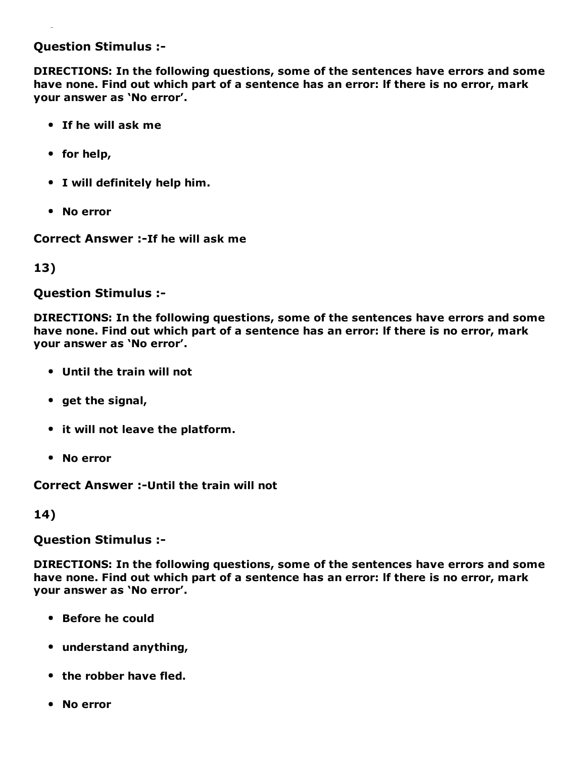**Question Stimulus :-**

**DIRECTIONS: In the following questions, some of the sentences have errors and some have none. Find out which part of a sentence has an error: If there is no error, mark your answer as 'No error'.**

- **If he will ask me**
- **for help,**
- **I will definitely help him.**
- **No error**

**Correct Answer :-If he will ask me**

**13)**

**Question Stimulus :-**

**DIRECTIONS: In the following questions, some of the sentences have errors and some have none. Find out which part of a sentence has an error: If there is no error, mark your answer as 'No error'.**

- **Until the train will not**
- **get the signal,**
- **it will not leave the platform.**
- **No error**

**Correct Answer :-Until the train will not**

**14)**

**Question Stimulus :-**

**DIRECTIONS: In the following questions, some of the sentences have errors and some have none. Find out which part of a sentence has an error: If there is no error, mark your answer as 'No error'.**

- **Before he could**
- **understand anything,**
- **the robber have fled.**
- **No error**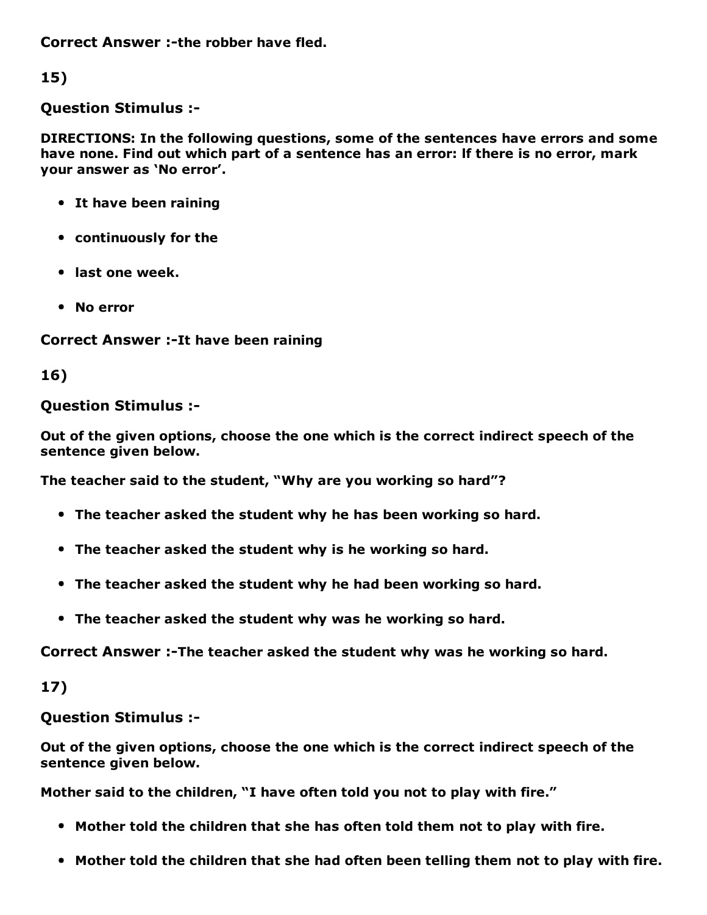**Correct Answer :-the robber have fled.**

**15)**

**Question Stimulus :-**

**DIRECTIONS: In the following questions, some of the sentences have errors and some have none. Find out which part of a sentence has an error: If there is no error, mark your answer as 'No error'.**

- **It have been raining**
- **continuously for the**
- **last one week.**
- **No error**

**Correct Answer :-It have been raining**

**16)**

**Question Stimulus :-**

**Out of the given options, choose the one which is the correct indirect speech of the sentence given below.**

**The teacher said to the student, "Why are you working so hard"?**

- **The teacher asked the student why he has been working so hard.**
- **The teacher asked the student why is he working so hard.**
- **The teacher asked the student why he had been working so hard.**
- **The teacher asked the student why was he working so hard.**

**Correct Answer :-The teacher asked the student why was he working so hard.**

**17)**

**Question Stimulus :-**

**Out of the given options, choose the one which is the correct indirect speech of the sentence given below.**

**Mother said to the children, "I have often told you not to play with fire."**

- **Mother told the children that she has often told them not to play with fire.**
- **Mother told the children that she had often been telling them not to play with fire.**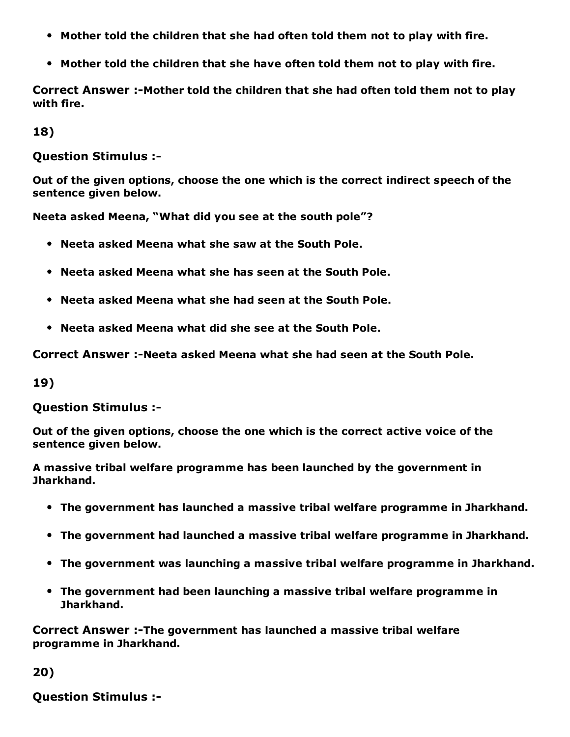- **Mother told the children that she had often told them not to play with fire.**
- **Mother told the children that she have often told them not to play with fire.**

**Correct Answer :-Mother told the children that she had often told them not to play with fire.**

**18)**

**Question Stimulus :-**

**Out of the given options, choose the one which is the correct indirect speech of the sentence given below.**

**Neeta asked Meena, "What did you see at the south pole"?**

- **Neeta asked Meena what she saw at the South Pole.**
- **Neeta asked Meena what she has seen at the South Pole.**
- **Neeta asked Meena what she had seen at the South Pole.**
- **Neeta asked Meena what did she see at the South Pole.**

**Correct Answer :-Neeta asked Meena what she had seen at the South Pole.**

**19)**

**Question Stimulus :-**

**Out of the given options, choose the one which is the correct active voice of the sentence given below.**

**A massive tribal welfare programme has been launched by the government in Jharkhand.**

- **The government has launched a massive tribal welfare programme in Jharkhand.**
- **The government had launched a massive tribal welfare programme in Jharkhand.**
- **The government was launching a massive tribal welfare programme in Jharkhand.**
- **The government had been launching a massive tribal welfare programme in Jharkhand.**

**Correct Answer :-The government has launched a massive tribal welfare programme in Jharkhand.**

**20)**

**Question Stimulus :-**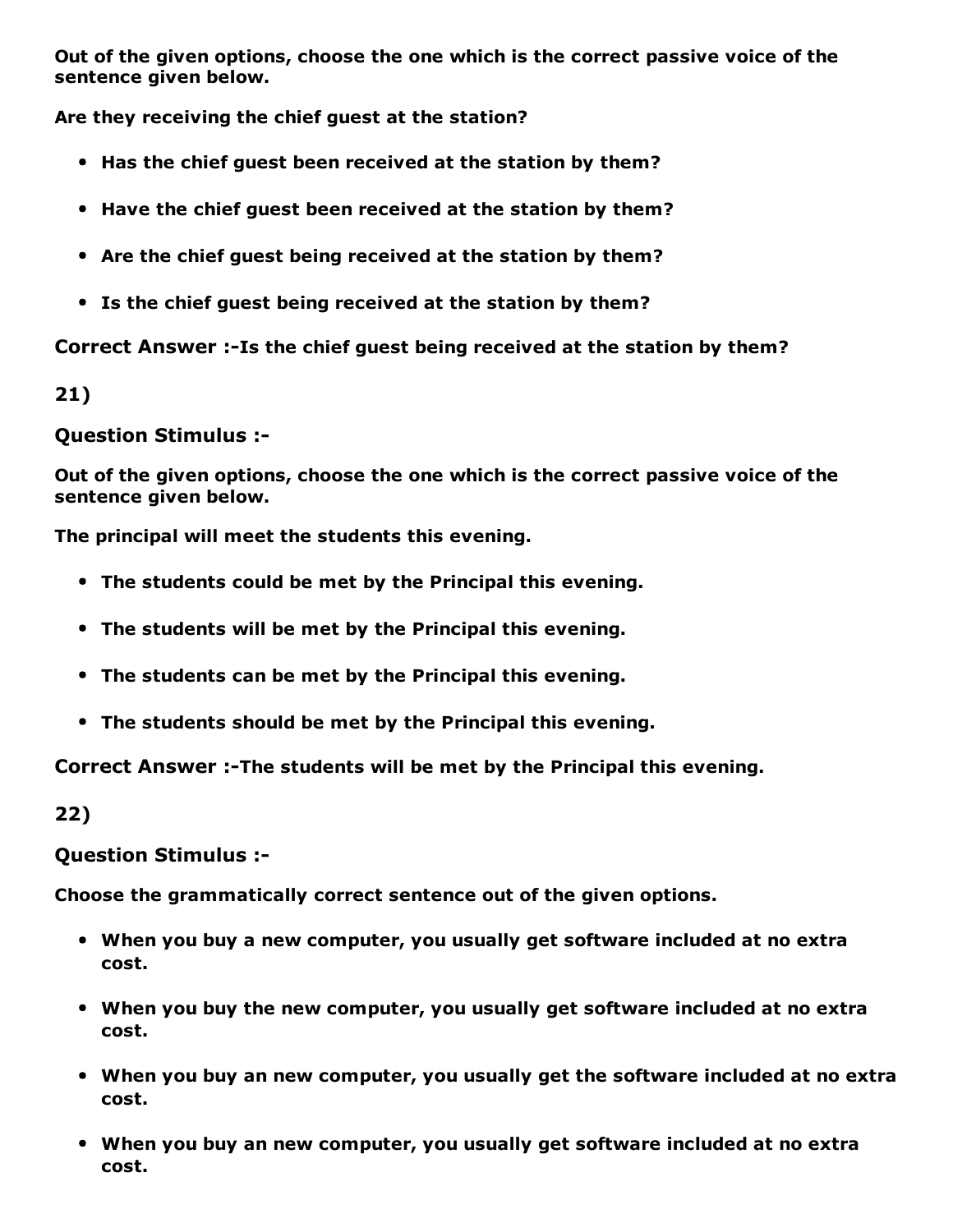**Out of the given options, choose the one which is the correct passive voice of the sentence given below.**

**Are they receiving the chief guest at the station?**

- **Has the chief guest been received at the station by them?**
- **Have the chief guest been received at the station by them?**
- **Are the chief guest being received at the station by them?**
- **Is the chief guest being received at the station by them?**

**Correct Answer :-Is the chief guest being received at the station by them?**

**21)**

**Question Stimulus :-**

**Out of the given options, choose the one which is the correct passive voice of the sentence given below.**

**The principal will meet the students this evening.**

- **The students could be met by the Principal this evening.**
- **The students will be met by the Principal this evening.**
- **The students can be met by the Principal this evening.**
- **The students should be met by the Principal this evening.**

**Correct Answer :-The students will be met by the Principal this evening.**

**22)**

**Question Stimulus :-**

**Choose the grammatically correct sentence out of the given options.**

- **When you buy a new computer, you usually get software included at no extra cost.**
- **When you buy the new computer, you usually get software included at no extra cost.**
- **When you buy an new computer, you usually get the software included at no extra cost.**
- **When you buy an new computer, you usually get software included at no extra cost.**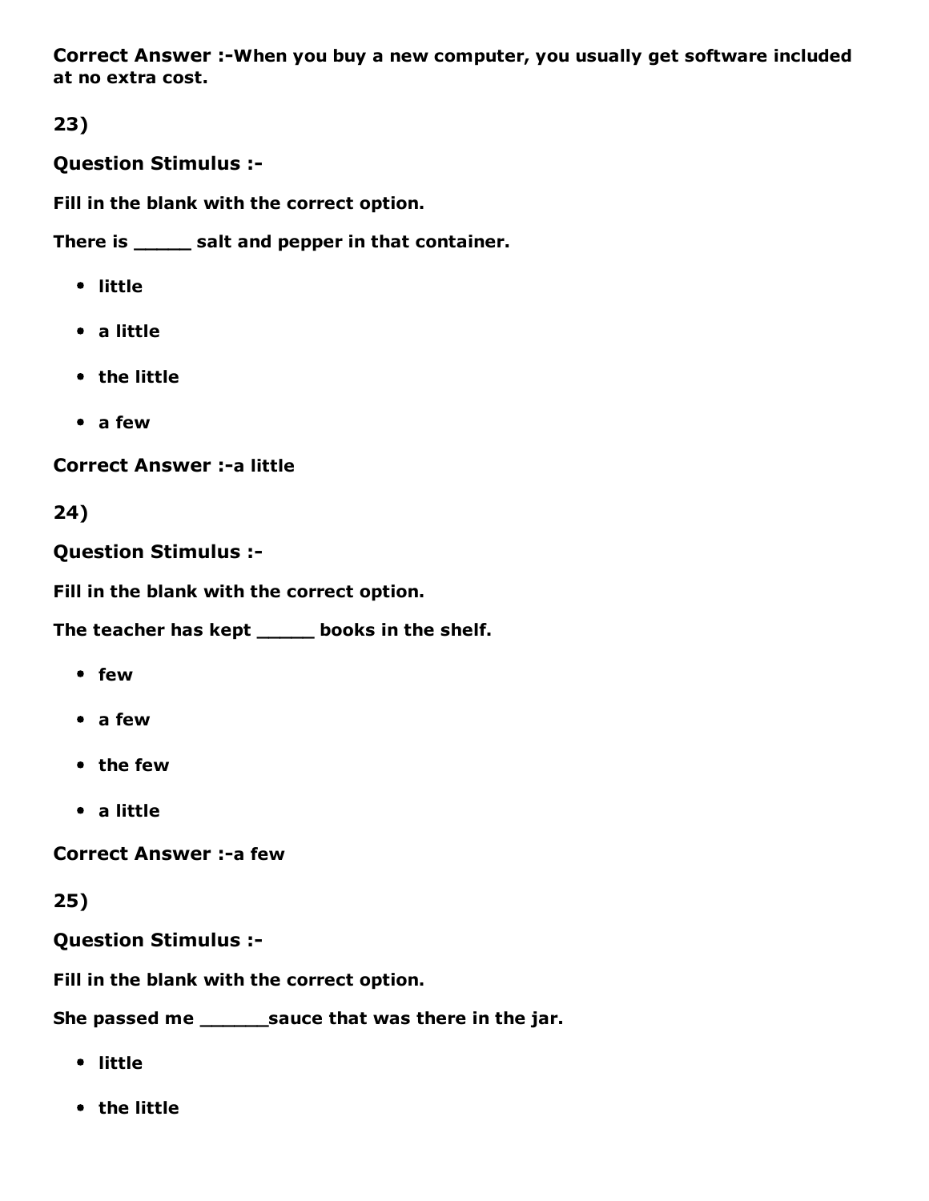**Correct Answer :-When you buy a new computer, you usually get software included at no extra cost.**

**23)**

**Question Stimulus :-**

**Fill in the blank with the correct option.**

**There is _____ salt and pepper in that container.**

- **little**
- **a little**
- **the little**
- **a few**

**Correct Answer :-a little**

**24)**

**Question Stimulus :-**

**Fill in the blank with the correct option.**

**The teacher has kept _____ books in the shelf.**

- **few**
- **a few**
- **the few**
- **a little**

**Correct Answer :-a few**

**25)**

**Question Stimulus :-**

**Fill in the blank with the correct option.**

**She passed me ______sauce that was there in the jar.**

- **little**
- **the little**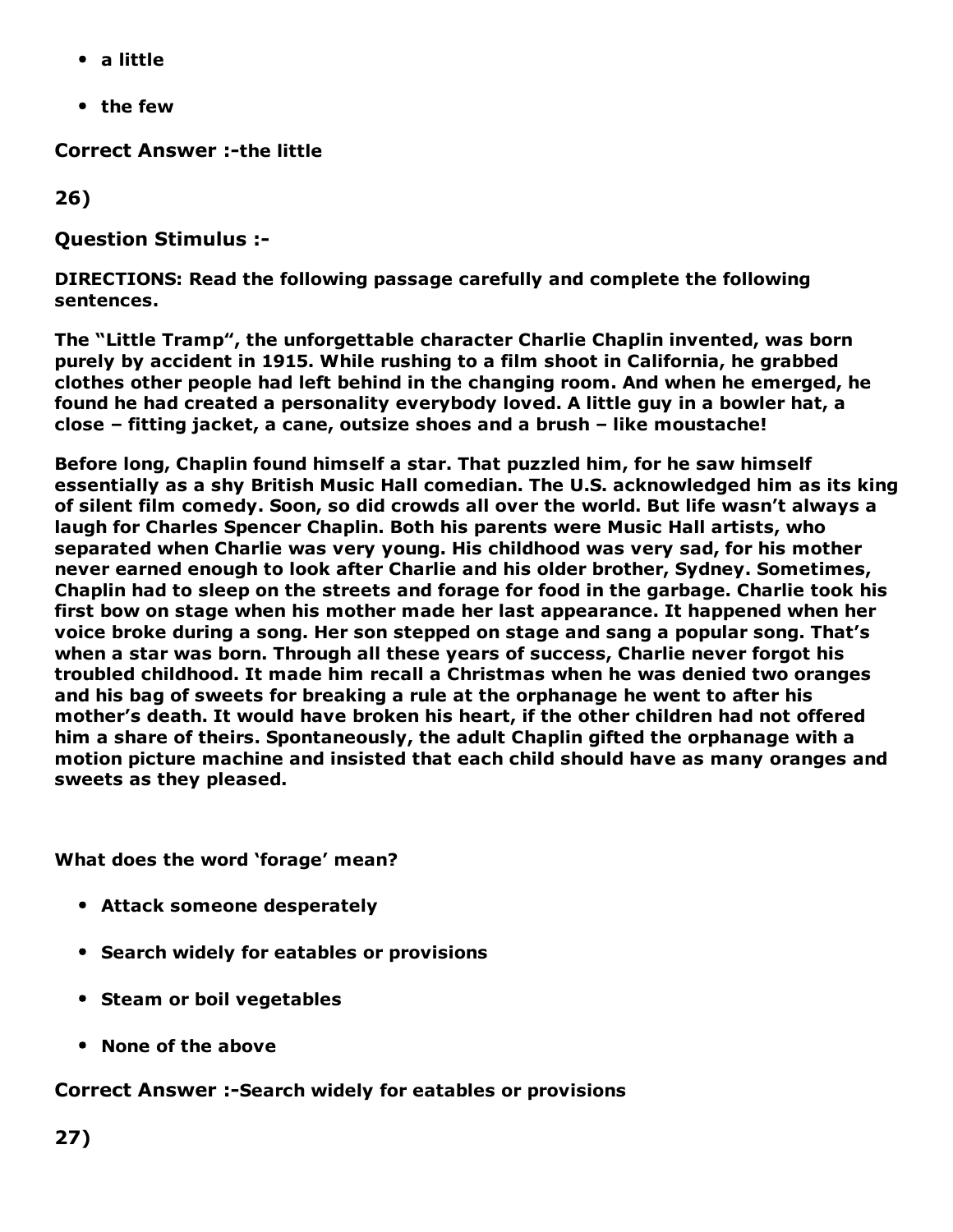- a little
- the few

**Correct Answer :-**the little

**26)**

**Question Stimulus :-**

**DIRECTIONS: Read the following passage carefully and complete the following sentences.**

**The "Little Tramp", the unforgettable character Charlie Chaplin invented, was born purely by accident in 1915. While rushing to a film shoot in California, he grabbed clothes other people had left behind in the changing room. And when he emerged, he found he had created a personality everybody loved. A little guy in a bowler hat, a close – fitting jacket, a cane, outsize shoes and a brush – like moustache!**

**Before long, Chaplin found himself a star. That puzzled him, for he saw himself essentially as a shy British Music Hall comedian. The U.S. acknowledged him as its king of silent film comedy. Soon, so did crowds all over the world. But life wasn't always a laugh for Charles Spencer Chaplin. Both his parents were Music Hall artists, who separated when Charlie was very young. His childhood was very sad, for his mother never earned enough to look after Charlie and his older brother, Sydney. Sometimes, Chaplin had to sleep on the streets and forage for food in the garbage. Charlie took his first bow on stage when his mother made her last appearance. It happened when her voice broke during a song. Her son stepped on stage and sang a popular song. That's when a star was born. Through all these years of success, Charlie never forgot his troubled childhood. It made him recall a Christmas when he was denied two oranges and his bag of sweets for breaking a rule at the orphanage he went to after his mother's death. It would have broken his heart, if the other children had not offered him a share of theirs. Spontaneously, the adult Chaplin gifted the orphanage with a motion picture machine and insisted that each child should have as many oranges and sweets as they pleased.**

**What does the word 'forage' mean?**

- Attack someone desperately
- Search widely for eatables or provisions
- Steam or boil vegetables
- None of the above

**Correct Answer :-**Search widely for eatables or provisions

**27)**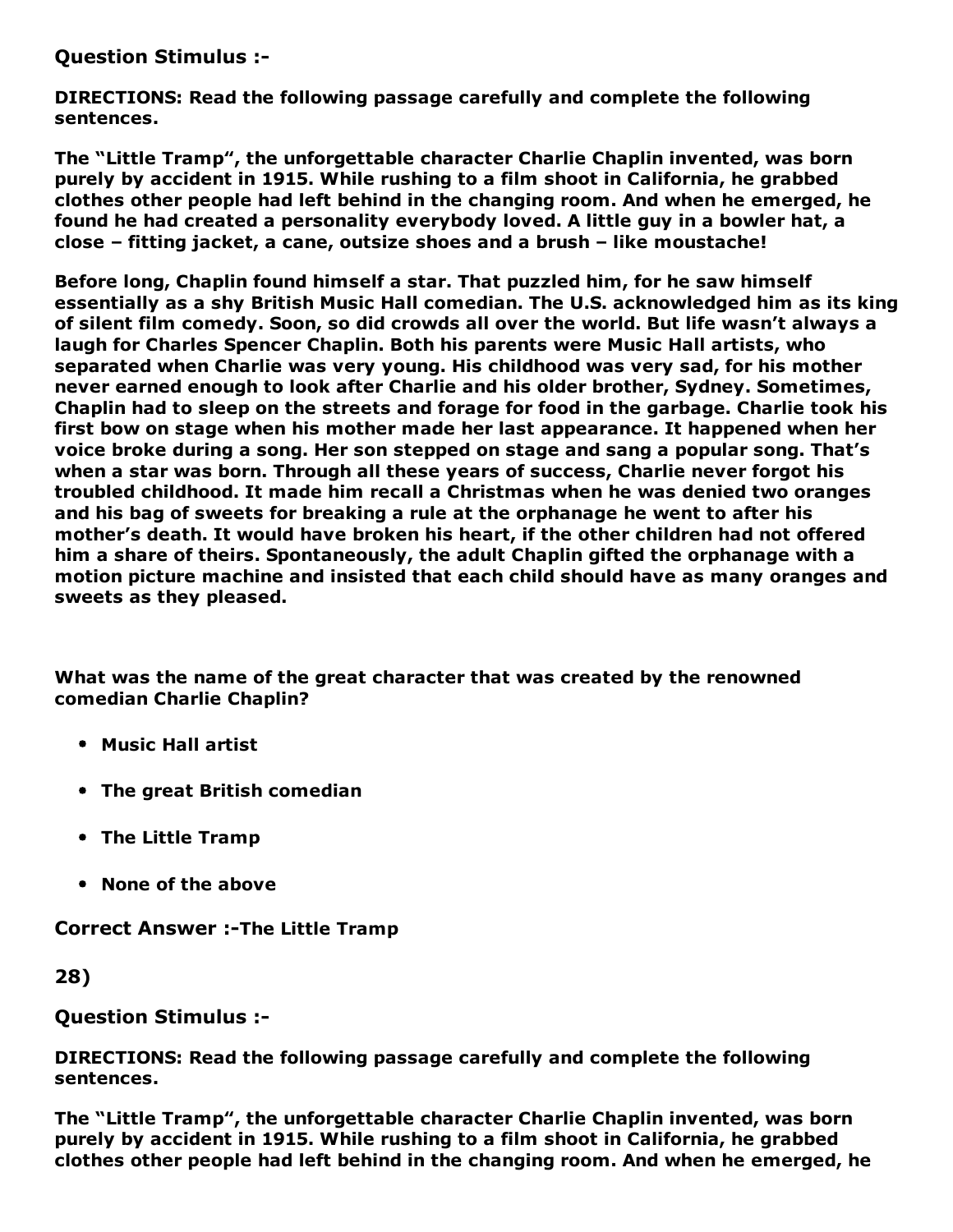**Question Stimulus :-**

**DIRECTIONS: Read the following passage carefully and complete the following sentences.**

**The "Little Tramp", the unforgettable character Charlie Chaplin invented, was born purely by accident in 1915. While rushing to a film shoot in California, he grabbed clothes other people had left behind in the changing room. And when he emerged, he found he had created a personality everybody loved. A little guy in a bowler hat, a close – fitting jacket, a cane, outsize shoes and a brush – like moustache!**

**Before long, Chaplin found himself a star. That puzzled him, for he saw himself essentially as a shy British Music Hall comedian. The U.S. acknowledged him as its king of silent film comedy. Soon, so did crowds all over the world. But life wasn't always a laugh for Charles Spencer Chaplin. Both his parents were Music Hall artists, who separated when Charlie was very young. His childhood was very sad, for his mother never earned enough to look after Charlie and his older brother, Sydney. Sometimes, Chaplin had to sleep on the streets and forage for food in the garbage. Charlie took his first bow on stage when his mother made her last appearance. It happened when her voice broke during a song. Her son stepped on stage and sang a popular song. That's when a star was born. Through all these years of success, Charlie never forgot his troubled childhood. It made him recall a Christmas when he was denied two oranges and his bag of sweets for breaking a rule at the orphanage he went to after his mother's death. It would have broken his heart, if the other children had not offered him a share of theirs. Spontaneously, the adult Chaplin gifted the orphanage with a motion picture machine and insisted that each child should have as many oranges and sweets as they pleased.**

**What was the name of the great character that was created by the renowned comedian Charlie Chaplin?**

- **Music Hall artist**
- **The great British comedian**
- **The Little Tramp**
- **None of the above**

**Correct Answer :-The Little Tramp**

**28)**

**Question Stimulus :-**

**DIRECTIONS: Read the following passage carefully and complete the following sentences.**

**The "Little Tramp", the unforgettable character Charlie Chaplin invented, was born purely by accident in 1915. While rushing to a film shoot in California, he grabbed clothes other people had left behind in the changing room. And when he emerged, he**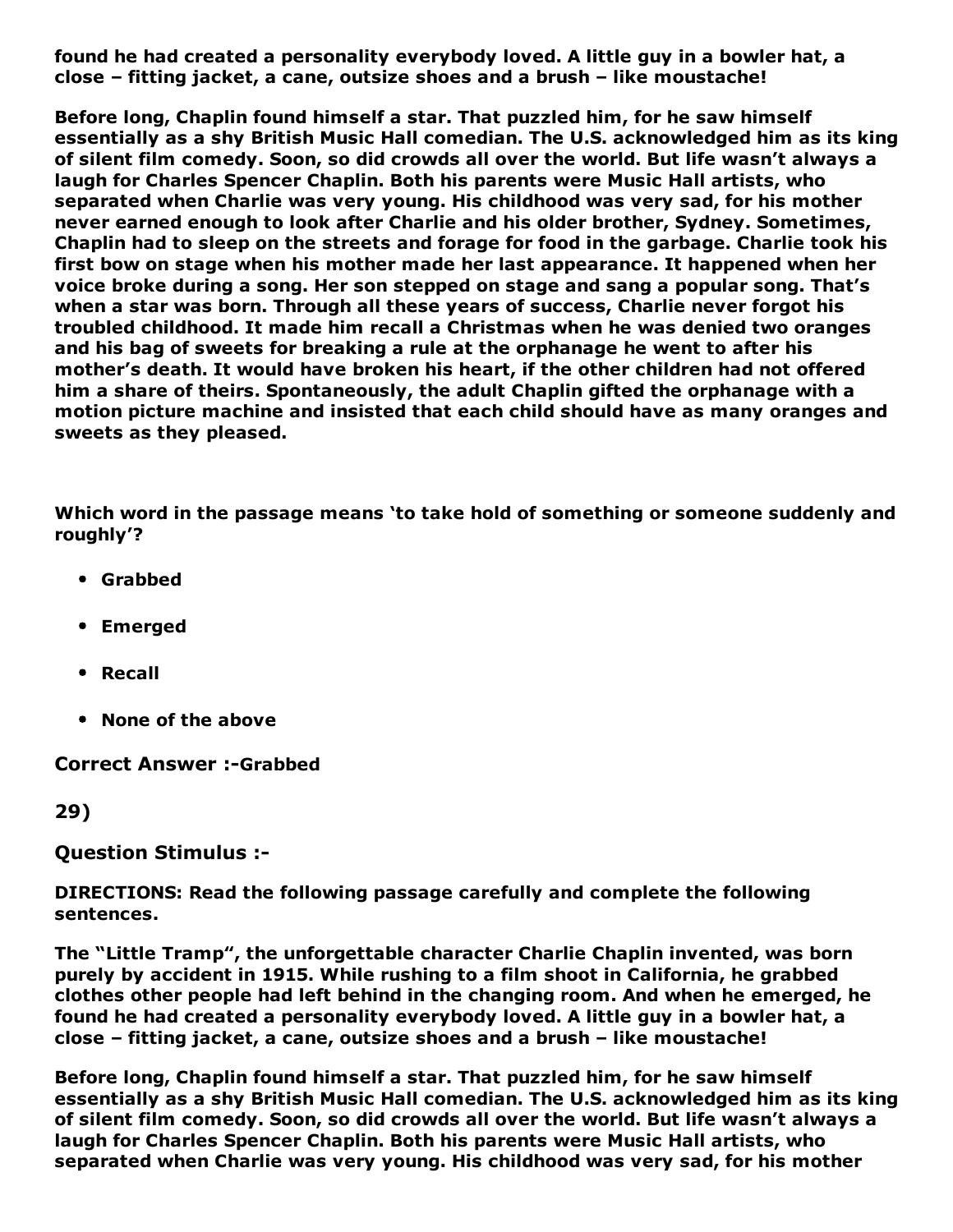**found he had created a personality everybody loved. A little guy in a bowler hat, a close – fitting jacket, a cane, outsize shoes and a brush – like moustache!**

**Before long, Chaplin found himself a star. That puzzled him, for he saw himself essentially as a shy British Music Hall comedian. The U.S. acknowledged him as its king of silent film comedy. Soon, so did crowds all over the world. But life wasn't always a laugh for Charles Spencer Chaplin. Both his parents were Music Hall artists, who separated when Charlie was very young. His childhood was very sad, for his mother never earned enough to look after Charlie and his older brother, Sydney. Sometimes, Chaplin had to sleep on the streets and forage for food in the garbage. Charlie took his first bow on stage when his mother made her last appearance. It happened when her voice broke during a song. Her son stepped on stage and sang a popular song. That's when a star was born. Through all these years of success, Charlie never forgot his troubled childhood. It made him recall a Christmas when he was denied two oranges and his bag of sweets for breaking a rule at the orphanage he went to after his mother's death. It would have broken his heart, if the other children had not offered him a share of theirs. Spontaneously, the adult Chaplin gifted the orphanage with a motion picture machine and insisted that each child should have as many oranges and sweets as they pleased.**

**Which word in the passage means 'to take hold of something or someone suddenly and roughly'?**

- **Grabbed**
- **Emerged**
- **Recall**
- **None of the above**

**Correct Answer :-Grabbed**

**29)**

**Question Stimulus :-**

**DIRECTIONS: Read the following passage carefully and complete the following sentences.**

**The "Little Tramp", the unforgettable character Charlie Chaplin invented, was born purely by accident in 1915. While rushing to a film shoot in California, he grabbed clothes other people had left behind in the changing room. And when he emerged, he found he had created a personality everybody loved. A little guy in a bowler hat, a close – fitting jacket, a cane, outsize shoes and a brush – like moustache!**

**Before long, Chaplin found himself a star. That puzzled him, for he saw himself essentially as a shy British Music Hall comedian. The U.S. acknowledged him as its king of silent film comedy. Soon, so did crowds all over the world. But life wasn't always a laugh for Charles Spencer Chaplin. Both his parents were Music Hall artists, who separated when Charlie was very young. His childhood was very sad, for his mother**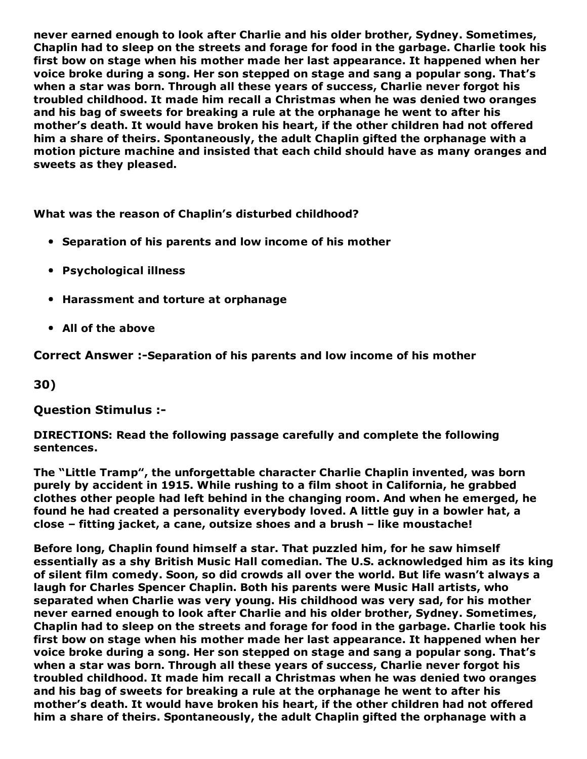**never earned enough to look after Charlie and his older brother, Sydney. Sometimes, Chaplin had to sleep on the streets and forage for food in the garbage. Charlie took his first bow on stage when his mother made her last appearance. It happened when her voice broke during a song. Her son stepped on stage and sang a popular song. That's when a star was born. Through all these years of success, Charlie never forgot his troubled childhood. It made him recall a Christmas when he was denied two oranges and his bag of sweets for breaking a rule at the orphanage he went to after his mother's death. It would have broken his heart, if the other children had not offered him a share of theirs. Spontaneously, the adult Chaplin gifted the orphanage with a motion picture machine and insisted that each child should have as many oranges and sweets as they pleased.**

**What was the reason of Chaplin's disturbed childhood?**

- **Separation of his parents and low income of his mother**
- **Psychological illness**
- **Harassment and torture at orphanage**
- **All of the above**

**Correct Answer :-Separation of his parents and low income of his mother**

**30)**

**Question Stimulus :-**

**DIRECTIONS: Read the following passage carefully and complete the following sentences.**

**The "Little Tramp", the unforgettable character Charlie Chaplin invented, was born purely by accident in 1915. While rushing to a film shoot in California, he grabbed clothes other people had left behind in the changing room. And when he emerged, he found he had created a personality everybody loved. A little guy in a bowler hat, a close – fitting jacket, a cane, outsize shoes and a brush – like moustache!**

**Before long, Chaplin found himself a star. That puzzled him, for he saw himself essentially as a shy British Music Hall comedian. The U.S. acknowledged him as its king of silent film comedy. Soon, so did crowds all over the world. But life wasn't always a laugh for Charles Spencer Chaplin. Both his parents were Music Hall artists, who separated when Charlie was very young. His childhood was very sad, for his mother never earned enough to look after Charlie and his older brother, Sydney. Sometimes, Chaplin had to sleep on the streets and forage for food in the garbage. Charlie took his first bow on stage when his mother made her last appearance. It happened when her voice broke during a song. Her son stepped on stage and sang a popular song. That's when a star was born. Through all these years of success, Charlie never forgot his troubled childhood. It made him recall a Christmas when he was denied two oranges and his bag of sweets for breaking a rule at the orphanage he went to after his mother's death. It would have broken his heart, if the other children had not offered him a share of theirs. Spontaneously, the adult Chaplin gifted the orphanage with a**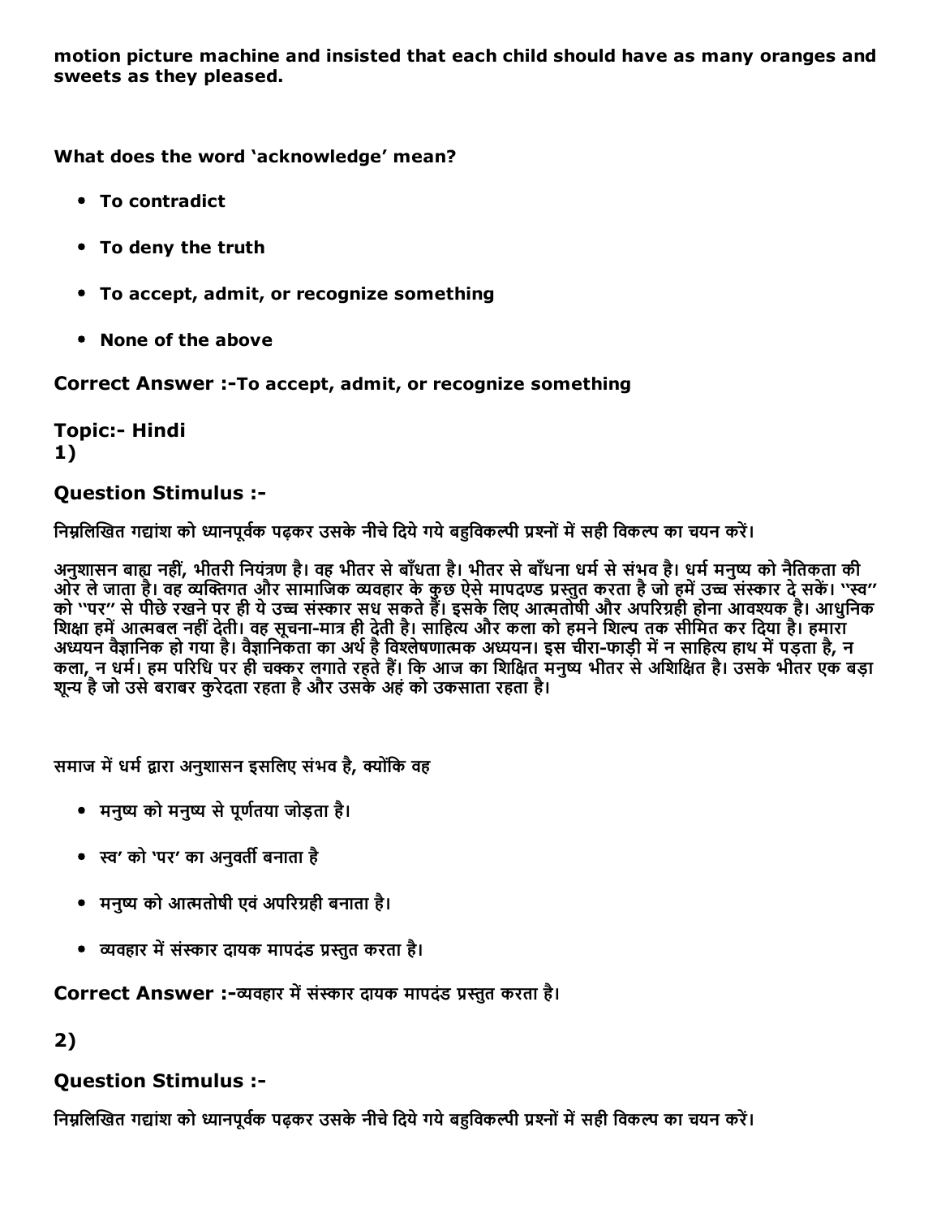**motion picture machine and insisted that each child should have as many oranges and sweets as they pleased.**

**What does the word 'acknowledge' mean?**

- **To contradict**
- **To deny the truth**
- **To accept, admit, or recognize something**
- **None of the above**

**Correct Answer :-To accept, admit, or recognize something**

**Topic:- Hindi**
**1)**

### Question Stimulus :-

निम्नलिखित गद्यांश को ध्यानपूर्वक पढ़कर उसके नीचे दिये गये बहुविकल्पी प्रश्नों में सही विकल्प का चयन करें।

अनुशासन बाह्य नहीं, भीतरी नियंत्रण है। वह भीतर से बाँधता है। भीतर से बाँधना धर्म से संभव है। धर्म मनुष्य को नैतिकता की ओर ले जाता है। वह व्यक्तिगत और सामाजिक व्यवहार के कुछ ऐसे मापदण्ड प्रस्तुत करता है जो हमें उच्च संस्कार दे सकें। ''स्व'' को ''पर'' से पीछे रखने पर ही ये उच्च संस्कार सध सकते हैं। इसके लिए आत्मतोषी और अपरिग्रही होना आवश्यक है। आधुनिक शिक्षा हमें आत्मबल नहीं देती। वह सूचना-मात्र ही देती है। साहित्य और कला को हमने शिल्प तक सीमित कर दिया है। हमारा अध्ययन वैज्ञानिक हो गया है। वैज्ञानिकता का अर्थ है विश्लेषणात्मक अध्ययन। इस चीरा-फाड़ी में न साहित्य हाथ में पड़ता है, न कला, न धर्म। हम परिधि पर ही चक्कर लगाते रहते हैं। कि आज का शिक्षित मनुष्य भीतर से अशिक्षित है। उसके भीतर एक बड़ा शून्य है जो उसे बराबर कुरेदता रहता है और उसके अहं को उकसाता रहता है।

समाज में धर्म द्वारा अनुशासन इसलिए संभव है, क्योंकि वह

- मनुष्य को मनुष्य से पूर्णतया जोड़ता है।
- स्व' को 'पर' का अनुवर्ती बनाता है
- मनुष्य को आत्मतोषी एवं अपरिग्रही बनाता है।
- व्यवहार में संस्कार दायक मापदंड प्रस्तुत करता है।

**Correct Answer :-व्यवहार में संस्कार दायक मापदंड प्रस्तुत करता है।**

**2)**

### Question Stimulus :-

निम्नलिखित गद्यांश को ध्यानपूर्वक पढ़कर उसके नीचे दिये गये बहुविकल्पी प्रश्नों में सही विकल्प का चयन करें।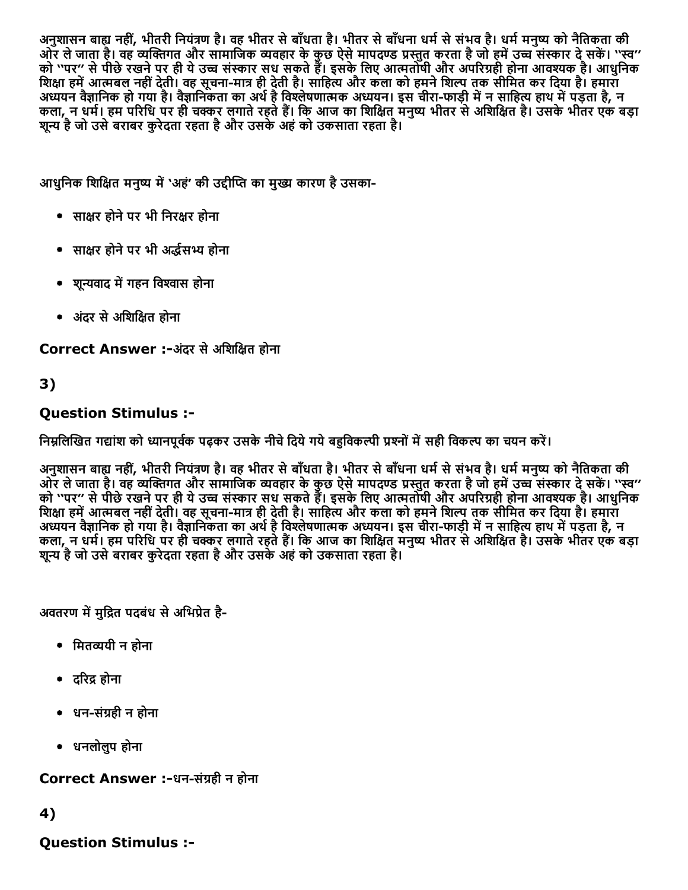अनुशासन बाह्य नहीं, भीतरी नियंत्रण है। वह भीतर से बाँधता है। भीतर से बाँधना धर्म से संभव है। धर्म मनुष्य को नैतिकता की ओर ले जाता है। वह व्यक्तिगत और सामाजिक व्यवहार के कुछ ऐसे मापदण्ड प्रस्तुत करता है जो हमें उच्च संस्कार दे सकें। ''स्व'' को ''पर'' से पीछे रखने पर ही ये उच्च संस्कार सध सकते हैं। इसके लिए आत्मतोषी और अपरिग्रही होना आवश्यक है। आधुनिक शिक्षा हमें आत्मबल नहीं देती। वह सूचना-मात्र ही देती है। साहित्य और कला को हमने शिल्प तक सीमित कर दिया है। हमारा अध्ययन वैज्ञानिक हो गया है। वैज्ञानिकता का अर्थ है विश्लेषणात्मक अध्ययन। इस चीरा-फाड़ी में न साहित्य हाथ में पड़ता है, न कला, न धर्म। हम परिधि पर ही चक्कर लगाते रहते हैं। कि आज का शिक्षित मनुष्य भीतर से अशिक्षित है। उसके भीतर एक बड़ा शून्य है जो उसे बराबर कुरेदता रहता है और उसके अहं को उकसाता रहता है।

आधुनिक शिक्षित मनुष्य में 'अहं' की उद्दीप्ति का मुख्य कारण है उसका-

- साक्षर होने पर भी निरक्षर होना
- साक्षर होने पर भी अर्द्धसभ्य होना
- शून्यवाद में गहन विश्वास होना
- अंदर से अशिक्षित होना

**Correct Answer :-**अंदर से अशिक्षित होना

## 3)

### Question Stimulus :-

निम्नलिखित गद्यांश को ध्यानपूर्वक पढ़कर उसके नीचे दिये गये बहुविकल्पी प्रश्नों में सही विकल्प का चयन करें।

अनुशासन बाह्य नहीं, भीतरी नियंत्रण है। वह भीतर से बाँधता है। भीतर से बाँधना धर्म से संभव है। धर्म मनुष्य को नैतिकता की ओर ले जाता है। वह व्यक्तिगत और सामाजिक व्यवहार के कुछ ऐसे मापदण्ड प्रस्तुत करता है जो हमें उच्च संस्कार दे सकें। ''स्व'' को ''पर'' से पीछे रखने पर ही ये उच्च संस्कार सध सकते हैं। इसके लिए आत्मतोषी और अपरिग्रही होना आवश्यक है। आधुनिक शिक्षा हमें आत्मबल नहीं देती। वह सूचना-मात्र ही देती है। साहित्य और कला को हमने शिल्प तक सीमित कर दिया है। हमारा अध्ययन वैज्ञानिक हो गया है। वैज्ञानिकता का अर्थ है विश्लेषणात्मक अध्ययन। इस चीरा-फाड़ी में न साहित्य हाथ में पड़ता है, न कला, न धर्म। हम परिधि पर ही चक्कर लगाते रहते हैं। कि आज का शिक्षित मनुष्य भीतर से अशिक्षित है। उसके भीतर एक बड़ा शून्य है जो उसे बराबर कुरेदता रहता है और उसके अहं को उकसाता रहता है।

अवतरण में मुद्रित पदबंध से अभिप्रेत है-

- मितव्ययी न होना
- दरिद्र होना
- धन-संग्रही न होना
- धनलोलुप होना

**Correct Answer :-**धन-संग्रही न होना

## 4)

### Question Stimulus :-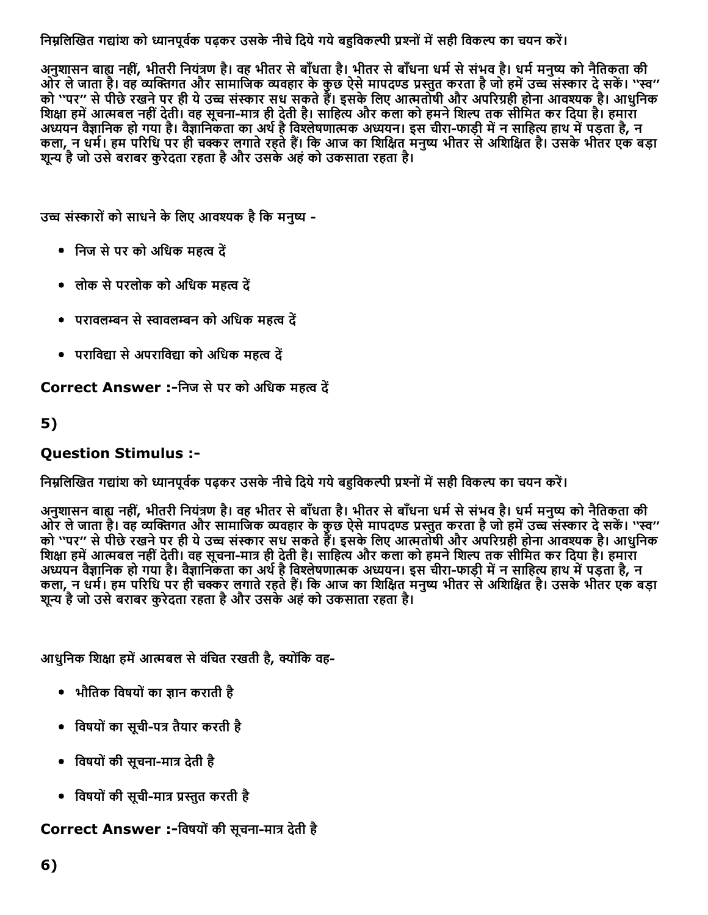निम्नलिखित गद्यांश को ध्यानपूर्वक पढ़कर उसके नीचे दिये गये बहुविकल्पी प्रश्नों में सही विकल्प का चयन करें।

अनुशासन बाह्य नहीं, भीतरी नियंत्रण है। वह भीतर से बाँधता है। भीतर से बाँधना धर्म से संभव है। धर्म मनुष्य को नैतिकता की ओर ले जाता है। वह व्यक्तिगत और सामाजिक व्यवहार के कुछ ऐसे मापदण्ड प्रस्तुत करता है जो हमें उच्च संस्कार दे सकें। "स्व" को "पर" से पीछे रखने पर ही ये उच्च संस्कार सध सकते हैं। इसके लिए आत्मतोषी और अपरिग्रही होना आवश्यक है। आधुनिक शिक्षा हमें आत्मबल नहीं देती। वह सूचना-मात्र ही देती है। साहित्य और कला को हमने शिल्प तक सीमित कर दिया है। हमारा अध्ययन वैज्ञानिक हो गया है। वैज्ञानिकता का अर्थ है विश्लेषणात्मक अध्ययन। इस चीरा-फाड़ी में न साहित्य हाथ में पड़ता है, न कला, न धर्म। हम परिधि पर ही चक्कर लगाते रहते हैं। कि आज का शिक्षित मनुष्य भीतर से अशिक्षित है। उसके भीतर एक बड़ा शून्य है जो उसे बराबर कुरेदता रहता है और उसके अहं को उकसाता रहता है।

उच्च संस्कारों को साधने के लिए आवश्यक है कि मनुष्य -

- निज से पर को अधिक महत्व दें
- लोक से परलोक को अधिक महत्व दें
- परावलम्बन से स्वावलम्बन को अधिक महत्व दें
- पराविद्या से अपराविद्या को अधिक महत्व दें

**Correct Answer :-**निज से पर को अधिक महत्व दें

## 5)

### Question Stimulus :-

निम्नलिखित गद्यांश को ध्यानपूर्वक पढ़कर उसके नीचे दिये गये बहुविकल्पी प्रश्नों में सही विकल्प का चयन करें।

अनुशासन बाह्य नहीं, भीतरी नियंत्रण है। वह भीतर से बाँधता है। भीतर से बाँधना धर्म से संभव है। धर्म मनुष्य को नैतिकता की ओर ले जाता है। वह व्यक्तिगत और सामाजिक व्यवहार के कुछ ऐसे मापदण्ड प्रस्तुत करता है जो हमें उच्च संस्कार दे सकें। "स्व" को "पर" से पीछे रखने पर ही ये उच्च संस्कार सध सकते हैं। इसके लिए आत्मतोषी और अपरिग्रही होना आवश्यक है। आधुनिक शिक्षा हमें आत्मबल नहीं देती। वह सूचना-मात्र ही देती है। साहित्य और कला को हमने शिल्प तक सीमित कर दिया है। हमारा अध्ययन वैज्ञानिक हो गया है। वैज्ञानिकता का अर्थ है विश्लेषणात्मक अध्ययन। इस चीरा-फाड़ी में न साहित्य हाथ में पड़ता है, न कला, न धर्म। हम परिधि पर ही चक्कर लगाते रहते हैं। कि आज का शिक्षित मनुष्य भीतर से अशिक्षित है। उसके भीतर एक बड़ा शून्य है जो उसे बराबर कुरेदता रहता है और उसके अहं को उकसाता रहता है।

आधुनिक शिक्षा हमें आत्मबल से वंचित रखती है, क्योंकि वह-

- भौतिक विषयों का ज्ञान कराती है
- विषयों का सूची-पत्र तैयार करती है
- विषयों की सूचना-मात्र देती है
- विषयों की सूची-मात्र प्रस्तुत करती है

**Correct Answer :-**विषयों की सूचना-मात्र देती है

## 6)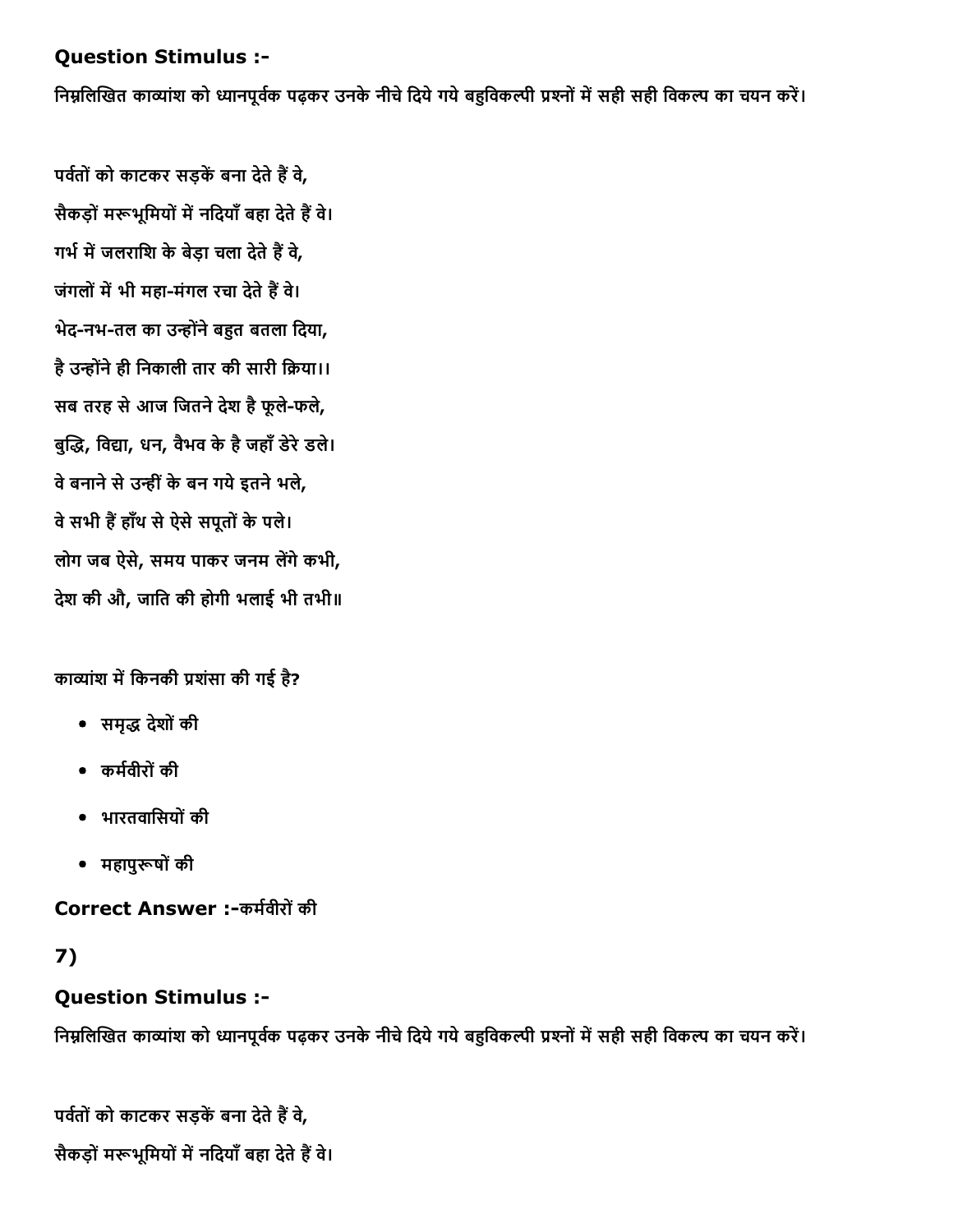### Question Stimulus :-

निम्नलिखित काव्यांश को ध्यानपूर्वक पढ़कर उनके नीचे दिये गये बहुविकल्पी प्रश्नों में सही सही विकल्प का चयन करें।

पर्वतों को काटकर सड़कें बना देते हैं वे,

सैकड़ों मरूभूमियों में नदियाँ बहा देते हैं वे।

गर्भ में जलराशि के बेड़ा चला देते हैं वे,

जंगलों में भी महा-मंगल रचा देते हैं वे।

भेद-नभ-तल का उन्होंने बहुत बतला दिया,

है उन्होंने ही निकाली तार की सारी क्रिया।।

सब तरह से आज जितने देश है फूले-फले,

बुद्धि, विद्या, धन, वैभव के है जहाँ डेरे डले।

वे बनाने से उन्हीं के बन गये इतने भले,

वे सभी हैं हाँथ से ऐसे सपूतों के पले।

लोग जब ऐसे, समय पाकर जनम लेंगे कभी,

देश की औ, जाति की होगी भलाई भी तभी॥

काव्यांश में किनकी प्रशंसा की गई है?

- समृद्ध देशों की
- कर्मवीरों की
- भारतवासियों की
- महापुरूषों की

**Correct Answer :-**कर्मवीरों की

**7)**

### Question Stimulus :-

निम्नलिखित काव्यांश को ध्यानपूर्वक पढ़कर उनके नीचे दिये गये बहुविकल्पी प्रश्नों में सही सही विकल्प का चयन करें।

पर्वतों को काटकर सड़कें बना देते हैं वे,

सैकड़ों मरूभूमियों में नदियाँ बहा देते हैं वे।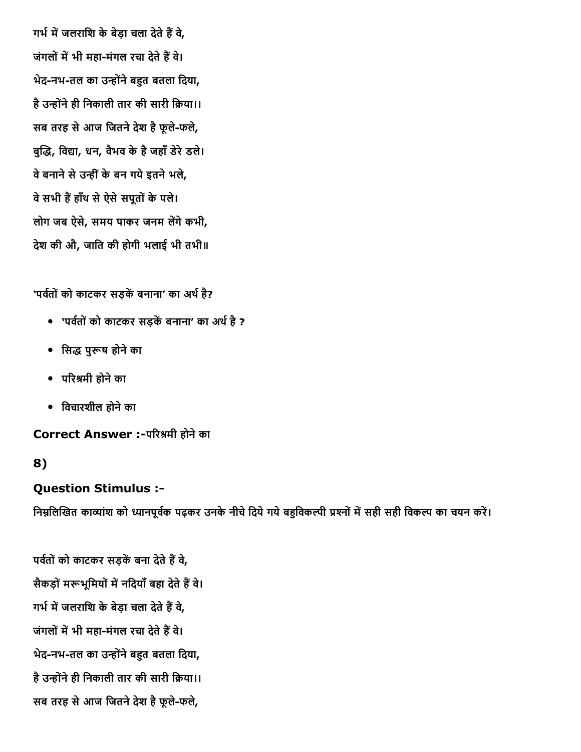गर्भ में जलराशि के बेड़ा चला देते हैं वे,

जंगलों में भी महा-मंगल रचा देते हैं वे।

भेद-नभ-तल का उन्होंने बहुत बतला दिया,

है उन्होंने ही निकाली तार की सारी क्रिया।।

सब तरह से आज जितने देश है फूले-फले,

बुद्धि, विद्या, धन, वैभव के है जहाँ डेरे डले।

वे बनाने से उन्हीं के बन गये इतने भले,

वे सभी हैं हाँथ से ऐसे सपूतों के पले।

लोग जब ऐसे, समय पाकर जनम लेंगे कभी,

देश की औ, जाति की होगी भलाई भी तभी॥

'पर्वतों को काटकर सड़कें बनाना' का अर्थ है?

- 'पर्वतों को काटकर सड़कें बनाना' का अर्थ है ?
- सिद्ध पुरूष होने का
- परिश्रमी होने का
- विचारशील होने का

**Correct Answer :-**परिश्रमी होने का

## 8)

### Question Stimulus :-

निम्नलिखित काव्यांश को ध्यानपूर्वक पढ़कर उनके नीचे दिये गये बहुविकल्पी प्रश्नों में सही सही विकल्प का चयन करें।

पर्वतों को काटकर सड़कें बना देते हैं वे,

सैकड़ों मरूभूमियों में नदियाँ बहा देते हैं वे।

गर्भ में जलराशि के बेड़ा चला देते हैं वे,

जंगलों में भी महा-मंगल रचा देते हैं वे।

भेद-नभ-तल का उन्होंने बहुत बतला दिया,

है उन्होंने ही निकाली तार की सारी क्रिया।।

सब तरह से आज जितने देश है फूले-फले,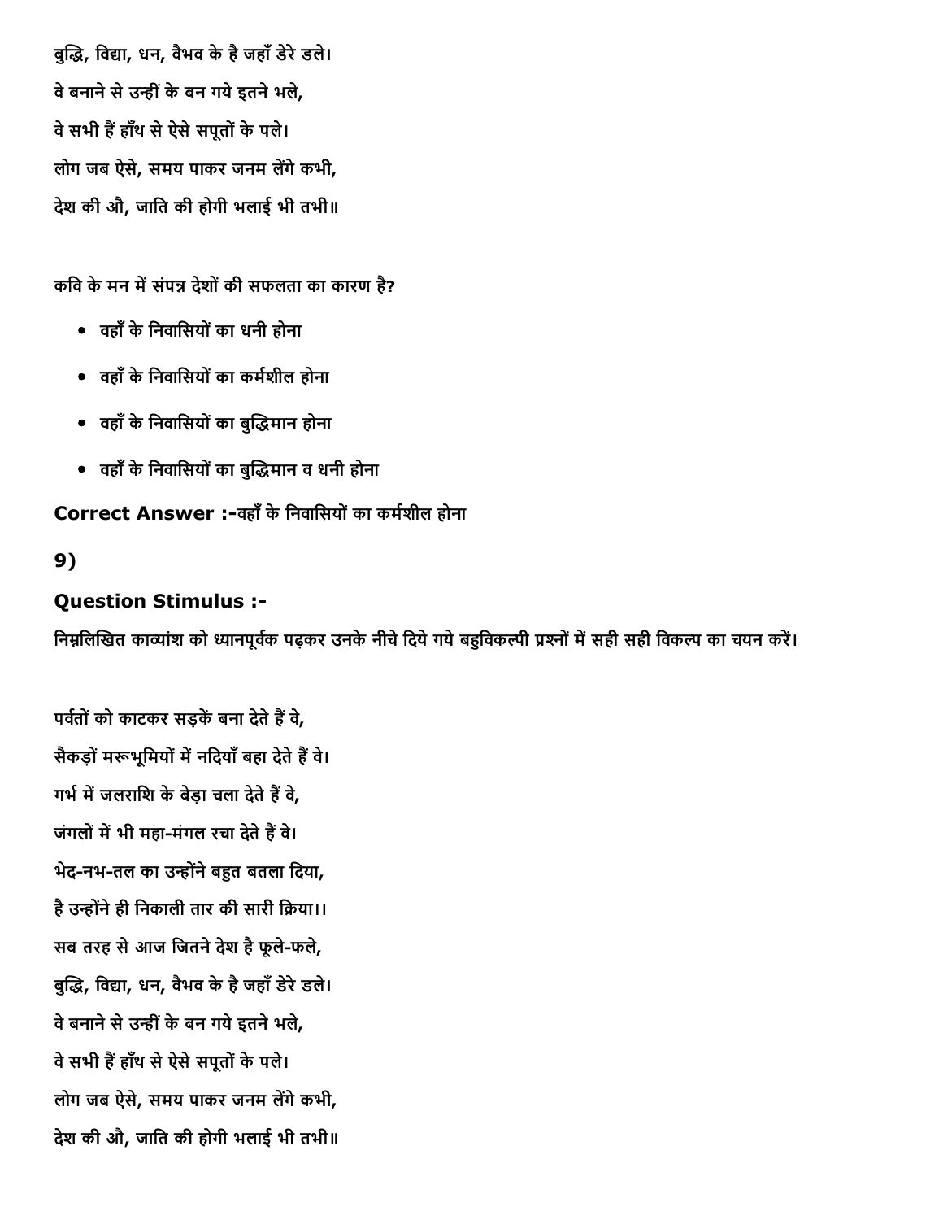बुद्धि, विद्या, धन, वैभव के है जहाँ डेरे डले।

वे बनाने से उन्हीं के बन गये इतने भले,

वे सभी हैं हाँथ से ऐसे सपूतों के पले।

लोग जब ऐसे, समय पाकर जनम लेंगे कभी,

देश की औ, जाति की होगी भलाई भी तभी॥

कवि के मन में संपन्न देशों की सफलता का कारण है?

- वहाँ के निवासियों का धनी होना
- वहाँ के निवासियों का कर्मशील होना
- वहाँ के निवासियों का बुद्धिमान होना
- वहाँ के निवासियों का बुद्धिमान व धनी होना

**Correct Answer :-**वहाँ के निवासियों का कर्मशील होना

## 9)

### Question Stimulus :-

निम्नलिखित काव्यांश को ध्यानपूर्वक पढ़कर उनके नीचे दिये गये बहुविकल्पी प्रश्नों में सही सही विकल्प का चयन करें।

पर्वतों को काटकर सड़कें बना देते हैं वे,

सैकड़ों मरूभूमियों में नदियाँ बहा देते हैं वे।

गर्भ में जलराशि के बेड़ा चला देते हैं वे,

जंगलों में भी महा-मंगल रचा देते हैं वे।

भेद-नभ-तल का उन्होंने बहुत बतला दिया,

है उन्होंने ही निकाली तार की सारी क्रिया।।

सब तरह से आज जितने देश है फूले-फले,

बुद्धि, विद्या, धन, वैभव के है जहाँ डेरे डले।

वे बनाने से उन्हीं के बन गये इतने भले,

वे सभी हैं हाँथ से ऐसे सपूतों के पले।

लोग जब ऐसे, समय पाकर जनम लेंगे कभी,

देश की औ, जाति की होगी भलाई भी तभी॥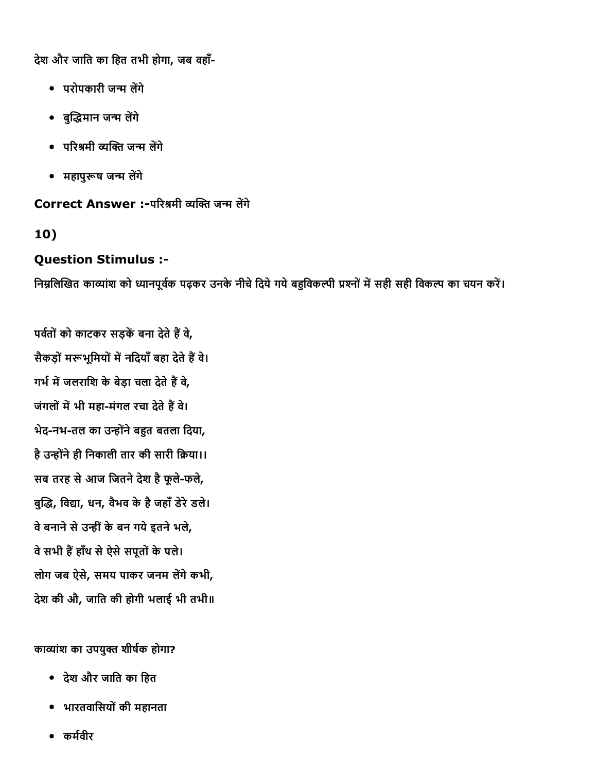देश और जाति का हित तभी होगा, जब वहाँ-

- परोपकारी जन्म लेंगे
- बुद्धिमान जन्म लेंगे
- परिश्रमी व्यक्ति जन्म लेंगे
- महापुरूष जन्म लेंगे

**Correct Answer :-**परिश्रमी व्यक्ति जन्म लेंगे

**10)**

**Question Stimulus :-**

निम्नलिखित काव्यांश को ध्यानपूर्वक पढ़कर उनके नीचे दिये गये बहुविकल्पी प्रश्नों में सही सही विकल्प का चयन करें।

पर्वतों को काटकर सड़कें बना देते हैं वे,
सैकड़ों मरूभूमियों में नदियाँ बहा देते हैं वे।
गर्भ में जलराशि के बेड़ा चला देते हैं वे,
जंगलों में भी महा-मंगल रचा देते हैं वे।
भेद-नभ-तल का उन्होंने बहुत बतला दिया,
है उन्होंने ही निकाली तार की सारी क्रिया।।
सब तरह से आज जितने देश है फूले-फले,
बुद्धि, विद्या, धन, वैभव के है जहाँ डेरे डले।
वे बनाने से उन्हीं के बन गये इतने भले,
वे सभी हैं हाँथ से ऐसे सपूतों के पले।
लोग जब ऐसे, समय पाकर जनम लेंगे कभी,
देश की औ, जाति की होगी भलाई भी तभी॥

काव्यांश का उपयुक्त शीर्षक होगा?

- देश और जाति का हित
- भारतवासियों की महानता
- कर्मवीर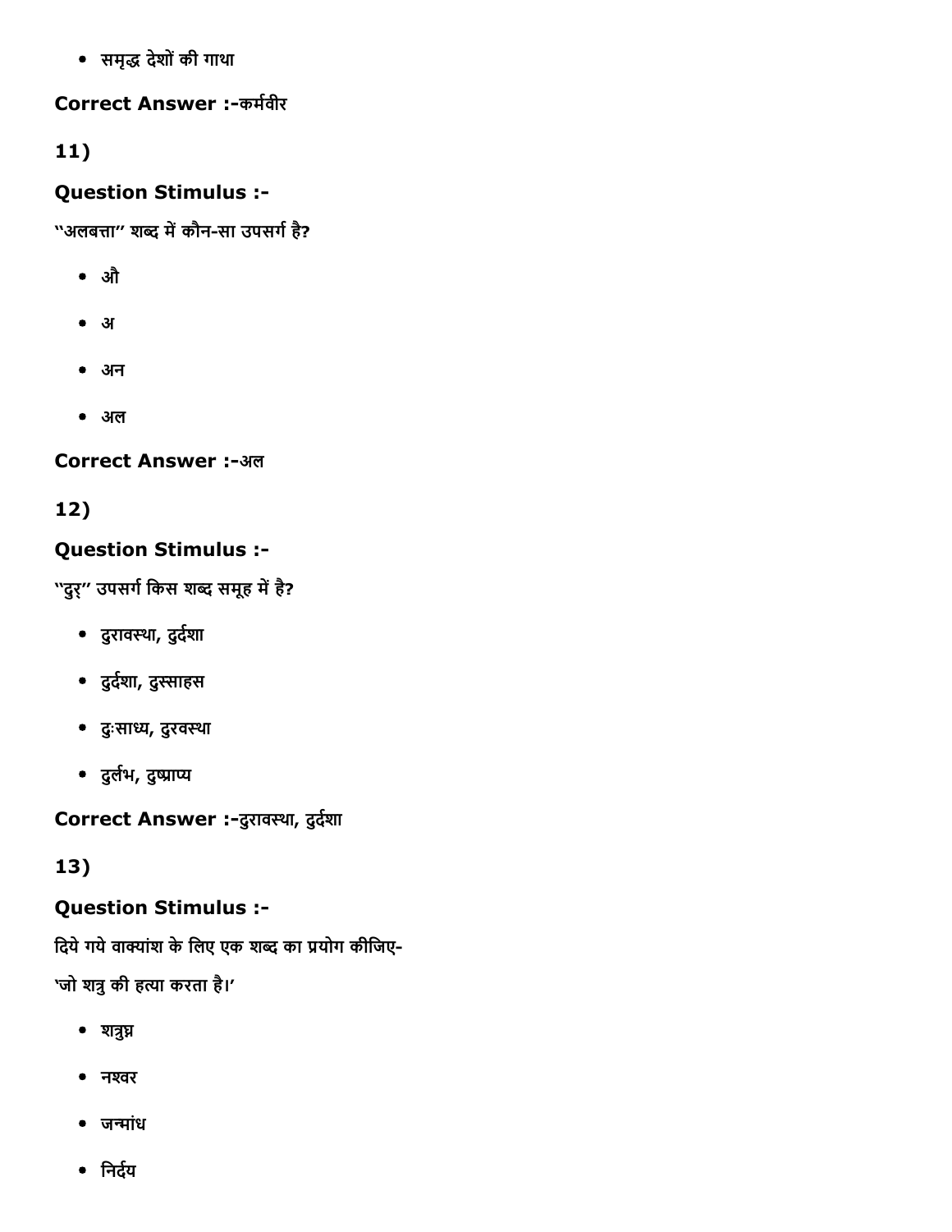- समृद्ध देशों की गाथा

**Correct Answer :-**कर्मवीर

## 11)

### Question Stimulus :-

"अलबत्ता" शब्द में कौन-सा उपसर्ग है?

- औ
- अ
- अन
- अल

**Correct Answer :-**अल

## 12)

### Question Stimulus :-

"दुर्" उपसर्ग किस शब्द समूह में है?

- दुरावस्था, दुर्दशा
- दुर्दशा, दुस्साहस
- दुःसाध्य, दुरवस्था
- दुर्लभ, दुष्प्राप्य

**Correct Answer :-**दुरावस्था, दुर्दशा

## 13)

### Question Stimulus :-

दिये गये वाक्यांश के लिए एक शब्द का प्रयोग कीजिए-

'जो शत्रु की हत्या करता है।'

- शत्रुघ्न
- नश्वर
- जन्मांध
- निर्दय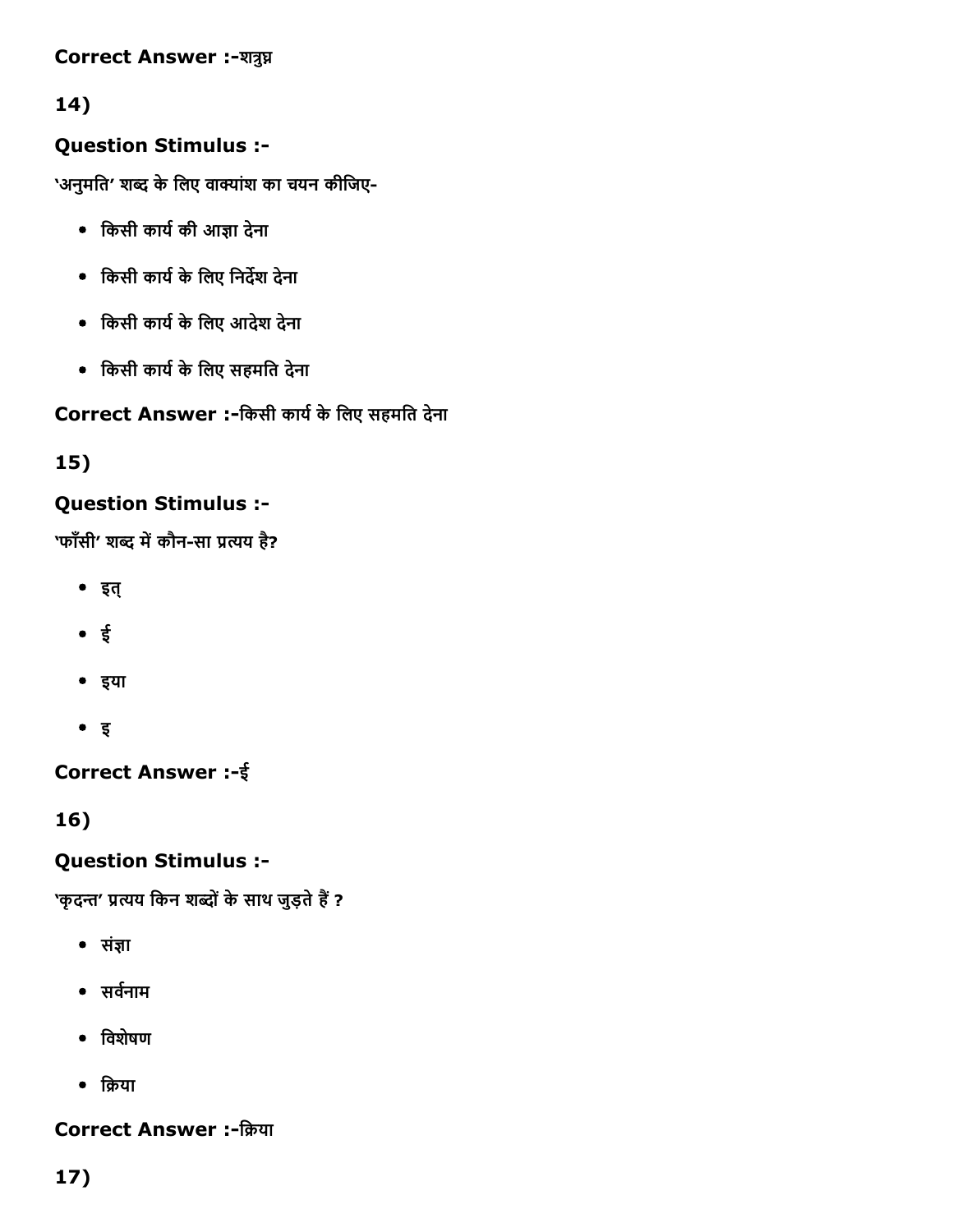**Correct Answer :-**शत्रुघ्न

**14)**

**Question Stimulus :-**

'अनुमति' शब्द के लिए वाक्यांश का चयन कीजिए-

- किसी कार्य की आज्ञा देना
- किसी कार्य के लिए निर्देश देना
- किसी कार्य के लिए आदेश देना
- किसी कार्य के लिए सहमति देना

**Correct Answer :-**किसी कार्य के लिए सहमति देना

**15)**

**Question Stimulus :-**

'फाँसी' शब्द में कौन-सा प्रत्यय है?

- इत्
- ई
- इया
- इ

**Correct Answer :-**ई

**16)**

**Question Stimulus :-**

'कृदन्त' प्रत्यय किन शब्दों के साथ जुड़ते हैं ?

- संज्ञा
- सर्वनाम
- विशेषण
- क्रिया

**Correct Answer :-**क्रिया

**17)**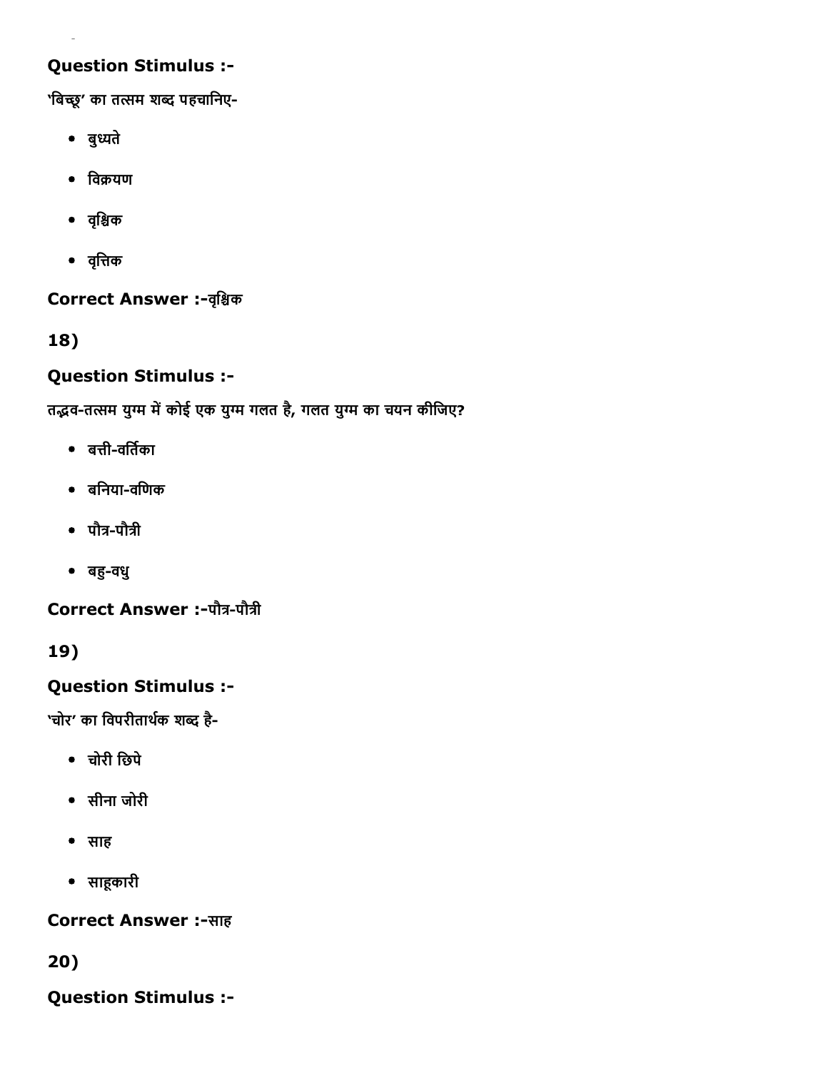**Question Stimulus :-**

'बिच्छू' का तत्सम शब्द पहचानिए-

- बुध्यते
- विक्रयण
- वृश्चिक
- वृत्तिक

**Correct Answer :-**वृश्चिक

**18)**

**Question Stimulus :-**

तद्भव-तत्सम युग्म में कोई एक युग्म गलत है, गलत युग्म का चयन कीजिए?

- बत्ती-वर्तिका
- बनिया-वणिक
- पौत्र-पौत्री
- बहु-वधु

**Correct Answer :-**पौत्र-पौत्री

**19)**

**Question Stimulus :-**

'चोर' का विपरीतार्थक शब्द है-

- चोरी छिपे
- सीना जोरी
- साह
- साहूकारी

**Correct Answer :-**साह

**20)**

**Question Stimulus :-**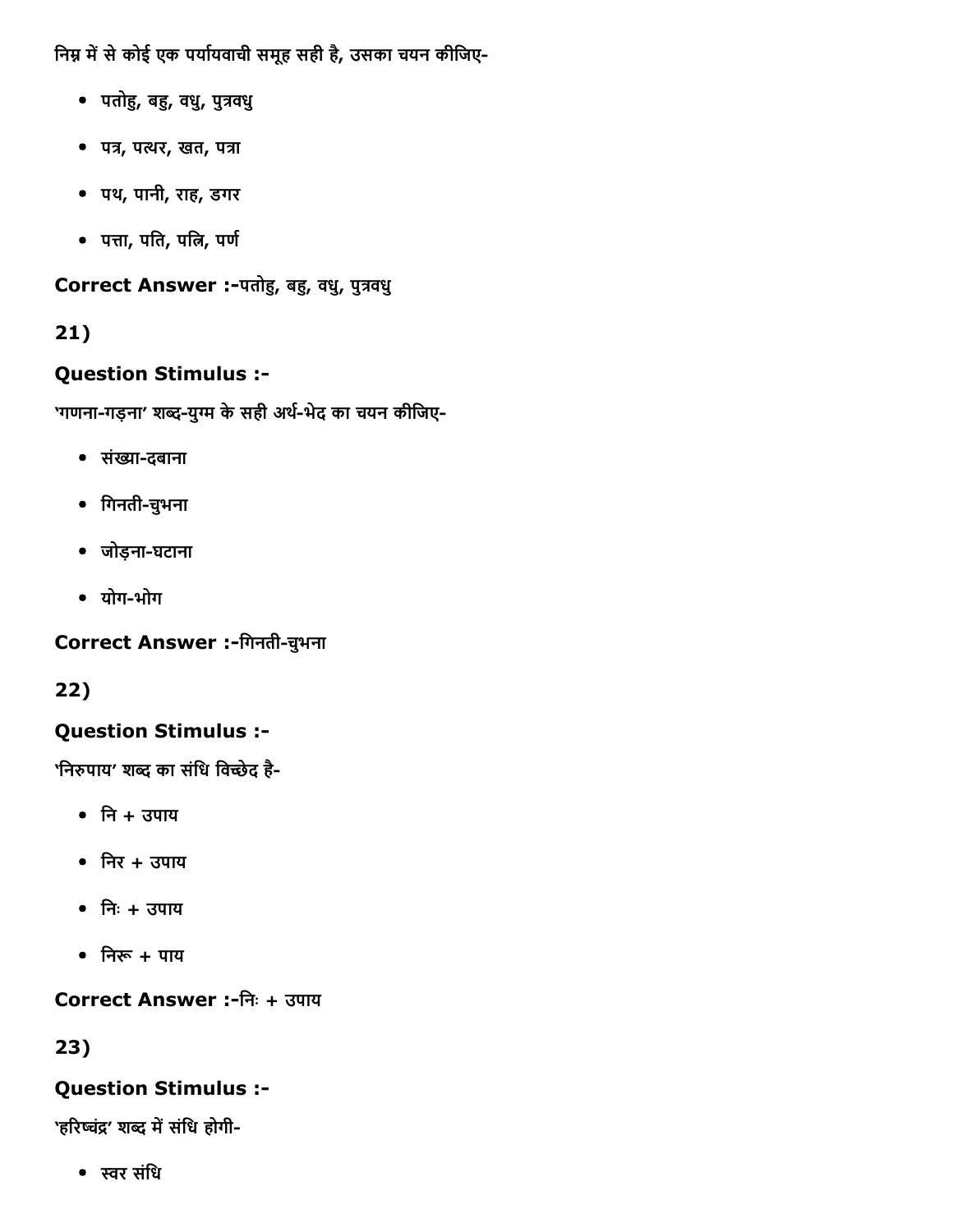निम्न में से कोई एक पर्यायवाची समूह सही है, उसका चयन कीजिए-

- पतोहु, बहु, वधु, पुत्रवधु
- पत्र, पत्थर, खत, पत्रा
- पथ, पानी, राह, डगर
- पत्ता, पति, पत्नि, पर्ण

**Correct Answer :-**पतोहु, बहु, वधु, पुत्रवधु

**21)**

**Question Stimulus :-**

'गणना-गड़ना' शब्द-युग्म के सही अर्थ-भेद का चयन कीजिए-

- संख्या-दबाना
- गिनती-चुभना
- जोड़ना-घटाना
- योग-भोग

**Correct Answer :-**गिनती-चुभना

**22)**

**Question Stimulus :-**

'निरुपाय' शब्द का संधि विच्छेद है-

- नि + उपाय
- निर + उपाय
- निः + उपाय
- निरू + पाय

**Correct Answer :-**निः + उपाय

**23)**

**Question Stimulus :-**

'हरिष्चंद्र' शब्द में संधि होगी-

- स्वर संधि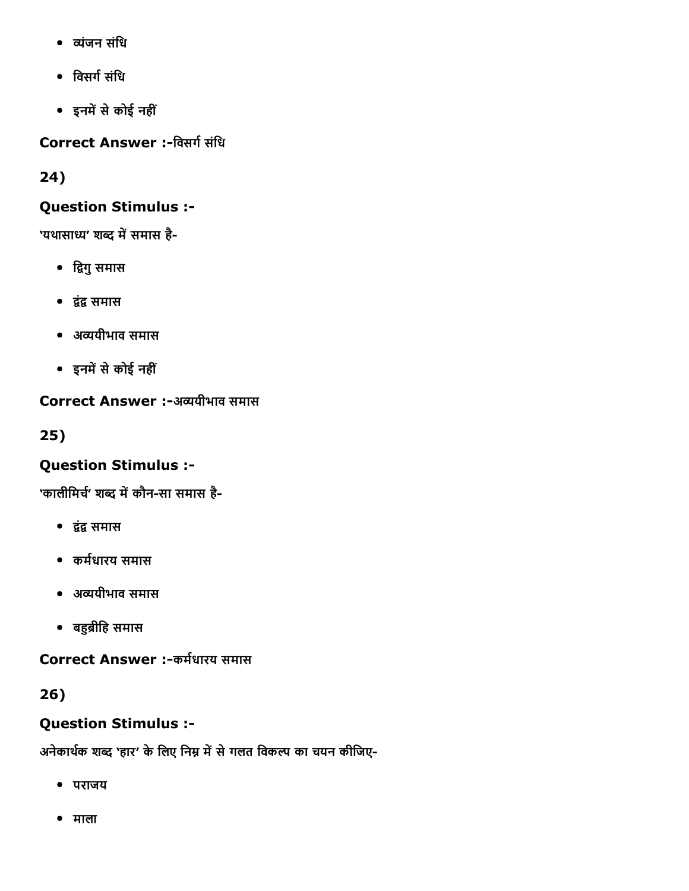- व्यंजन संधि
- विसर्ग संधि
- इनमें से कोई नहीं

**Correct Answer :-**विसर्ग संधि

**24)**

**Question Stimulus :-**

'यथासाध्य' शब्द में समास है-

- द्विगु समास
- द्वंद्व समास
- अव्ययीभाव समास
- इनमें से कोई नहीं

**Correct Answer :-**अव्ययीभाव समास

**25)**

**Question Stimulus :-**

'कालीमिर्च' शब्द में कौन-सा समास है-

- द्वंद्व समास
- कर्मधारय समास
- अव्ययीभाव समास
- बहुब्रीहि समास

**Correct Answer :-**कर्मधारय समास

**26)**

**Question Stimulus :-**

अनेकार्थक शब्द 'हार' के लिए निम्न में से गलत विकल्प का चयन कीजिए-

- पराजय
- माला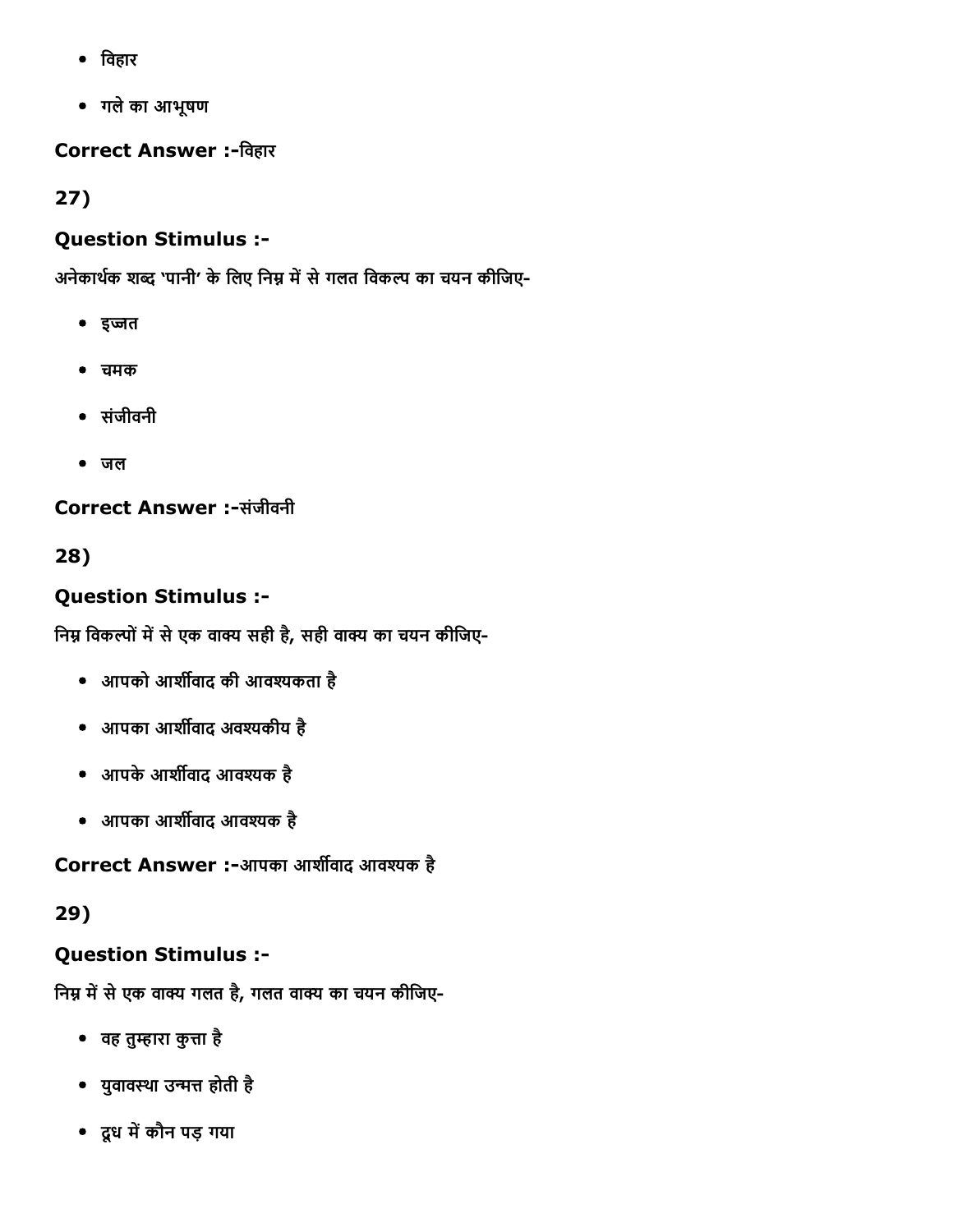- विहार
- गले का आभूषण

**Correct Answer :-**विहार

**27)**

### Question Stimulus :-

अनेकार्थक शब्द 'पानी' के लिए निम्न में से गलत विकल्प का चयन कीजिए-

- इज्जत
- चमक
- संजीवनी
- जल

**Correct Answer :-**संजीवनी

**28)**

### Question Stimulus :-

निम्न विकल्पों में से एक वाक्य सही है, सही वाक्य का चयन कीजिए-

- आपको आर्शीवाद की आवश्यकता है
- आपका आर्शीवाद अवश्यकीय है
- आपके आर्शीवाद आवश्यक है
- आपका आर्शीवाद आवश्यक है

**Correct Answer :-**आपका आर्शीवाद आवश्यक है

**29)**

### Question Stimulus :-

निम्न में से एक वाक्य गलत है, गलत वाक्य का चयन कीजिए-

- वह तुम्हारा कुत्ता है
- युवावस्था उन्मत्त होती है
- दूध में कौन पड़ गया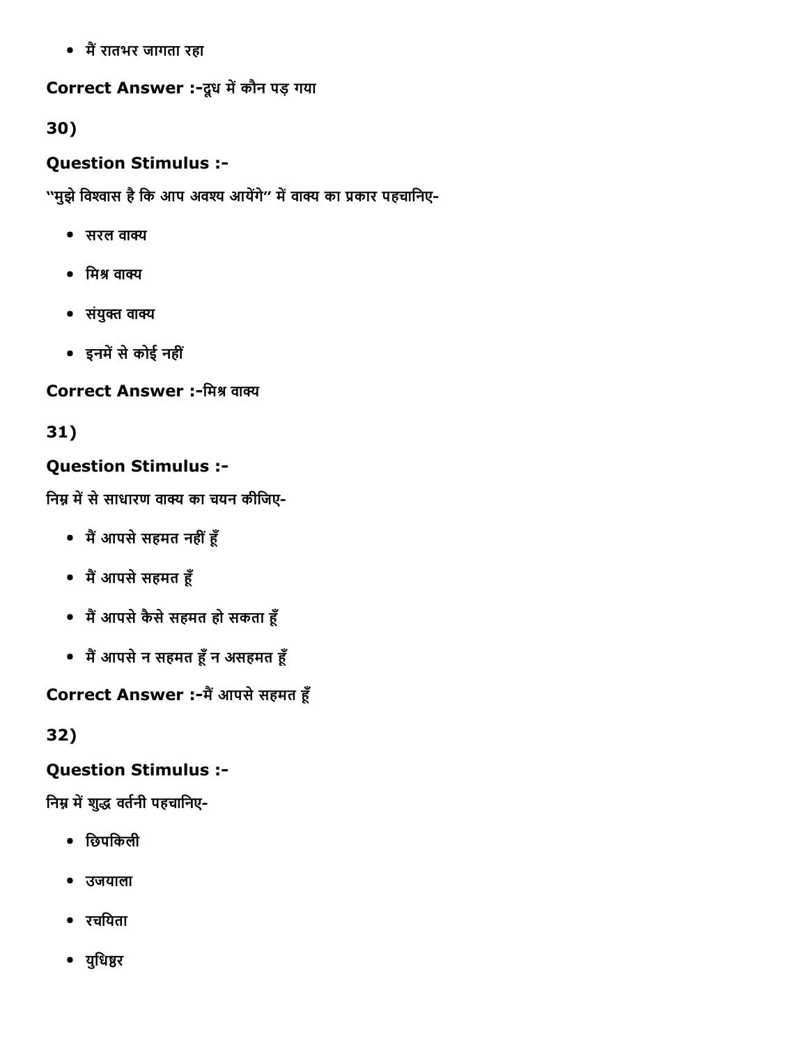- मैं रातभर जागता रहा

**Correct Answer :-**दूध में कौन पड़ गया

**30)**

**Question Stimulus :-**

"मुझे विश्वास है कि आप अवश्य आयेंगे" में वाक्य का प्रकार पहचानिए-

- सरल वाक्य
- मिश्र वाक्य
- संयुक्त वाक्य
- इनमें से कोई नहीं

**Correct Answer :-**मिश्र वाक्य

**31)**

**Question Stimulus :-**

निम्न में से साधारण वाक्य का चयन कीजिए-

- मैं आपसे सहमत नहीं हूँ
- मैं आपसे सहमत हूँ
- मैं आपसे कैसे सहमत हो सकता हूँ
- मैं आपसे न सहमत हूँ न असहमत हूँ

**Correct Answer :-**मैं आपसे सहमत हूँ

**32)**

**Question Stimulus :-**

निम्न में शुद्ध वर्तनी पहचानिए-

- छिपकिली
- उजयाला
- रचयिता
- युधिष्ठर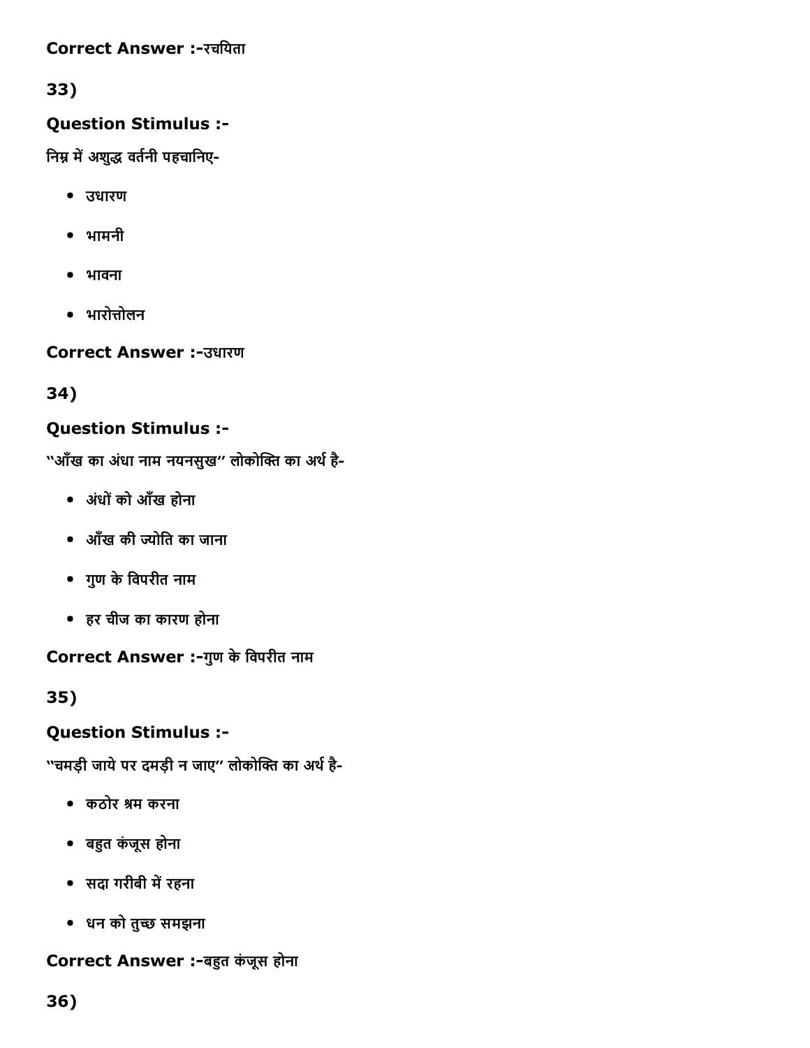**Correct Answer :-**रचयिता

**33)**

**Question Stimulus :-**

निम्न में अशुद्ध वर्तनी पहचानिए-

- उधारण
- भामनी
- भावना
- भारोत्तोलन

**Correct Answer :-**उधारण

**34)**

**Question Stimulus :-**

"आँख का अंधा नाम नयनसुख" लोकोक्ति का अर्थ है-

- अंधों को आँख होना
- आँख की ज्योति का जाना
- गुण के विपरीत नाम
- हर चीज का कारण होना

**Correct Answer :-**गुण के विपरीत नाम

**35)**

**Question Stimulus :-**

"चमड़ी जाये पर दमड़ी न जाए" लोकोक्ति का अर्थ है-

- कठोर श्रम करना
- बहुत कंजूस होना
- सदा गरीबी में रहना
- धन को तुच्छ समझना

**Correct Answer :-**बहुत कंजूस होना

**36)**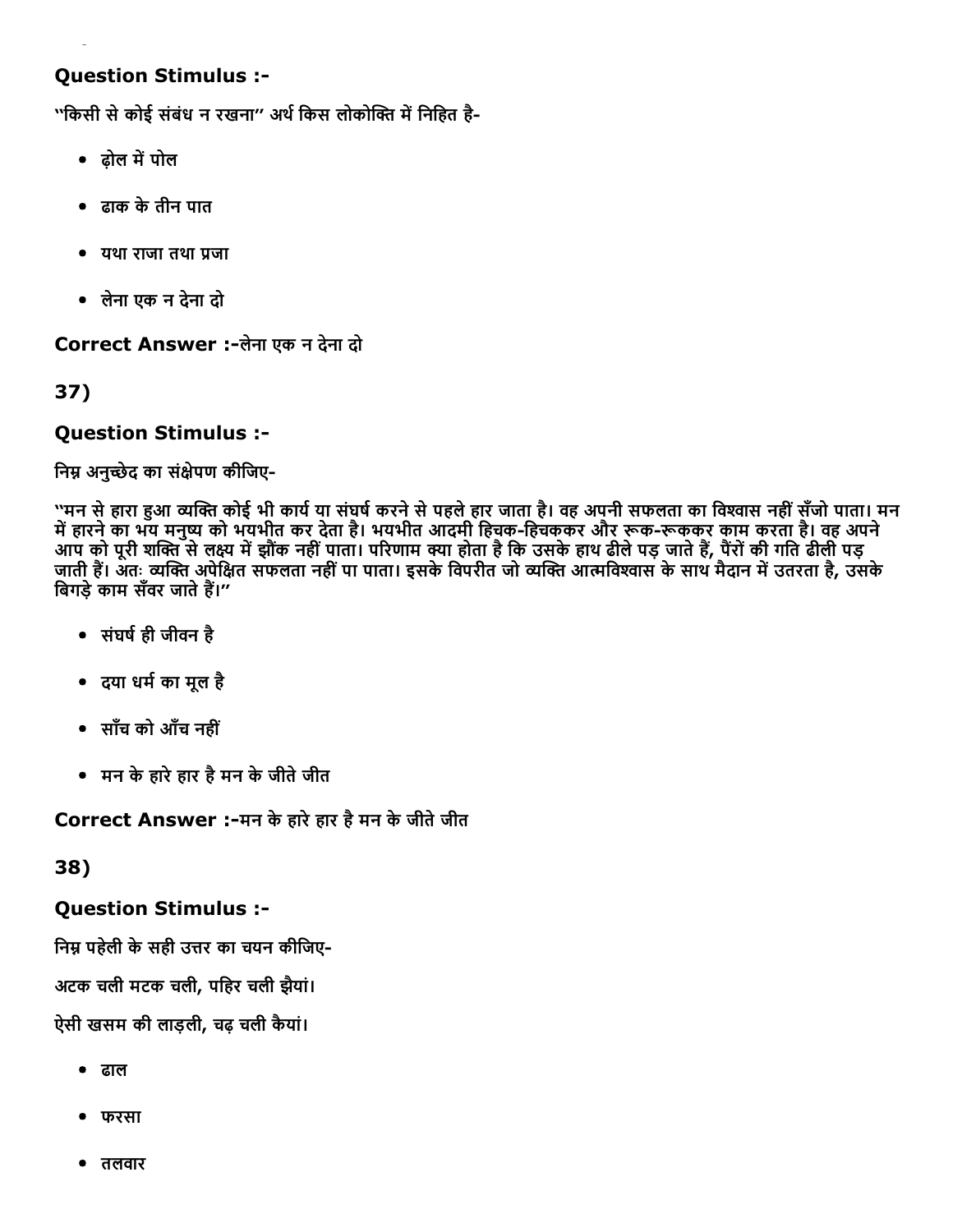**Question Stimulus :-**

"किसी से कोई संबंध न रखना" अर्थ किस लोकोक्ति में निहित है-

- ढ़ोल में पोल
- ढाक के तीन पात
- यथा राजा तथा प्रजा
- लेना एक न देना दो

**Correct Answer :-**लेना एक न देना दो

## 37)

**Question Stimulus :-**

निम्न अनुच्छेद का संक्षेपण कीजिए-

"मन से हारा हुआ व्यक्ति कोई भी कार्य या संघर्ष करने से पहले हार जाता है। वह अपनी सफलता का विश्वास नहीं सँजो पाता। मन में हारने का भय मनुष्य को भयभीत कर देता है। भयभीत आदमी हिचक-हिचककर और रूक-रूककर काम करता है। वह अपने आप को पूरी शक्ति से लक्ष्य में झौंक नहीं पाता। परिणाम क्या होता है कि उसके हाथ ढीले पड़ जाते हैं, पैरों की गति ढीली पड़ जाती हैं। अतः व्यक्ति अपेक्षित सफलता नहीं पा पाता। इसके विपरीत जो व्यक्ति आत्मविश्वास के साथ मैदान में उतरता है, उसके बिगड़े काम सँवर जाते हैं।"

- संघर्ष ही जीवन है
- दया धर्म का मूल है
- साँच को आँच नहीं
- मन के हारे हार है मन के जीते जीत

**Correct Answer :-**मन के हारे हार है मन के जीते जीत

## 38)

**Question Stimulus :-**

निम्न पहेली के सही उत्तर का चयन कीजिए-

अटक चली मटक चली, पहिर चली झैयां।

ऐसी खसम की लाड़ली, चढ़ चली कैयां।

- ढाल
- फरसा
- तलवार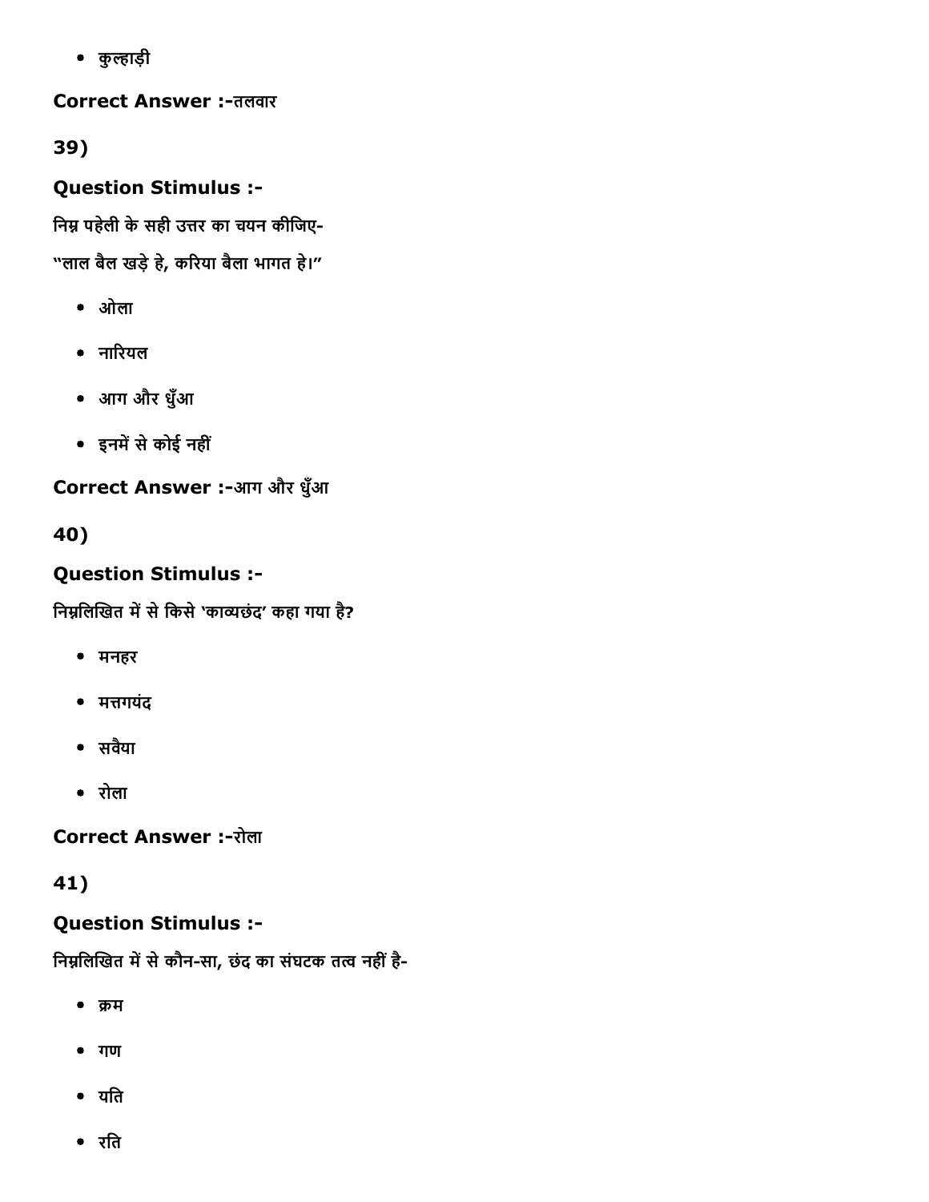- कुल्हाड़ी

**Correct Answer :-**तलवार

**39)**

**Question Stimulus :-**

निम्न पहेली के सही उत्तर का चयन कीजिए-

"लाल बैल खड़े हे, करिया बैला भागत हे।"

- ओला
- नारियल
- आग और धुँआ
- इनमें से कोई नहीं

**Correct Answer :-**आग और धुँआ

**40)**

**Question Stimulus :-**

निम्नलिखित में से किसे 'काव्यछंद' कहा गया है?

- मनहर
- मत्तगयंद
- सवैया
- रोला

**Correct Answer :-**रोला

**41)**

**Question Stimulus :-**

निम्नलिखित में से कौन-सा, छंद का संघटक तत्व नहीं है-

- क्रम
- गण
- यति
- रति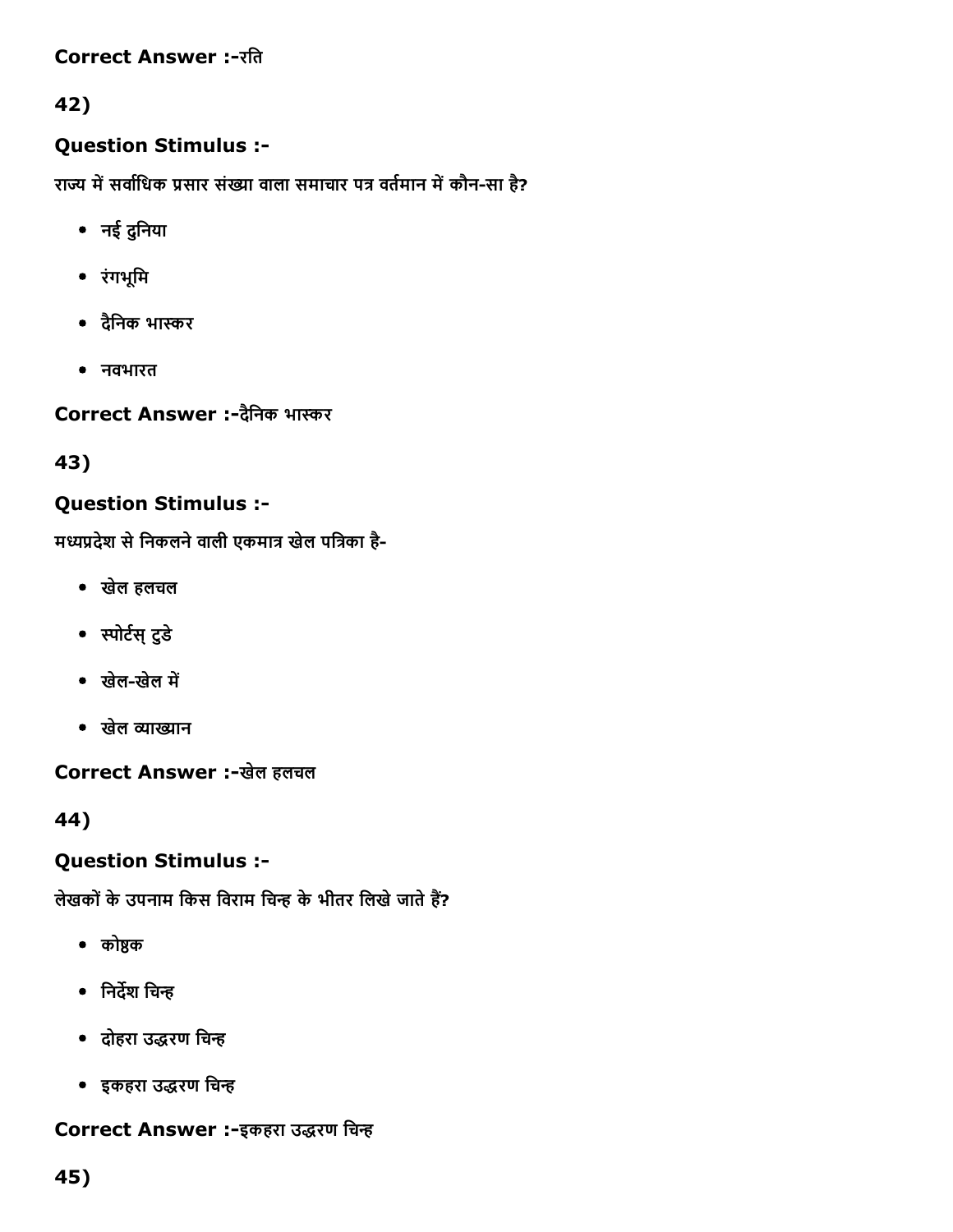**Correct Answer :-**रति

**42)**

**Question Stimulus :-**

राज्य में सर्वाधिक प्रसार संख्या वाला समाचार पत्र वर्तमान में कौन-सा है?

- नई दुनिया
- रंगभूमि
- दैनिक भास्कर
- नवभारत

**Correct Answer :-**दैनिक भास्कर

**43)**

**Question Stimulus :-**

मध्यप्रदेश से निकलने वाली एकमात्र खेल पत्रिका है-

- खेल हलचल
- स्पोर्टस् टुडे
- खेल-खेल में
- खेल व्याख्यान

**Correct Answer :-**खेल हलचल

**44)**

**Question Stimulus :-**

लेखकों के उपनाम किस विराम चिन्ह के भीतर लिखे जाते हैं?

- कोष्ठक
- निर्देश चिन्ह
- दोहरा उद्धरण चिन्ह
- इकहरा उद्धरण चिन्ह

**Correct Answer :-**इकहरा उद्धरण चिन्ह

**45)**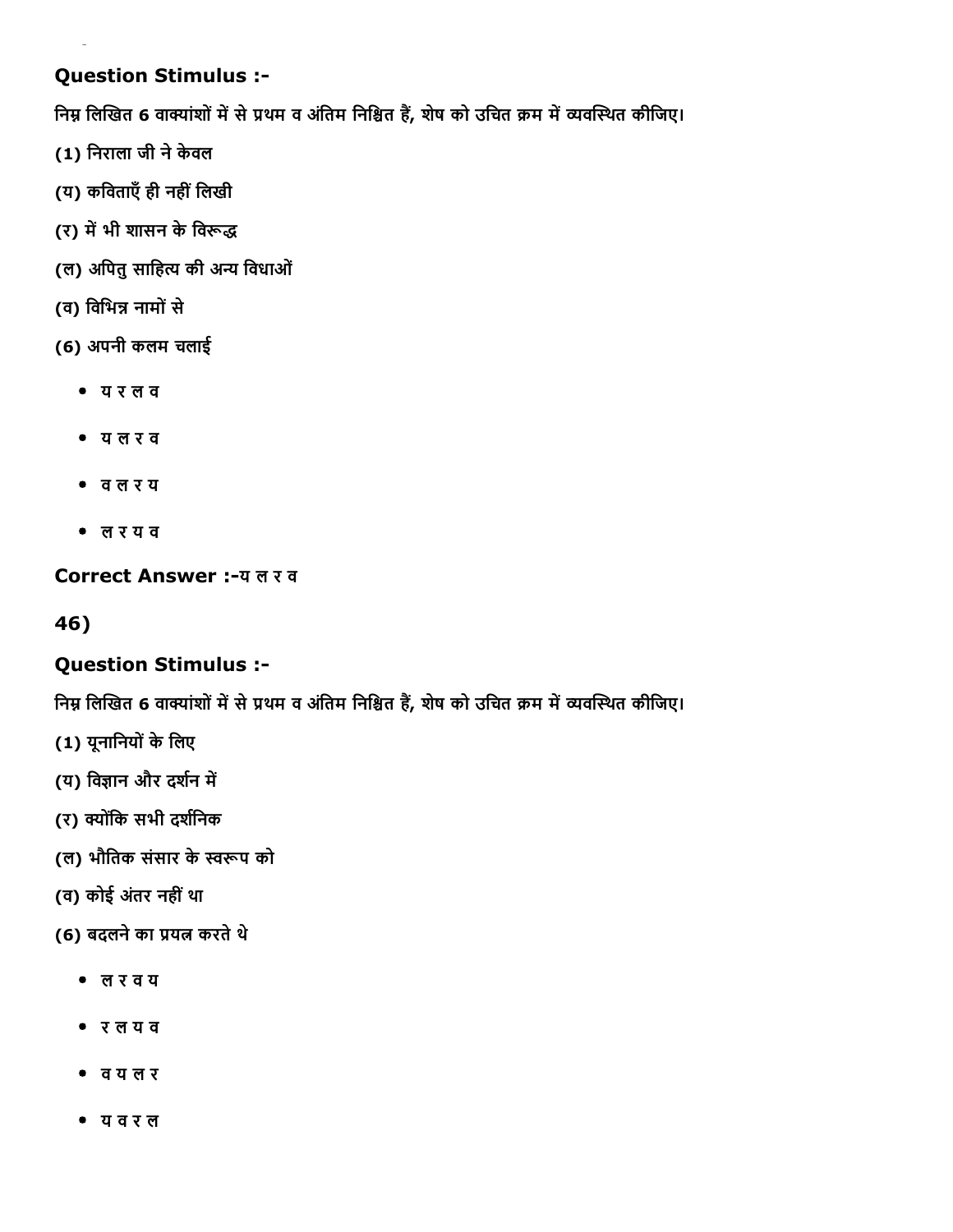**Question Stimulus :-**

निम्न लिखित 6 वाक्यांशों में से प्रथम व अंतिम निश्चित हैं, शेष को उचित क्रम में व्यवस्थित कीजिए।

(1) निराला जी ने केवल

(य) कविताएँ ही नहीं लिखी

(र) में भी शासन के विरूद्ध

(ल) अपितु साहित्य की अन्य विधाओं

(व) विभिन्न नामों से

(6) अपनी कलम चलाई

- य र ल व
- य ल र व
- व ल र य
- ल र य व

**Correct Answer :-**य ल र व

**46)**

**Question Stimulus :-**

निम्न लिखित 6 वाक्यांशों में से प्रथम व अंतिम निश्चित हैं, शेष को उचित क्रम में व्यवस्थित कीजिए।

(1) यूनानियों के लिए

(य) विज्ञान और दर्शन में

(र) क्योंकि सभी दर्शनिक

(ल) भौतिक संसार के स्वरूप को

(व) कोई अंतर नहीं था

(6) बदलने का प्रयत्न करते थे

- ल र व य
- र ल य व
- व य ल र
- य व र ल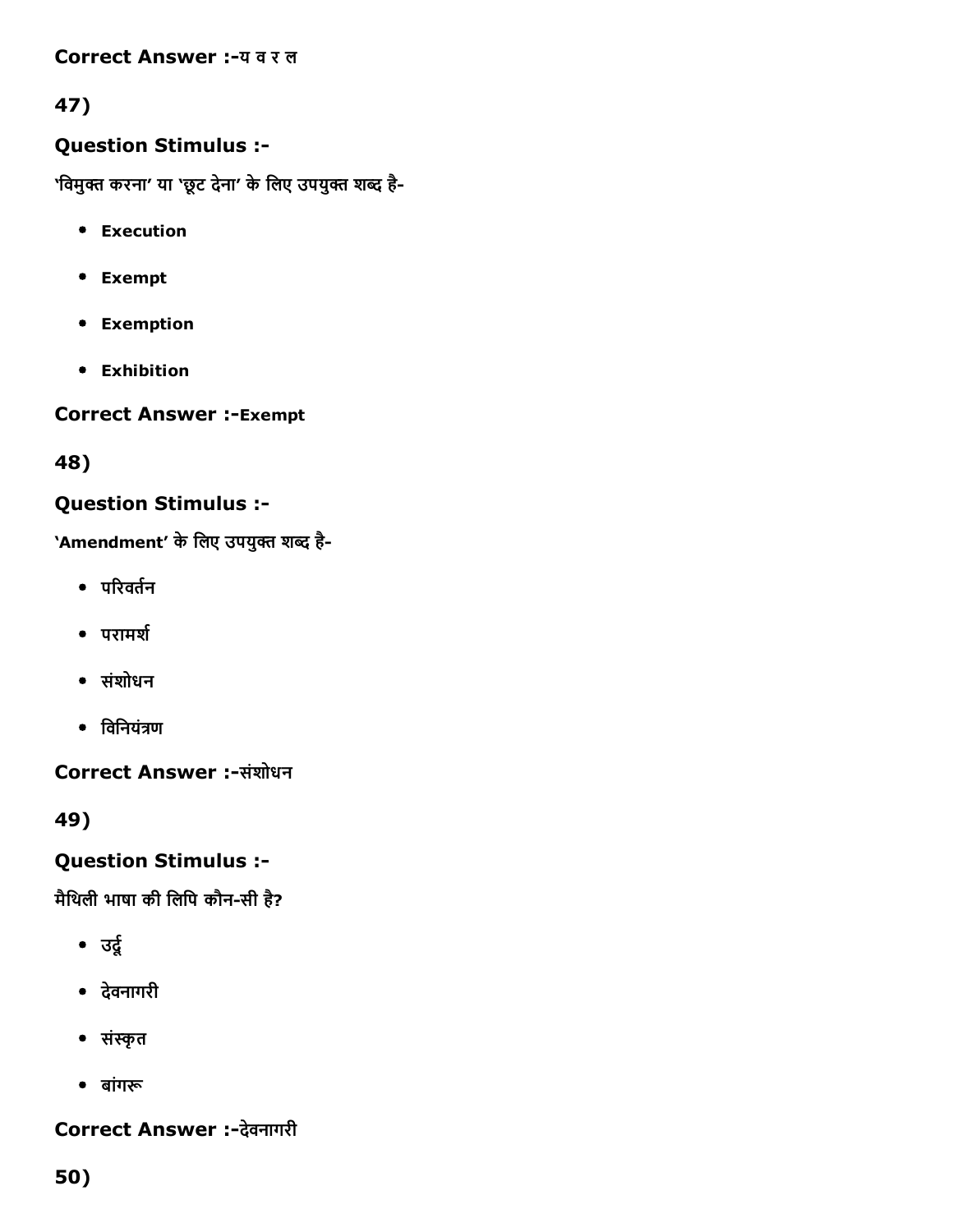**Correct Answer :-**य व र ल

47)

**Question Stimulus :-**

'विमुक्त करना' या 'छूट देना' के लिए उपयुक्त शब्द है-

- **Execution**
- **Exempt**
- **Exemption**
- **Exhibition**

**Correct Answer :-Exempt**

48)

**Question Stimulus :-**

'Amendment' के लिए उपयुक्त शब्द है-

- परिवर्तन
- परामर्श
- संशोधन
- विनियंत्रण

**Correct Answer :-**संशोधन

49)

**Question Stimulus :-**

मैथिली भाषा की लिपि कौन-सी है?

- उर्दू
- देवनागरी
- संस्कृत
- बांगरू

**Correct Answer :-**देवनागरी

50)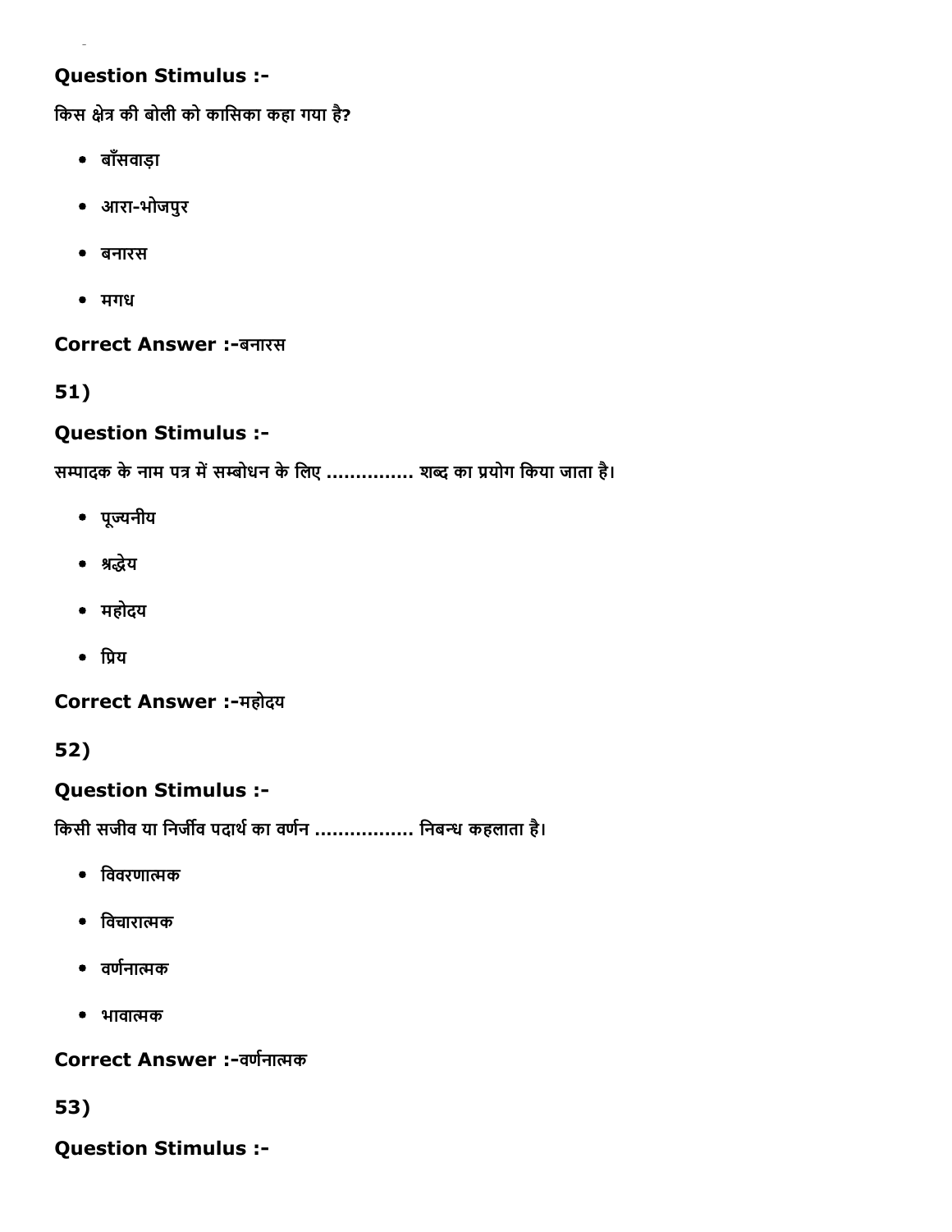### Question Stimulus :-

किस क्षेत्र की बोली को कासिका कहा गया है?

- बाँसवाड़ा
- आरा-भोजपुर
- बनारस
- मगध

**Correct Answer :-**बनारस

**51)**

### Question Stimulus :-

सम्पादक के नाम पत्र में सम्बोधन के लिए ............... शब्द का प्रयोग किया जाता है।

- पूज्यनीय
- श्रद्धेय
- महोदय
- प्रिय

**Correct Answer :-**महोदय

**52)**

### Question Stimulus :-

किसी सजीव या निर्जीव पदार्थ का वर्णन ................ निबन्ध कहलाता है।

- विवरणात्मक
- विचारात्मक
- वर्णनात्मक
- भावात्मक

**Correct Answer :-**वर्णनात्मक

**53)**

### Question Stimulus :-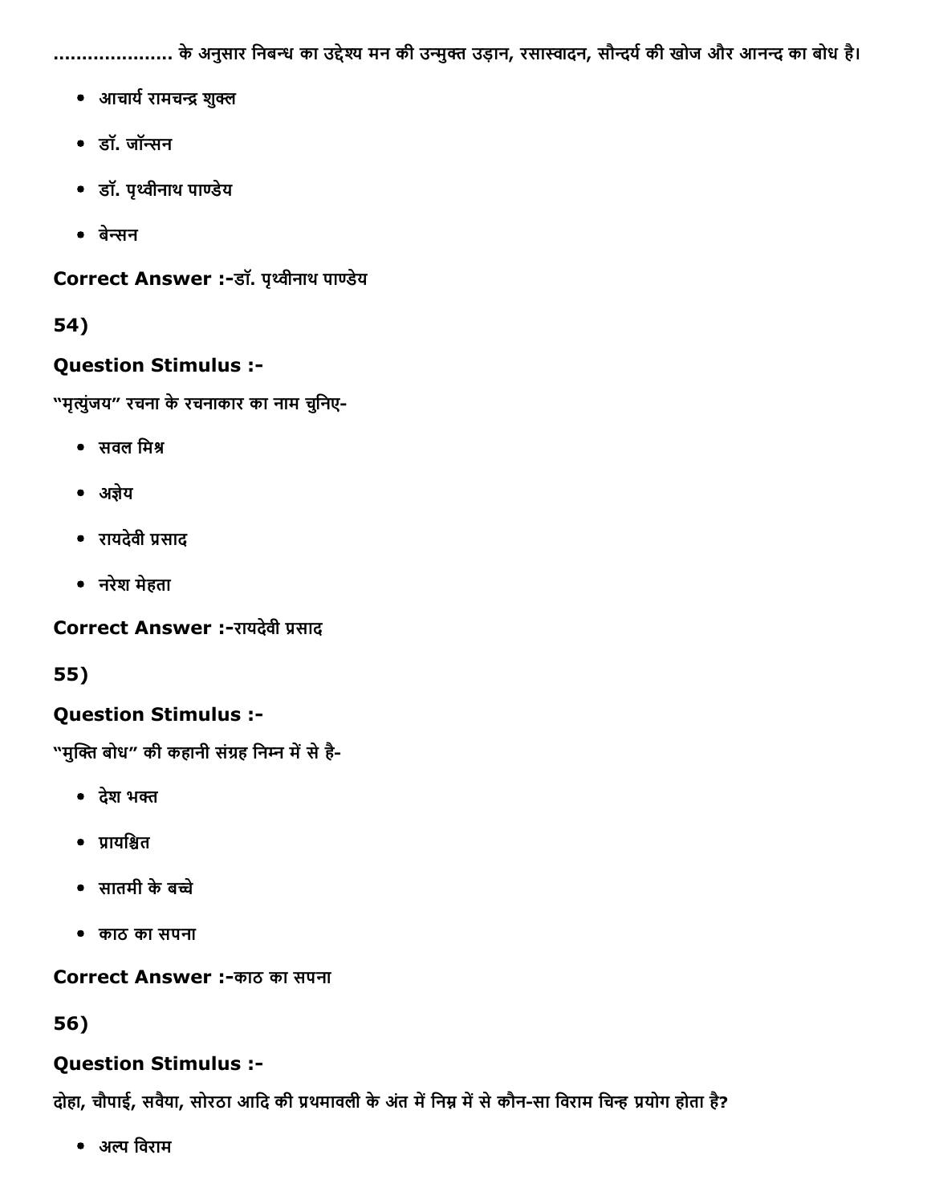.................... के अनुसार निबन्ध का उद्देश्य मन की उन्मुक्त उड़ान, रसास्वादन, सौन्दर्य की खोज और आनन्द का बोध है।

- आचार्य रामचन्द्र शुक्ल
- डॉ. जॉन्सन
- डॉ. पृथ्वीनाथ पाण्डेय
- बेन्सन

**Correct Answer :-**डॉ. पृथ्वीनाथ पाण्डेय

**54)**

**Question Stimulus :-**

"मृत्युंजय" रचना के रचनाकार का नाम चुनिए-

- सवल मिश्र
- अज्ञेय
- रायदेवी प्रसाद
- नरेश मेहता

**Correct Answer :-**रायदेवी प्रसाद

**55)**

**Question Stimulus :-**

"मुक्ति बोध" की कहानी संग्रह निम्न में से है-

- देश भक्त
- प्रायश्चित
- सातमी के बच्चे
- काठ का सपना

**Correct Answer :-**काठ का सपना

**56)**

**Question Stimulus :-**

दोहा, चौपाई, सवैया, सोरठा आदि की प्रथमावली के अंत में निम्न में से कौन-सा विराम चिन्ह प्रयोग होता है?

- अल्प विराम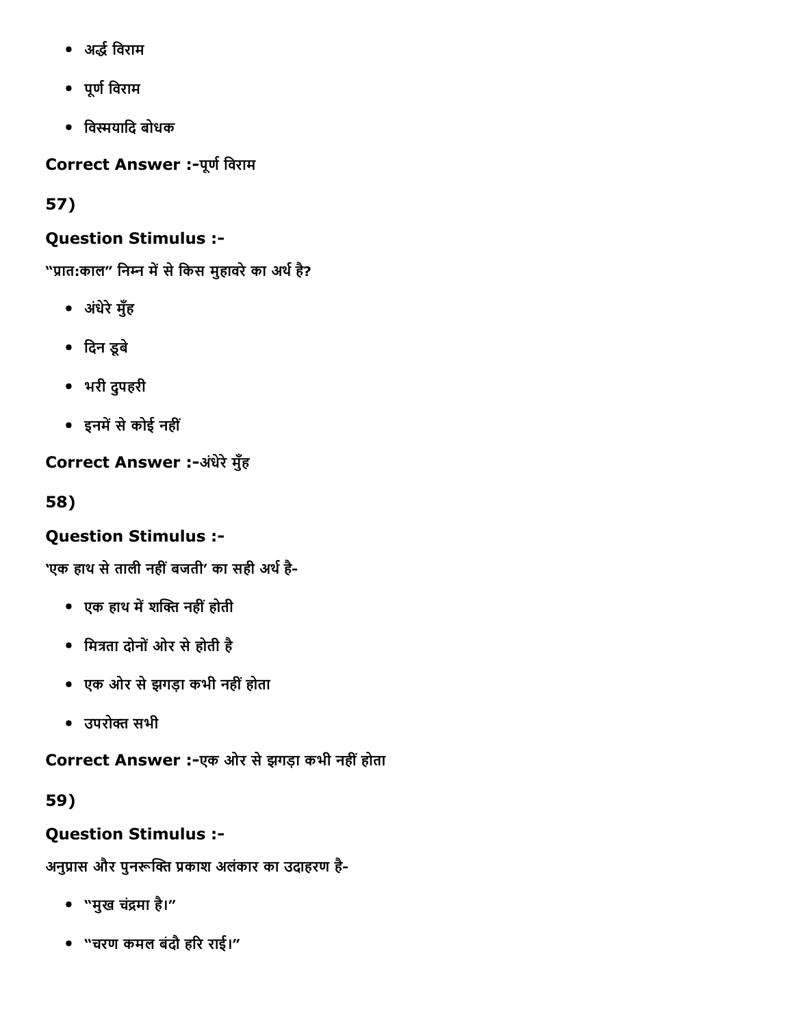- अर्द्ध विराम
- पूर्ण विराम
- विस्मयादि बोधक

**Correct Answer :-**पूर्ण विराम

**57)**

**Question Stimulus :-**

"प्रात:काल" निम्न में से किस मुहावरे का अर्थ है?

- अंधेरे मुँह
- दिन डूबे
- भरी दुपहरी
- इनमें से कोई नहीं

**Correct Answer :-**अंधेरे मुँह

**58)**

**Question Stimulus :-**

'एक हाथ से ताली नहीं बजती' का सही अर्थ है-

- एक हाथ में शक्ति नहीं होती
- मित्रता दोनों ओर से होती है
- एक ओर से झगड़ा कभी नहीं होता
- उपरोक्त सभी

**Correct Answer :-**एक ओर से झगड़ा कभी नहीं होता

**59)**

**Question Stimulus :-**

अनुप्रास और पुनरूक्ति प्रकाश अलंकार का उदाहरण है-

- "मुख चंद्रमा है।"
- "चरण कमल बंदौ हरि राई।"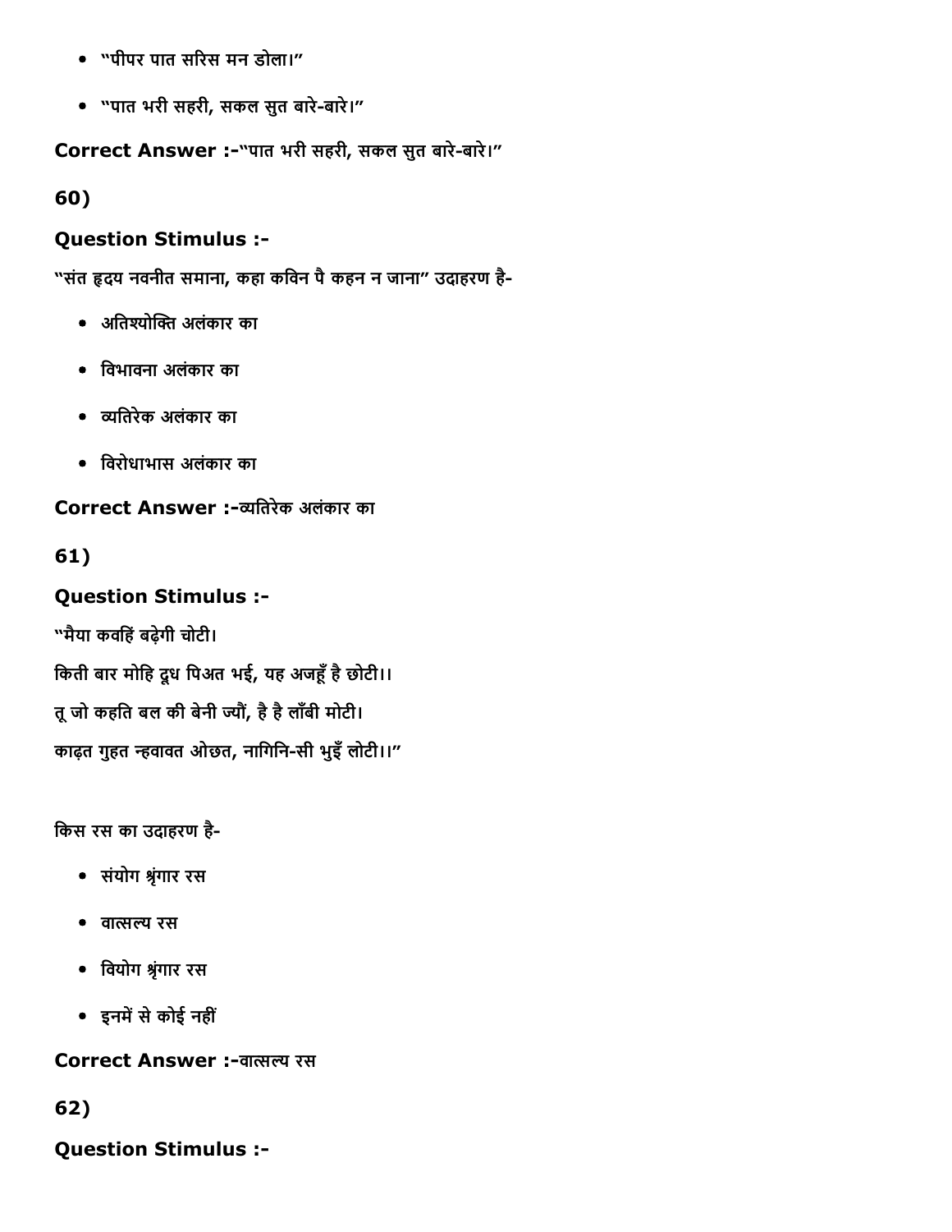- "पीपर पात सरिस मन डोला।"
- "पात भरी सहरी, सकल सुत बारे-बारे।"

**Correct Answer :-**"पात भरी सहरी, सकल सुत बारे-बारे।"

**60)**

**Question Stimulus :-**

"संत हृदय नवनीत समाना, कहा कविन पै कहन न जाना" उदाहरण है-

- अतिश्योक्ति अलंकार का
- विभावना अलंकार का
- व्यतिरेक अलंकार का
- विरोधाभास अलंकार का

**Correct Answer :-**व्यतिरेक अलंकार का

**61)**

**Question Stimulus :-**

"मैया कवहिं बढ़ेगी चोटी।
किती बार मोहि दूध पिअत भई, यह अजहूँ है छोटी।।
तू जो कहति बल की बेनी ज्यौं, है है लाँबी मोटी।
काढ़त गुहत न्हवावत ओछत, नागिनि-सी भुइँ लोटी।।"

किस रस का उदाहरण है-

- संयोग श्रृंगार रस
- वात्सल्य रस
- वियोग श्रृंगार रस
- इनमें से कोई नहीं

**Correct Answer :-**वात्सल्य रस

**62)**

**Question Stimulus :-**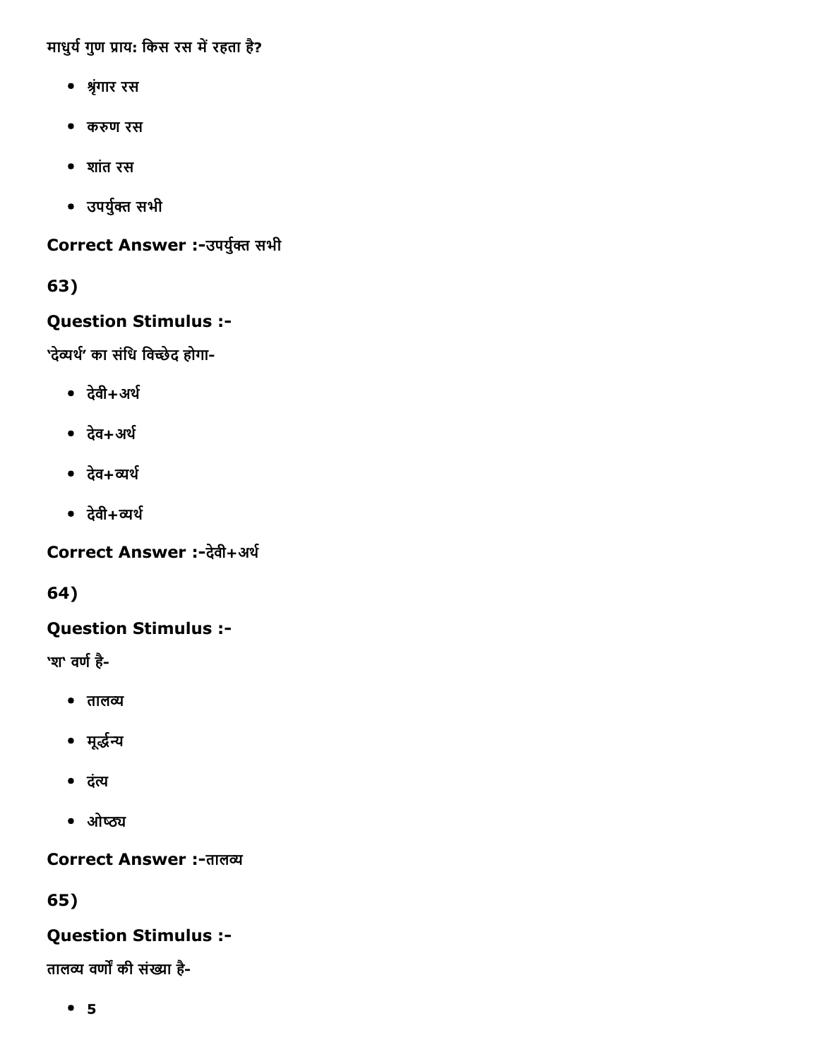माधुर्य गुण प्राय: किस रस में रहता है?

- श्रृंगार रस
- करुण रस
- शांत रस
- उपर्युक्त सभी

**Correct Answer :-**उपर्युक्त सभी

**63)**

**Question Stimulus :-**

'देव्यर्थ' का संधि विच्छेद होगा-

- देवी+अर्थ
- देव+अर्थ
- देव+व्यर्थ
- देवी+व्यर्थ

**Correct Answer :-**देवी+अर्थ

**64)**

**Question Stimulus :-**

'श' वर्ण है-

- तालव्य
- मूर्द्धन्य
- दंत्य
- ओष्ठ्य

**Correct Answer :-**तालव्य

**65)**

**Question Stimulus :-**

तालव्य वर्णों की संख्या है-

- 5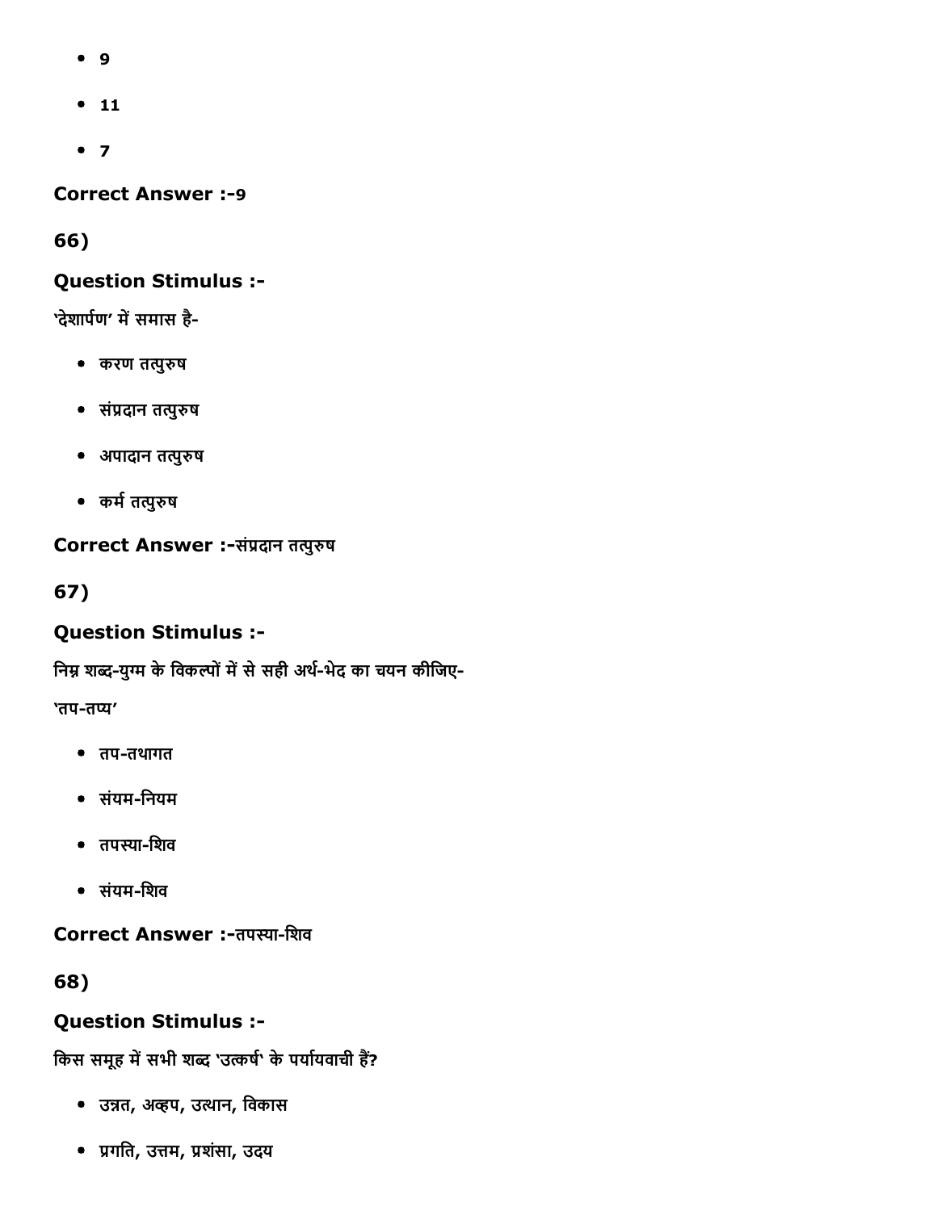- 9
- 11
- 7

**Correct Answer :-**9

**66)**

**Question Stimulus :-**

'देशार्पण' में समास है-

- करण तत्पुरुष
- संप्रदान तत्पुरुष
- अपादान तत्पुरुष
- कर्म तत्पुरुष

**Correct Answer :-**संप्रदान तत्पुरुष

**67)**

**Question Stimulus :-**

निम्न शब्द-युग्म के विकल्पों में से सही अर्थ-भेद का चयन कीजिए-

'तप-तप्य'

- तप-तथागत
- संयम-नियम
- तपस्या-शिव
- संयम-शिव

**Correct Answer :-**तपस्या-शिव

**68)**

**Question Stimulus :-**

किस समूह में सभी शब्द 'उत्कर्ष' के पर्यायवाची हैं?

- उन्नत, अव्हप, उत्थान, विकास
- प्रगति, उत्तम, प्रशंसा, उदय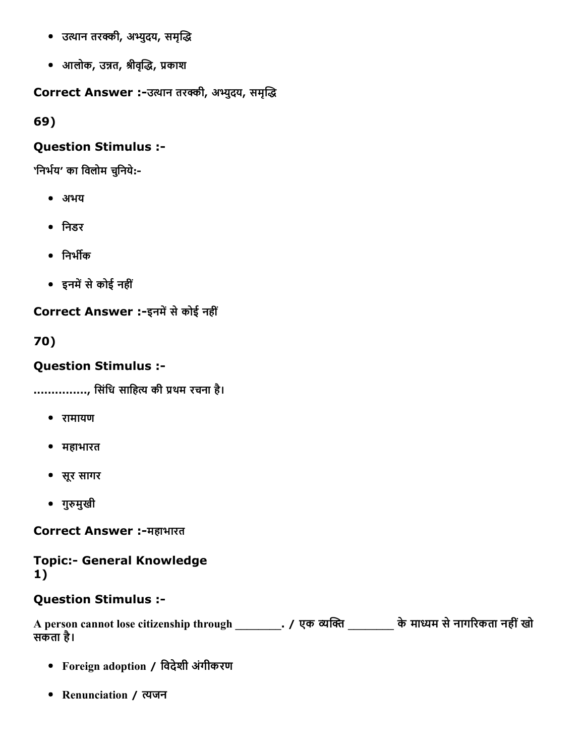- उत्थान तरक्की, अभ्युदय, समृद्धि
- आलोक, उन्नत, श्रीवृद्धि, प्रकाश

**Correct Answer :-**उत्थान तरक्की, अभ्युदय, समृद्धि

**69)**

### Question Stimulus :-

'निर्भय' का विलोम चुनिये:-

- अभय
- निडर
- निर्भीक
- इनमें से कोई नहीं

**Correct Answer :-**इनमें से कोई नहीं

**70)**

### Question Stimulus :-

..............., सिंधि साहित्य की प्रथम रचना है।

- रामायण
- महाभारत
- सूर सागर
- गुरुमुखी

**Correct Answer :-**महाभारत

### Topic:- General Knowledge

**1)**

### Question Stimulus :-

A person cannot lose citizenship through ________. / एक व्यक्ति ________ के माध्यम से नागरिकता नहीं खो सकता है।

- Foreign adoption / विदेशी अंगीकरण
- Renunciation / त्यजन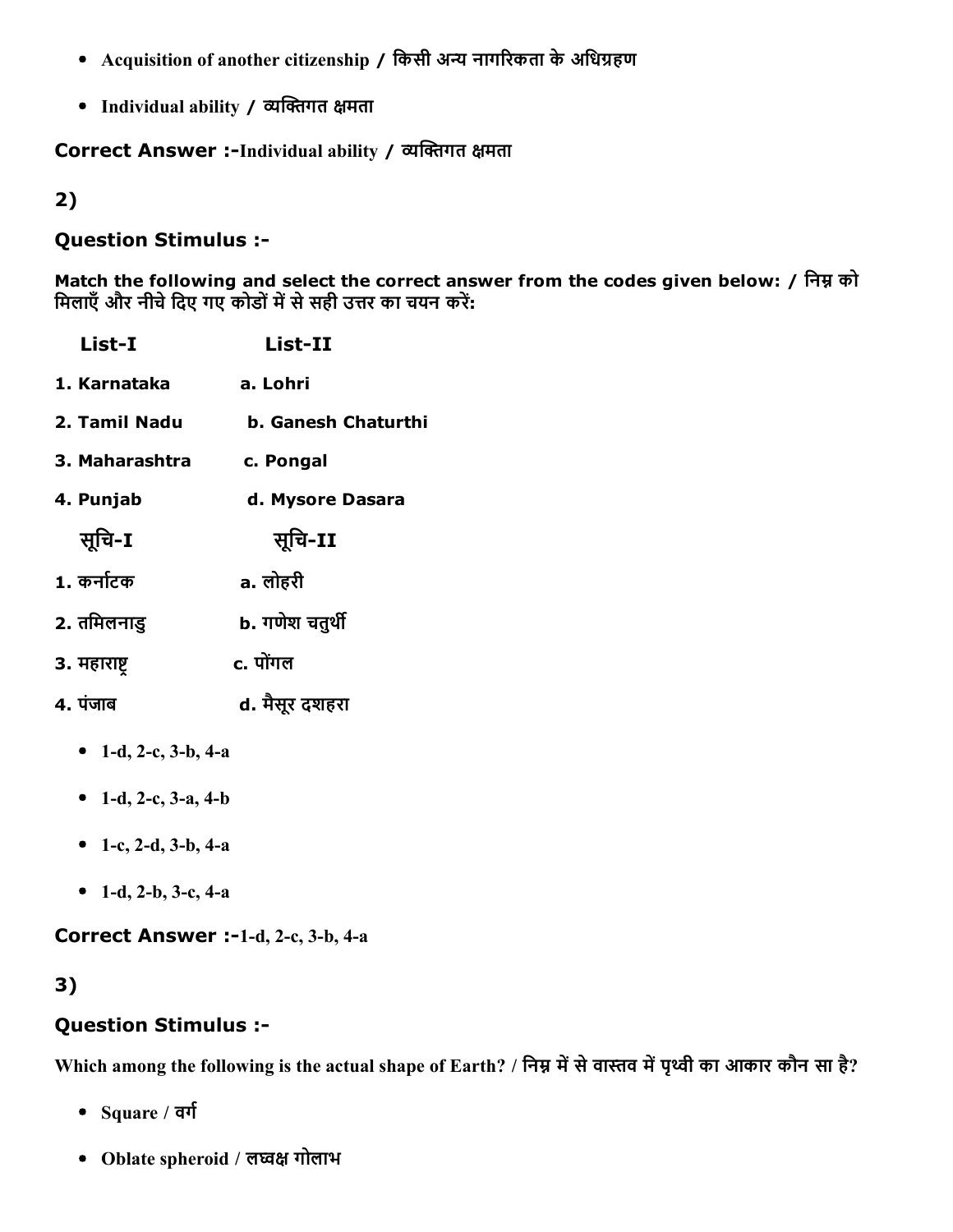- Acquisition of another citizenship / किसी अन्य नागरिकता के अधिग्रहण
- Individual ability / व्यक्तिगत क्षमता

**Correct Answer :-**Individual ability / व्यक्तिगत क्षमता

## 2)

### Question Stimulus :-

**Match the following and select the correct answer from the codes given below: / निम्न को मिलाएँ और नीचे दिए गए कोडों में से सही उत्तर का चयन करें:**

| List-I | List-II |
|---|---|
| 1. Karnataka | a. Lohri |
| 2. Tamil Nadu | b. Ganesh Chaturthi |
| 3. Maharashtra | c. Pongal |
| 4. Punjab | d. Mysore Dasara |

| सूचि-I | सूचि-II |
|---|---|
| 1. कर्नाटक | a. लोहरी |
| 2. तमिलनाडु | b. गणेश चतुर्थी |
| 3. महाराष्ट्र | c. पोंगल |
| 4. पंजाब | d. मैसूर दशहरा |

- 1-d, 2-c, 3-b, 4-a
- 1-d, 2-c, 3-a, 4-b
- 1-c, 2-d, 3-b, 4-a
- 1-d, 2-b, 3-c, 4-a

**Correct Answer :-**1-d, 2-c, 3-b, 4-a

## 3)

### Question Stimulus :-

**Which among the following is the actual shape of Earth? / निम्न में से वास्तव में पृथ्वी का आकार कौन सा है?**

- Square / वर्ग
- Oblate spheroid / लघ्वक्ष गोलाभ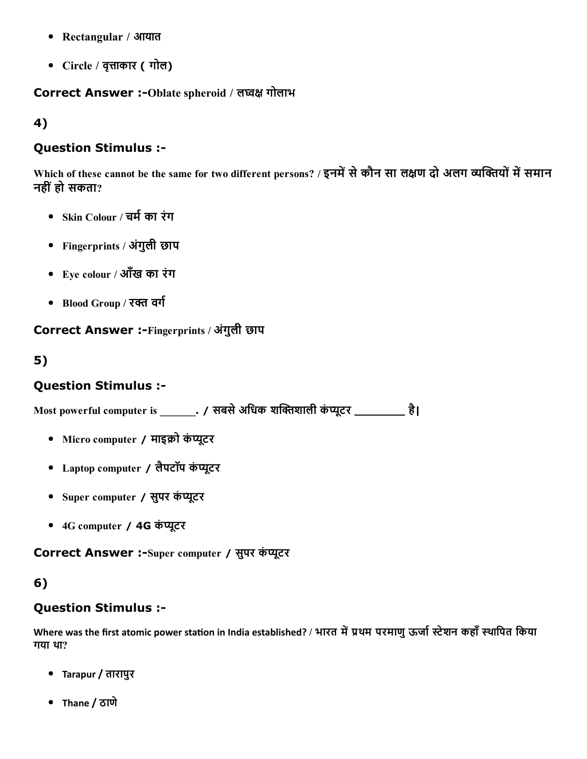- Rectangular / आयात
- Circle / वृत्ताकार ( गोल)

**Correct Answer :-**Oblate spheroid / लघ्वक्ष गोलाभ

## 4)

### Question Stimulus :-

Which of these cannot be the same for two different persons? / इनमें से कौन सा लक्षण दो अलग व्यक्तियों में समान नहीं हो सकता?

- Skin Colour / चर्म का रंग
- Fingerprints / अंगुली छाप
- Eye colour / आँख का रंग
- Blood Group / रक्त वर्ग

**Correct Answer :-**Fingerprints / अंगुली छाप

## 5)

### Question Stimulus :-

Most powerful computer is _______. / सबसे अधिक शक्तिशाली कंप्यूटर _________ है|

- Micro computer / माइक्रो कंप्यूटर
- Laptop computer / लैपटॉप कंप्यूटर
- Super computer / सुपर कंप्यूटर
- 4G computer / 4G कंप्यूटर

**Correct Answer :-**Super computer / सुपर कंप्यूटर

## 6)

### Question Stimulus :-

Where was the first atomic power station in India established? / भारत में प्रथम परमाणु ऊर्जा स्टेशन कहाँ स्थापित किया गया था?

- Tarapur / तारापुर
- Thane / ठाणे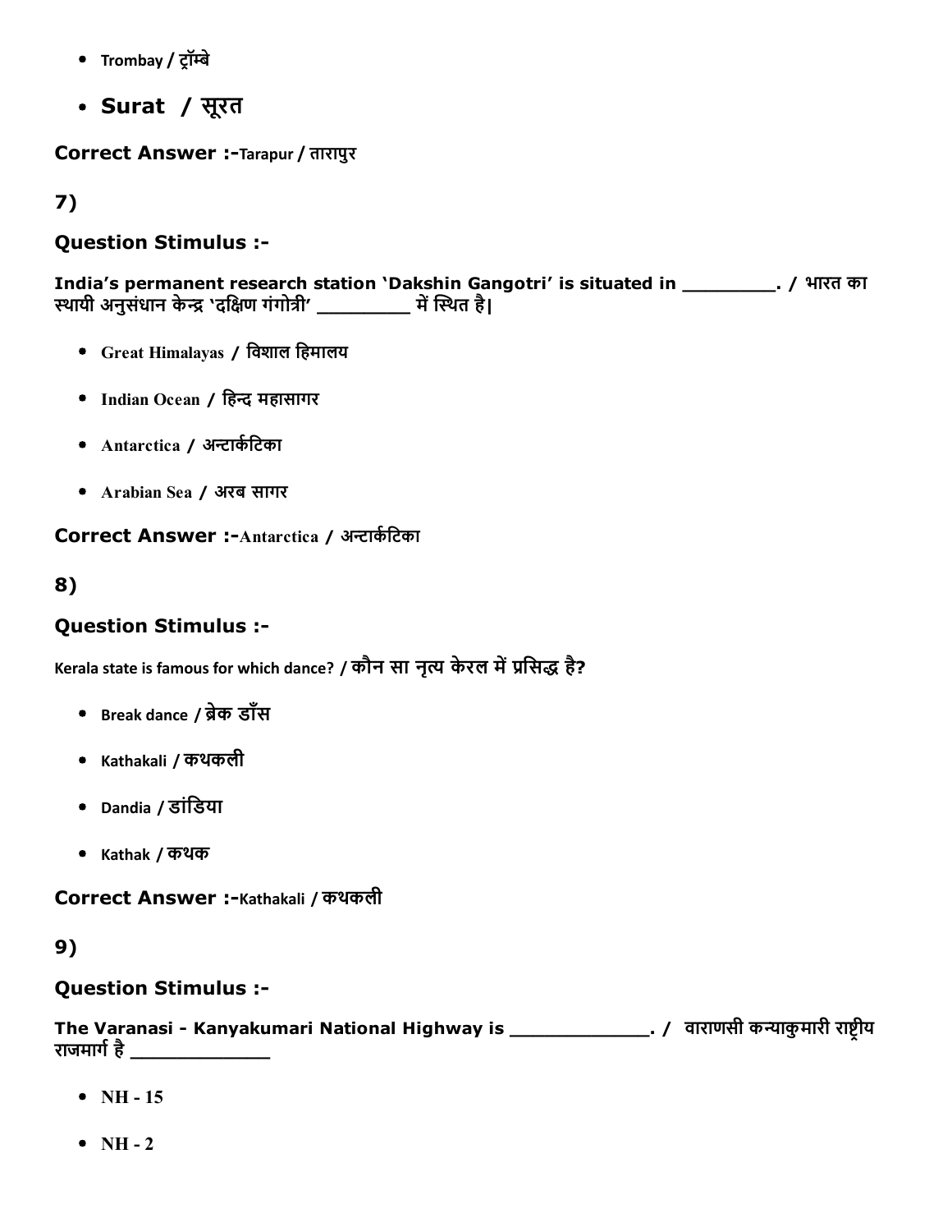- Trombay / ट्रॉम्बे
- Surat / सूरत

**Correct Answer :-**Tarapur / तारापुर

## 7)

### Question Stimulus :-

**India's permanent research station 'Dakshin Gangotri' is situated in _________. / भारत का स्थायी अनुसंधान केन्द्र 'दक्षिण गंगोत्री' _________ में स्थित है|**

- Great Himalayas / विशाल हिमालय
- Indian Ocean / हिन्द महासागर
- Antarctica / अन्टार्कटिका
- Arabian Sea / अरब सागर

**Correct Answer :-**Antarctica / अन्टार्कटिका

## 8)

### Question Stimulus :-

**Kerala state is famous for which dance? / कौन सा नृत्य केरल में प्रसिद्ध है?**

- Break dance / ब्रेक डाँस
- Kathakali / कथकली
- Dandia / डांडिया
- Kathak / कथक

**Correct Answer :-**Kathakali / कथकली

## 9)

### Question Stimulus :-

**The Varanasi - Kanyakumari National Highway is _____________. / वाराणसी कन्याकुमारी राष्ट्रीय राजमार्ग है _____________**

- NH - 15
- NH - 2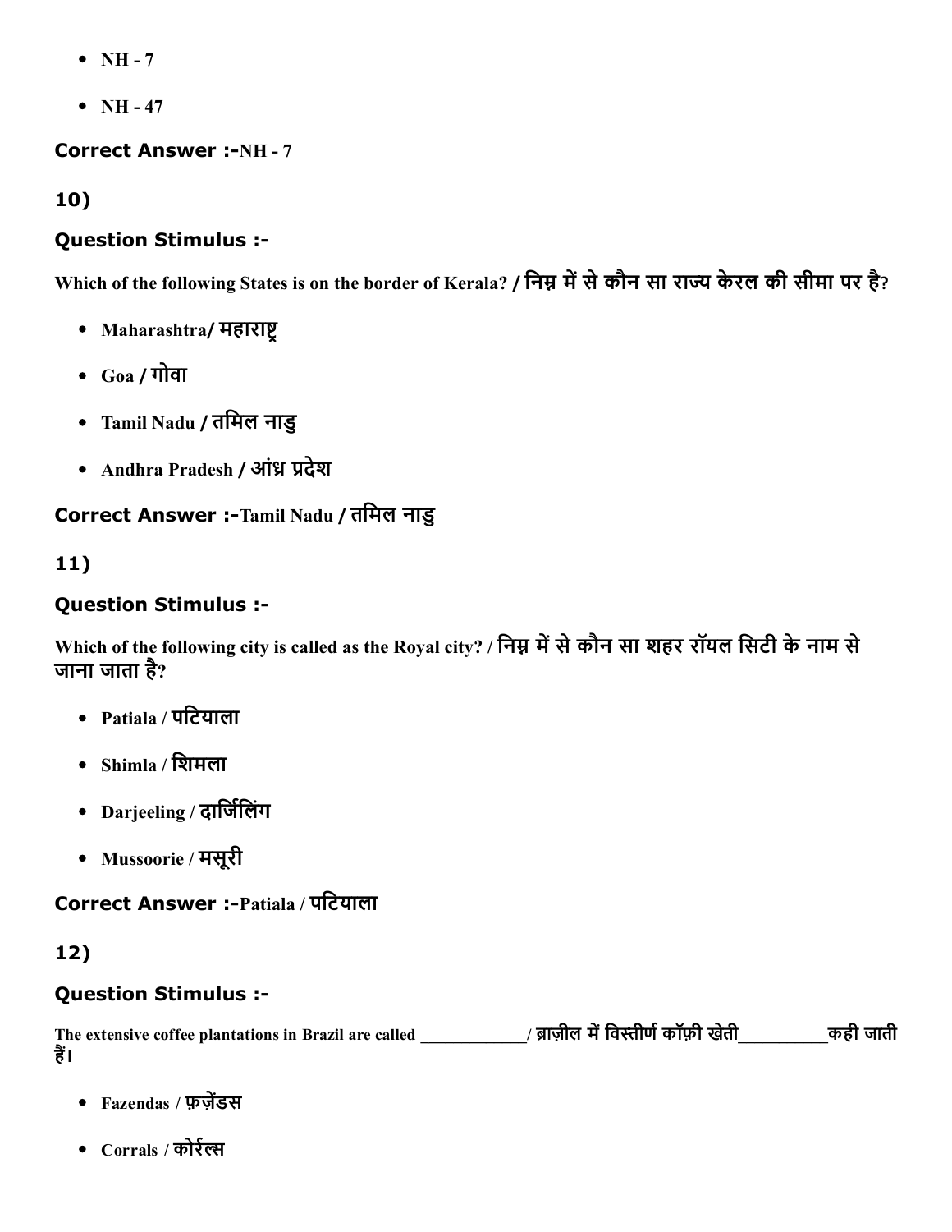- NH - 7
- NH - 47

**Correct Answer :-**NH - 7

**10)**

### Question Stimulus :-

**Which of the following States is on the border of Kerala? / निम्न में से कौन सा राज्य केरल की सीमा पर है?**

- Maharashtra/ महाराष्ट्र
- Goa / गोवा
- Tamil Nadu / तमिल नाडु
- Andhra Pradesh / आंध्र प्रदेश

**Correct Answer :-**Tamil Nadu / तमिल नाडु

**11)**

### Question Stimulus :-

**Which of the following city is called as the Royal city? / निम्न में से कौन सा शहर रॉयल सिटी के नाम से जाना जाता है?**

- Patiala / पटियाला
- Shimla / शिमला
- Darjeeling / दार्जिलिंग
- Mussoorie / मसूरी

**Correct Answer :-**Patiala / पटियाला

**12)**

### Question Stimulus :-

**The extensive coffee plantations in Brazil are called ____________/ ब्राज़ील में विस्तीर्ण कॉफ़ी खेती__________कही जाती हैं।**

- Fazendas / फ़ज़ेंडस
- Corrals / कोर्रल्स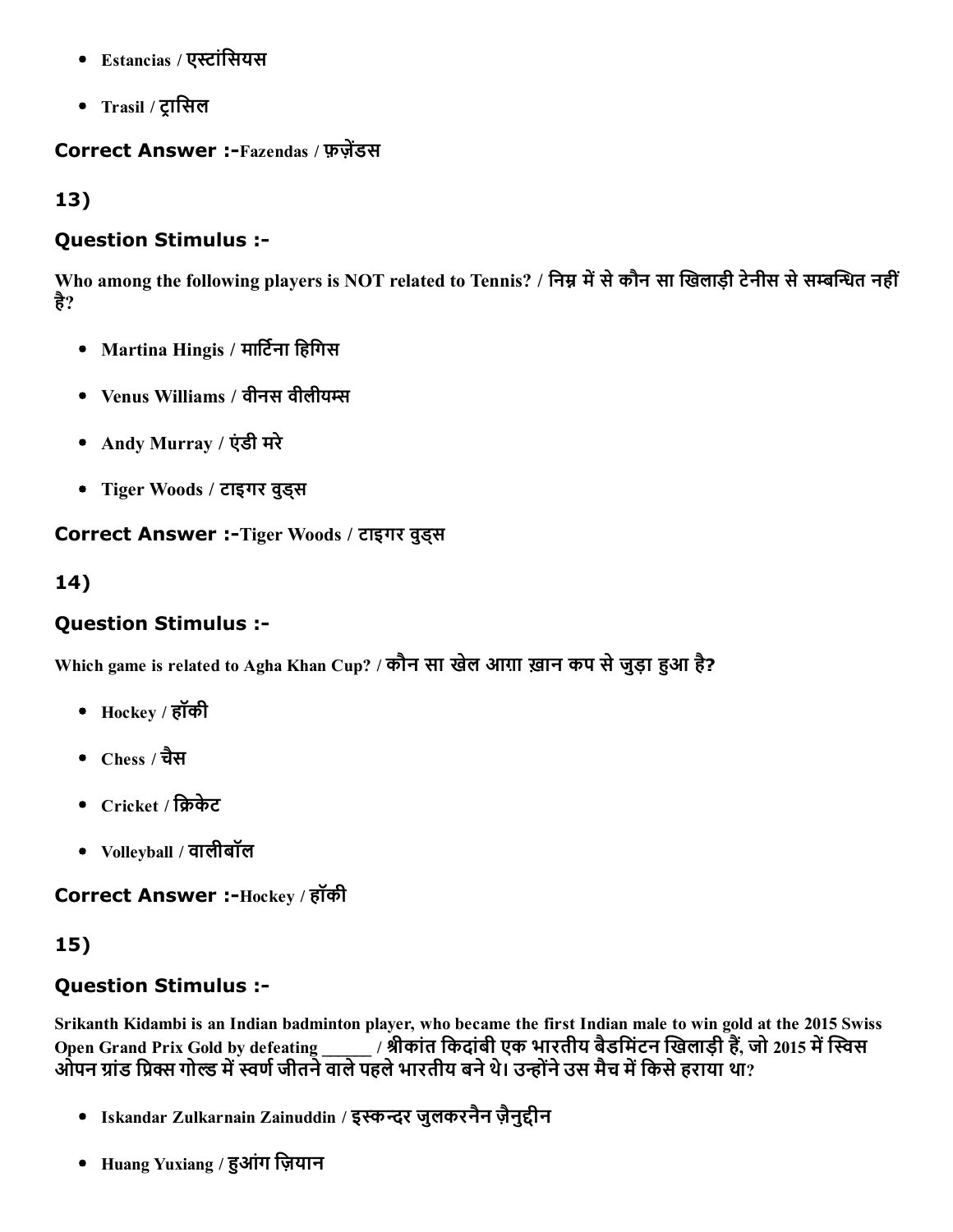- Estancias / एस्टांसियस
- Trasil / ट्रासिल

**Correct Answer :-**Fazendas / फ़ज़ेंडस

### 13)

### Question Stimulus :-

**Who among the following players is NOT related to Tennis? / निम्न में से कौन सा खिलाड़ी टेनीस से सम्बन्धित नहीं है?**

- Martina Hingis / मार्टिना हिगिस
- Venus Williams / वीनस वीलीयम्स
- Andy Murray / एंडी मरे
- Tiger Woods / टाइगर वुड्स

**Correct Answer :-**Tiger Woods / टाइगर वुड्स

### 14)

### Question Stimulus :-

**Which game is related to Agha Khan Cup? / कौन सा खेल आग़ा ख़ान कप से जुड़ा हुआ है?**

- Hockey / हॉकी
- Chess / चैस
- Cricket / क्रिकेट
- Volleyball / वालीबॉल

**Correct Answer :-**Hockey / हॉकी

### 15)

### Question Stimulus :-

**Srikanth Kidambi is an Indian badminton player, who became the first Indian male to win gold at the 2015 Swiss Open Grand Prix Gold by defeating ______ / श्रीकांत किदांबी एक भारतीय बैडमिंटन खिलाड़ी हैं, जो 2015 में स्विस ओपन ग्रांड प्रिक्स गोल्ड में स्वर्ण जीतने वाले पहले भारतीय बने थे। उन्होंने उस मैच में किसे हराया था?**

- Iskandar Zulkarnain Zainuddin / इस्कन्दर जुलकरनैन ज़ैनुद्दीन
- Huang Yuxiang / हुआंग ज़ियान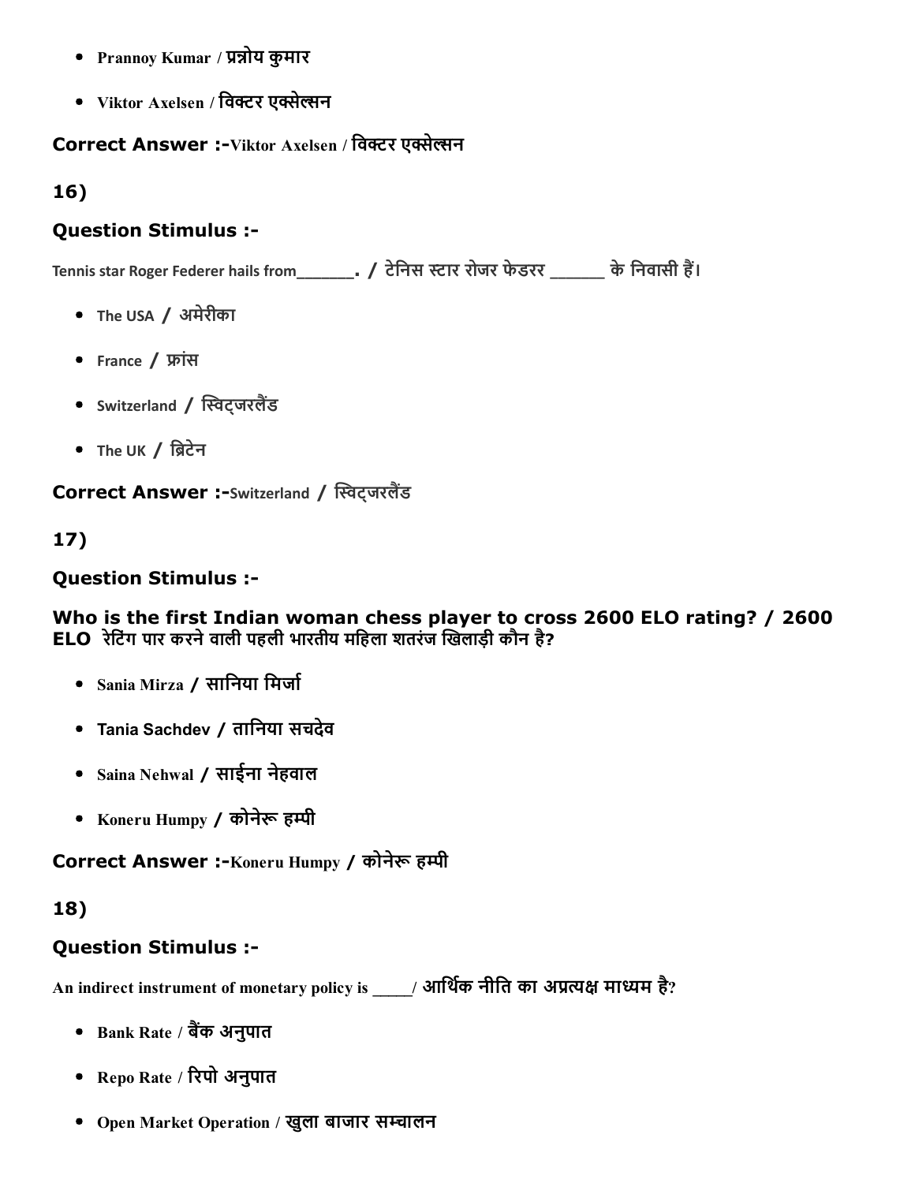- Prannoy Kumar / प्रन्नोय कुमार
- Viktor Axelsen / विक्टर एक्सेल्सन

**Correct Answer :-**Viktor Axelsen / विक्टर एक्सेल्सन

## 16)

### Question Stimulus :-

Tennis star Roger Federer hails from______. / टेनिस स्टार रोजर फेडरर ______ के निवासी हैं।

- The USA / अमेरीका
- France / फ्रांस
- Switzerland / स्विट्जरलैंड
- The UK / ब्रिटेन

**Correct Answer :-**Switzerland / स्विट्जरलैंड

## 17)

### Question Stimulus :-

**Who is the first Indian woman chess player to cross 2600 ELO rating? / 2600 ELO रेटिंग पार करने वाली पहली भारतीय महिला शतरंज खिलाड़ी कौन है?**

- Sania Mirza / सानिया मिर्जा
- Tania Sachdev / तानिया सचदेव
- Saina Nehwal / साईना नेहवाल
- Koneru Humpy / कोनेरू हम्पी

**Correct Answer :-**Koneru Humpy / कोनेरू हम्पी

## 18)

### Question Stimulus :-

An indirect instrument of monetary policy is _____/ आर्थिक नीति का अप्रत्यक्ष माध्यम है?

- Bank Rate / बैंक अनुपात
- Repo Rate / रिपो अनुपात
- Open Market Operation / खुला बाजार सम्चालन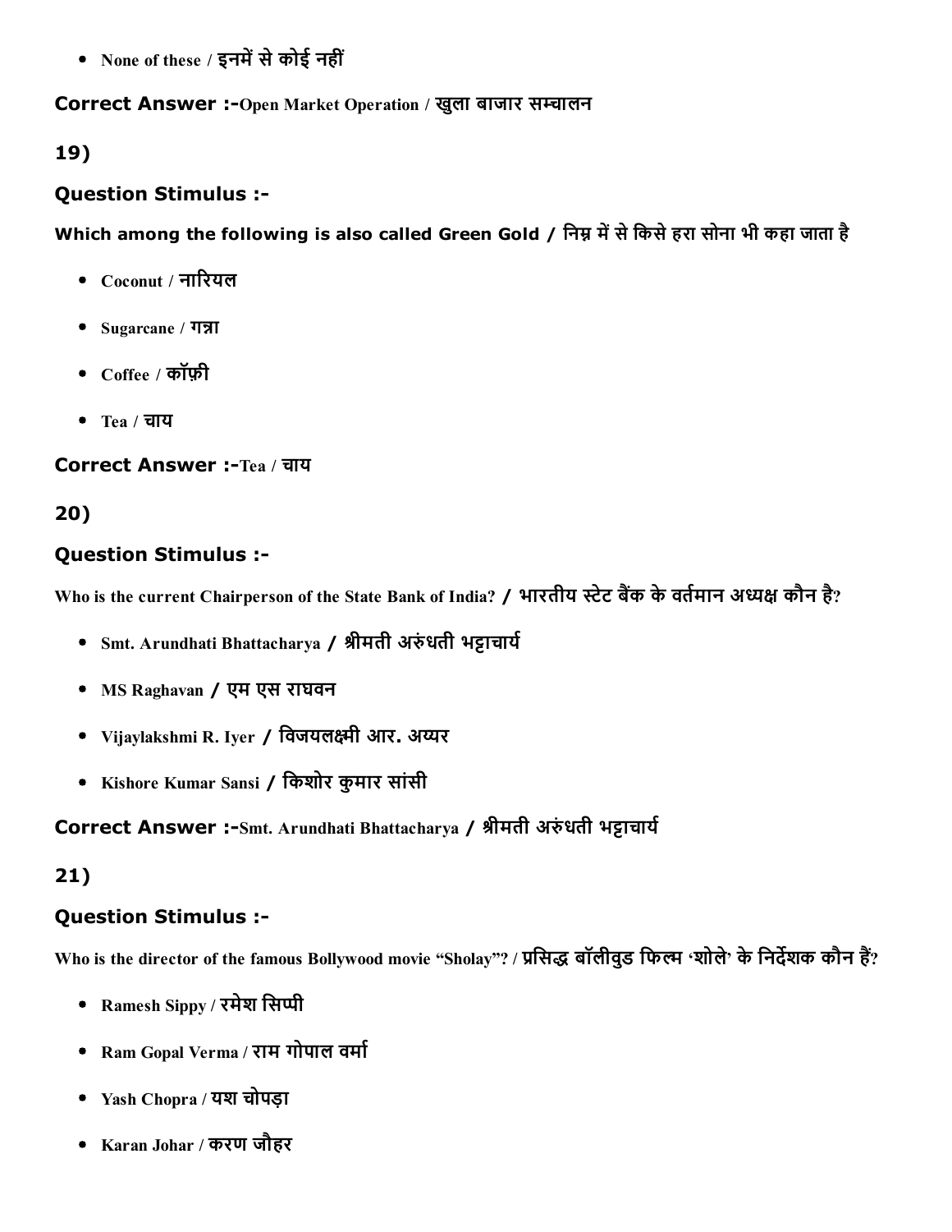- None of these / इनमें से कोई नहीं

**Correct Answer :-**Open Market Operation / खुला बाजार सम्चालन

**19)**

### Question Stimulus :-

**Which among the following is also called Green Gold / निम्न में से किसे हरा सोना भी कहा जाता है**

- Coconut / नारियल
- Sugarcane / गन्ना
- Coffee / कॉफ़ी
- Tea / चाय

**Correct Answer :-**Tea / चाय

**20)**

### Question Stimulus :-

**Who is the current Chairperson of the State Bank of India? / भारतीय स्टेट बैंक के वर्तमान अध्यक्ष कौन है?**

- Smt. Arundhati Bhattacharya / श्रीमती अरुंधती भट्टाचार्य
- MS Raghavan / एम एस राघवन
- Vijaylakshmi R. Iyer / विजयलक्ष्मी आर. अय्यर
- Kishore Kumar Sansi / किशोर कुमार सांसी

**Correct Answer :-**Smt. Arundhati Bhattacharya / श्रीमती अरुंधती भट्टाचार्य

**21)**

### Question Stimulus :-

**Who is the director of the famous Bollywood movie "Sholay"? / प्रसिद्ध बॉलीवुड फिल्म 'शोले' के निर्देशक कौन हैं?**

- Ramesh Sippy / रमेश सिप्पी
- Ram Gopal Verma / राम गोपाल वर्मा
- Yash Chopra / यश चोपड़ा
- Karan Johar / करण जौहर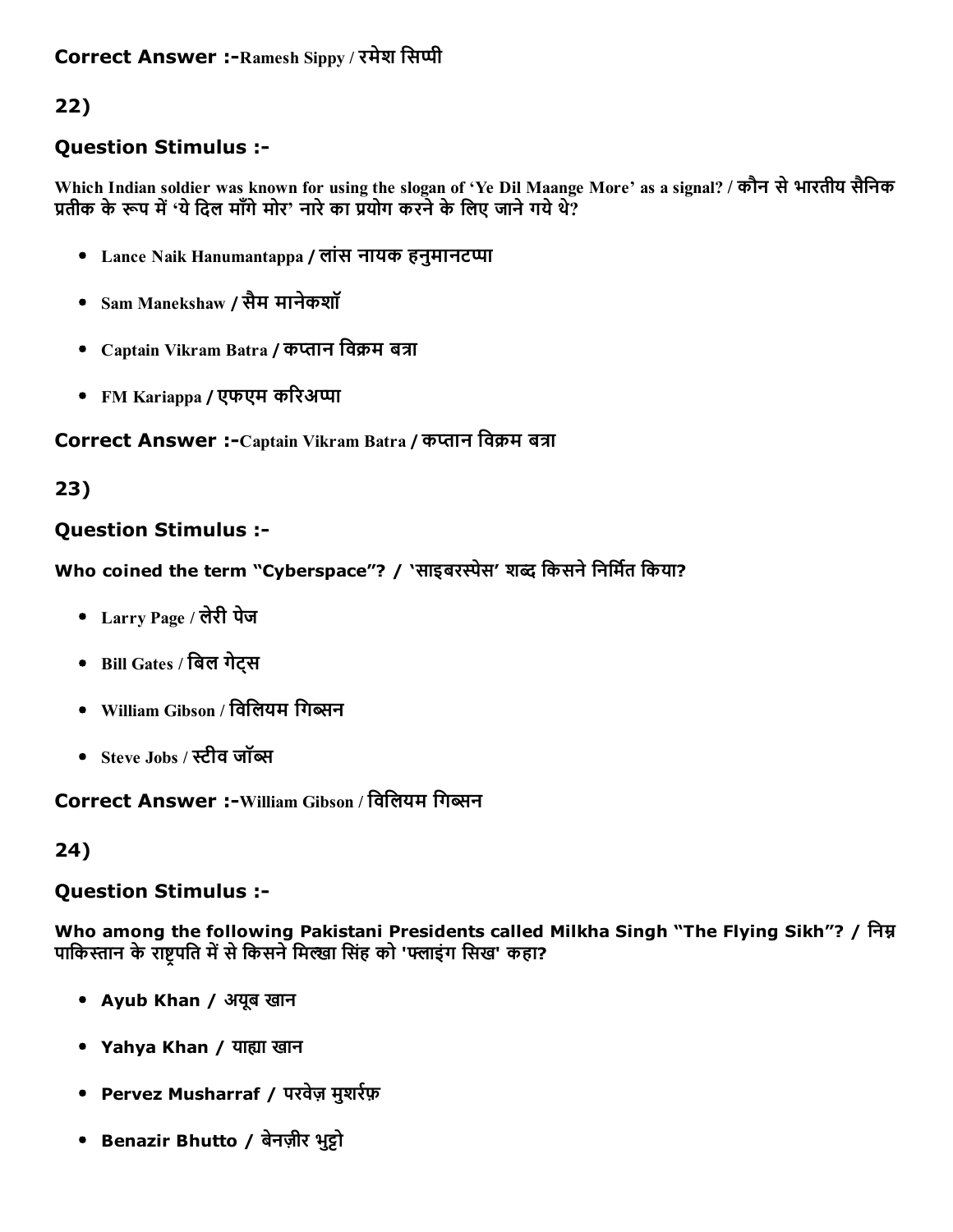**Correct Answer :-**Ramesh Sippy / रमेश सिप्पी

## 22)

### Question Stimulus :-

Which Indian soldier was known for using the slogan of 'Ye Dil Maange More' as a signal? / कौन से भारतीय सैनिक प्रतीक के रूप में 'ये दिल माँगे मोर' नारे का प्रयोग करने के लिए जाने गये थे?

- Lance Naik Hanumantappa / लांस नायक हनुमानटप्पा
- Sam Manekshaw / सैम मानेकशॉ
- Captain Vikram Batra / कप्तान विक्रम बत्रा
- FM Kariappa / एफएम करिअप्पा

**Correct Answer :-**Captain Vikram Batra / कप्तान विक्रम बत्रा

## 23)

### Question Stimulus :-

Who coined the term "Cyberspace"? / 'साइबरस्पेस' शब्द किसने निर्मित किया?

- Larry Page / लेरी पेज
- Bill Gates / बिल गेट्स
- William Gibson / विलियम गिब्सन
- Steve Jobs / स्टीव जॉब्स

**Correct Answer :-**William Gibson / विलियम गिब्सन

## 24)

### Question Stimulus :-

Who among the following Pakistani Presidents called Milkha Singh "The Flying Sikh"? / निम्न पाकिस्तान के राष्ट्रपति में से किसने मिल्खा सिंह को 'फ्लाइंग सिख' कहा?

- Ayub Khan / अयूब खान
- Yahya Khan / याह्या खान
- Pervez Musharraf / परवेज़ मुशर्रफ़
- Benazir Bhutto / बेनज़ीर भुट्टो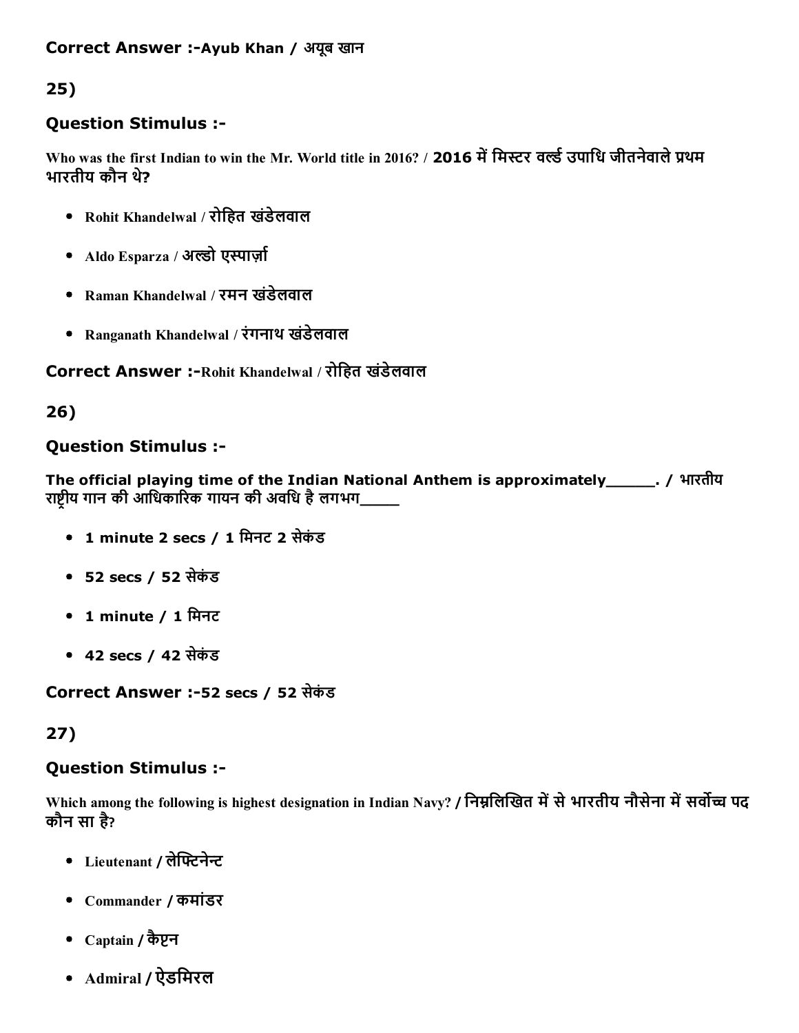**Correct Answer :-Ayub Khan / अयूब खान**

## 25)

### Question Stimulus :-

Who was the first Indian to win the Mr. World title in 2016? / 2016 में मिस्टर वर्ल्ड उपाधि जीतनेवाले प्रथम भारतीय कौन थे?

- Rohit Khandelwal / रोहित खंडेलवाल
- Aldo Esparza / अल्डो एस्पार्ज़ा
- Raman Khandelwal / रमन खंडेलवाल
- Ranganath Khandelwal / रंगनाथ खंडेलवाल

**Correct Answer :-Rohit Khandelwal / रोहित खंडेलवाल**

## 26)

### Question Stimulus :-

The official playing time of the Indian National Anthem is approximately______. / भारतीय राष्ट्रीय गान की आधिकारिक गायन की अवधि है लगभग_____

- 1 minute 2 secs / 1 मिनट 2 सेकंड
- 52 secs / 52 सेकंड
- 1 minute / 1 मिनट
- 42 secs / 42 सेकंड

**Correct Answer :-52 secs / 52 सेकंड**

## 27)

### Question Stimulus :-

Which among the following is highest designation in Indian Navy? / निम्नलिखित में से भारतीय नौसेना में सर्वोच्च पद कौन सा है?

- Lieutenant / लेफ्टिनेन्ट
- Commander / कमांडर
- Captain / कैप्टन
- Admiral / ऐडमिरल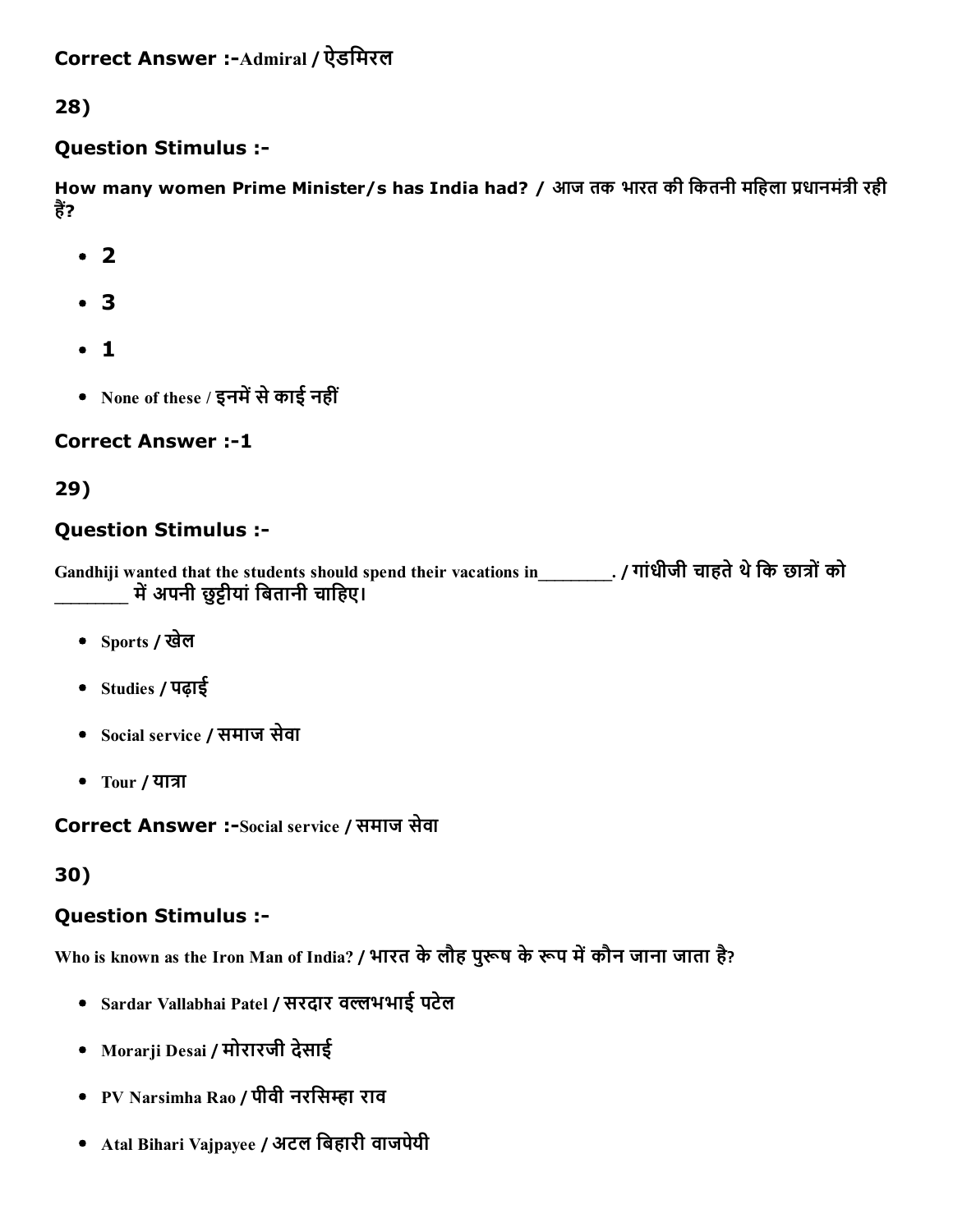**Correct Answer :-**Admiral / ऐडमिरल

28)

### Question Stimulus :-

**How many women Prime Minister/s has India had? / आज तक भारत की कितनी महिला प्रधानमंत्री रही हैं?**

- **2**
- **3**
- **1**
- None of these / इनमें से काई नहीं

**Correct Answer :-1**

29)

### Question Stimulus :-

Gandhiji wanted that the students should spend their vacations in________. / गांधीजी चाहते थे कि छात्रों को ________ में अपनी छुट्टीयां बितानी चाहिए।

- Sports / खेल
- Studies / पढ़ाई
- Social service / समाज सेवा
- Tour / यात्रा

**Correct Answer :-**Social service / समाज सेवा

30)

### Question Stimulus :-

Who is known as the Iron Man of India? / भारत के लौह पुरूष के रूप में कौन जाना जाता है?

- Sardar Vallabhai Patel / सरदार वल्लभभाई पटेल
- Morarji Desai / मोरारजी देसाई
- PV Narsimha Rao / पीवी नरसिम्हा राव
- Atal Bihari Vajpayee / अटल बिहारी वाजपेयी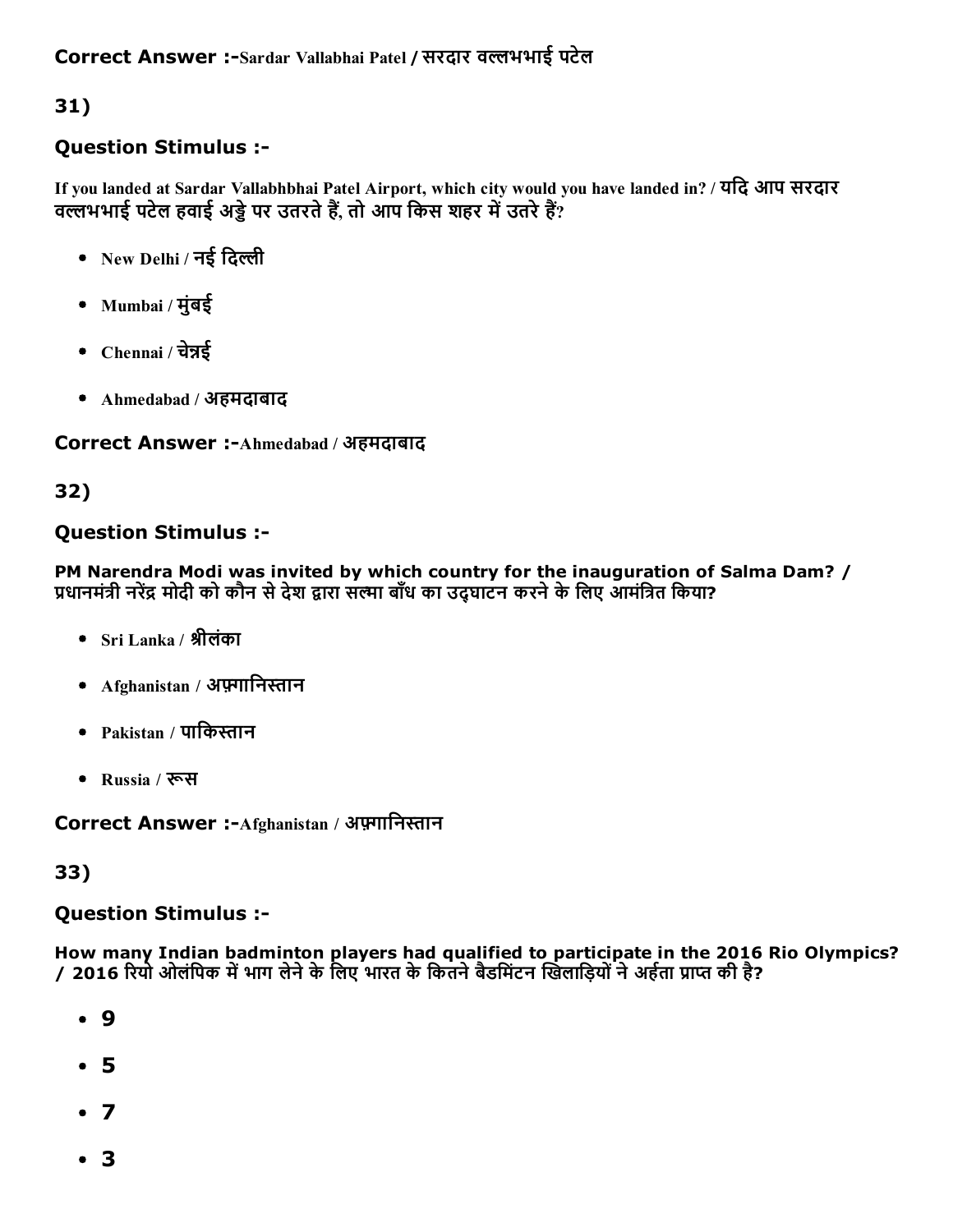**Correct Answer :-**Sardar Vallabhai Patel / सरदार वल्लभभाई पटेल

## 31)

### Question Stimulus :-

**If you landed at Sardar Vallabhbhai Patel Airport, which city would you have landed in? / यदि आप सरदार वल्लभभाई पटेल हवाई अड्डे पर उतरते हैं, तो आप किस शहर में उतरे हैं?**

- New Delhi / नई दिल्ली
- Mumbai / मुंबई
- Chennai / चेन्नई
- Ahmedabad / अहमदाबाद

**Correct Answer :-**Ahmedabad / अहमदाबाद

## 32)

### Question Stimulus :-

**PM Narendra Modi was invited by which country for the inauguration of Salma Dam? / प्रधानमंत्री नरेंद्र मोदी को कौन से देश द्वारा सल्मा बाँध का उद्घाटन करने के लिए आमंत्रित किया?**

- Sri Lanka / श्रीलंका
- Afghanistan / अफ़गानिस्तान
- Pakistan / पाकिस्तान
- Russia / रूस

**Correct Answer :-**Afghanistan / अफ़गानिस्तान

## 33)

### Question Stimulus :-

**How many Indian badminton players had qualified to participate in the 2016 Rio Olympics? / 2016 रियो ओलंपिक में भाग लेने के लिए भारत के कितने बैडमिंटन खिलाड़ियों ने अर्हता प्राप्त की है?**

- 9
- 5
- 7
- 3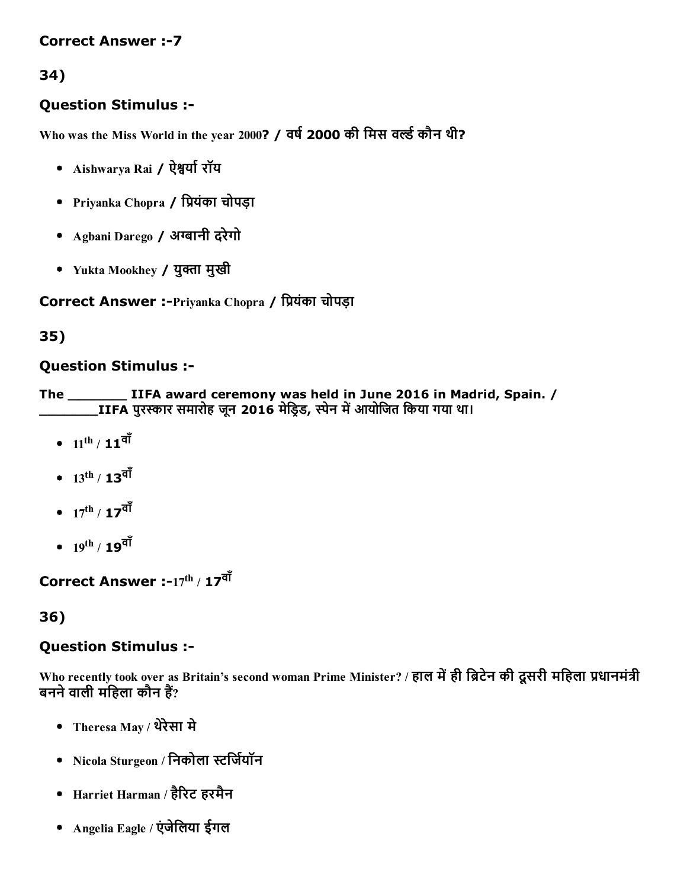**Correct Answer :-7**

34)

### Question Stimulus :-

Who was the Miss World in the year 2000? / वर्ष 2000 की मिस वर्ल्ड कौन थी?

- Aishwarya Rai / ऐश्वर्या रॉय
- Priyanka Chopra / प्रियंका चोपड़ा
- Agbani Darego / अग्बानी दरेगो
- Yukta Mookhey / युक्ता मुखी

**Correct Answer :-**Priyanka Chopra / प्रियंका चोपड़ा

35)

### Question Stimulus :-

The ________ IIFA award ceremony was held in June 2016 in Madrid, Spain. / ________IIFA पुरस्कार समारोह जून 2016 मेड्रिड, स्पेन में आयोजित किया गया था।

- 11th / 11वाँ
- 13th / 13वाँ
- 17th / 17वाँ
- 19th / 19वाँ

**Correct Answer :-**17th / 17वाँ

36)

### Question Stimulus :-

Who recently took over as Britain's second woman Prime Minister? / हाल में ही ब्रिटेन की दूसरी महिला प्रधानमंत्री बनने वाली महिला कौन हैं?

- Theresa May / थेरेसा मे
- Nicola Sturgeon / निकोला स्टर्जियॉन
- Harriet Harman / हैरिट हरमैन
- Angelia Eagle / एंजेलिया ईगल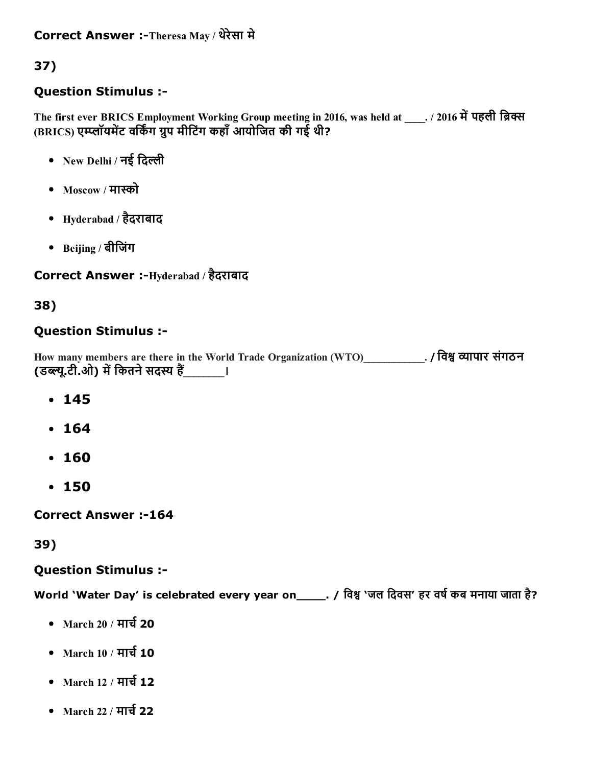**Correct Answer :-**Theresa May / थेरेसा मे

37)

### Question Stimulus :-

The first ever BRICS Employment Working Group meeting in 2016, was held at ____. / 2016 में पहली ब्रिक्स (BRICS) एम्प्लॉयमेंट वर्किंग ग्रुप मीटिंग कहाँ आयोजित की गई थी?

- New Delhi / नई दिल्ली
- Moscow / मास्को
- Hyderabad / हैदराबाद
- Beijing / बीजिंग

**Correct Answer :-**Hyderabad / हैदराबाद

38)

### Question Stimulus :-

How many members are there in the World Trade Organization (WTO)___________. / विश्व व्यापार संगठन (डब्ल्यू.टी.ओ) में कितने सदस्य हैं_______।

- 145
- 164
- 160
- 150

**Correct Answer :-**164

39)

### Question Stimulus :-

World 'Water Day' is celebrated every year on_____. / विश्व 'जल दिवस' हर वर्ष कब मनाया जाता है?

- March 20 / मार्च 20
- March 10 / मार्च 10
- March 12 / मार्च 12
- March 22 / मार्च 22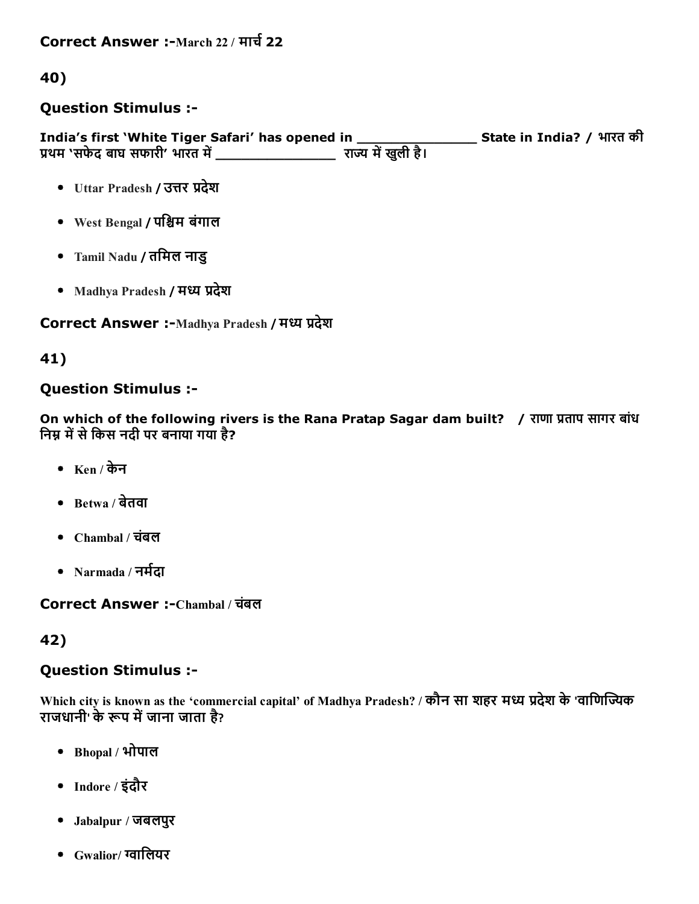**Correct Answer :-**March 22 / मार्च 22

## 40)

### Question Stimulus :-

**India's first 'White Tiger Safari' has opened in _______________ State in India? / भारत की प्रथम 'सफेद बाघ सफारी' भारत में _______________ राज्य में खुली है।**

- Uttar Pradesh / उत्तर प्रदेश
- West Bengal / पश्चिम बंगाल
- Tamil Nadu / तमिल नाडु
- Madhya Pradesh / मध्य प्रदेश

**Correct Answer :-**Madhya Pradesh / मध्य प्रदेश

## 41)

### Question Stimulus :-

**On which of the following rivers is the Rana Pratap Sagar dam built? / राणा प्रताप सागर बांध निम्न में से किस नदी पर बनाया गया है?**

- Ken / केन
- Betwa / बेतवा
- Chambal / चंबल
- Narmada / नर्मदा

**Correct Answer :-**Chambal / चंबल

## 42)

### Question Stimulus :-

Which city is known as the 'commercial capital' of Madhya Pradesh? / कौन सा शहर मध्य प्रदेश के 'वाणिज्यिक राजधानी' के रूप में जाना जाता है?

- Bhopal / भोपाल
- Indore / इंदौर
- Jabalpur / जबलपुर
- Gwalior/ ग्वालियर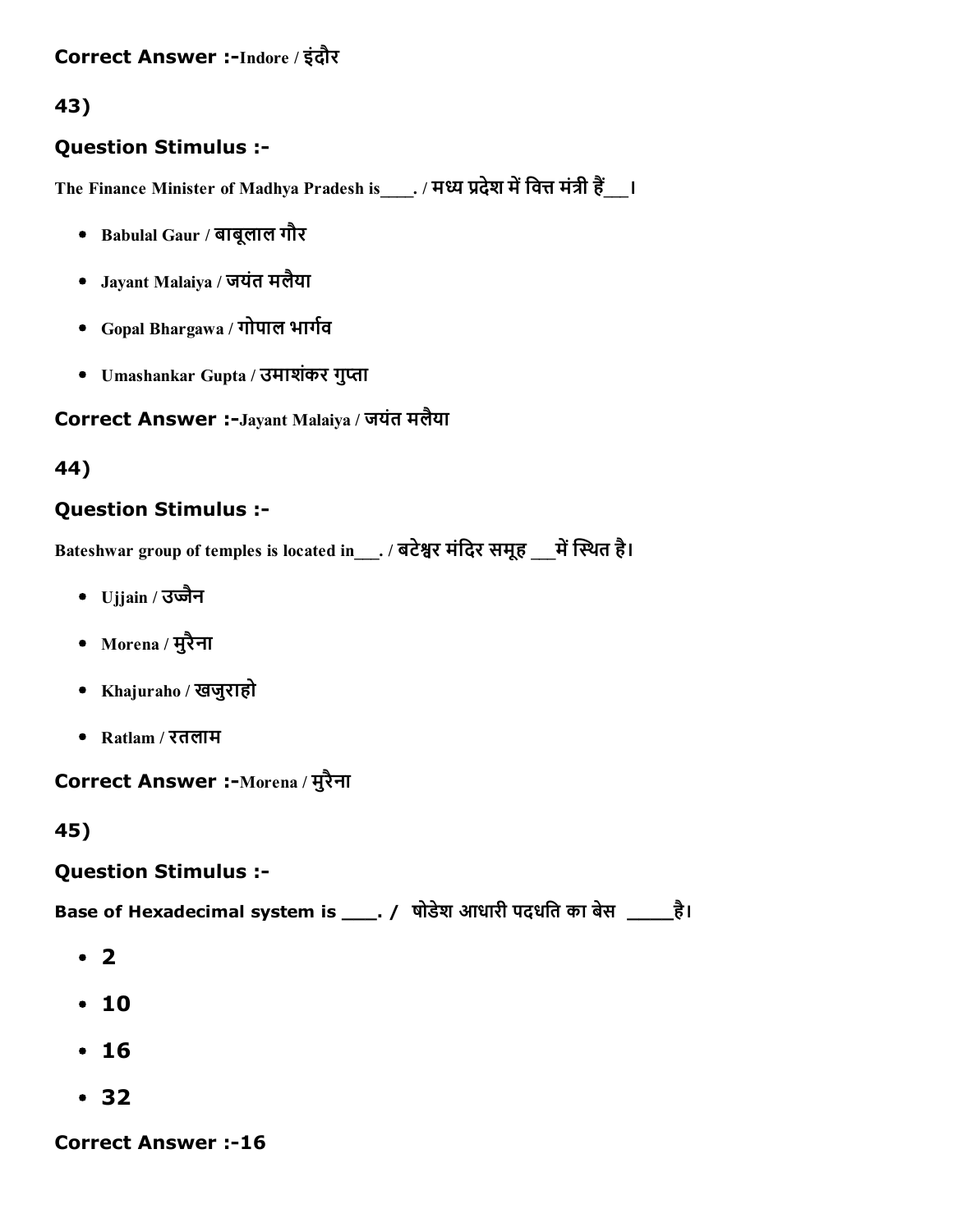**Correct Answer :-**Indore / इंदौर

**43)**

### Question Stimulus :-

The Finance Minister of Madhya Pradesh is____. / मध्य प्रदेश में वित्त मंत्री हैं___।

- Babulal Gaur / बाबूलाल गौर
- Jayant Malaiya / जयंत मलैया
- Gopal Bhargawa / गोपाल भार्गव
- Umashankar Gupta / उमाशंकर गुप्ता

**Correct Answer :-**Jayant Malaiya / जयंत मलैया

**44)**

### Question Stimulus :-

Bateshwar group of temples is located in___. / बटेश्वर मंदिर समूह ___में स्थित है।

- Ujjain / उज्जैन
- Morena / मुरैना
- Khajuraho / खजुराहो
- Ratlam / रतलाम

**Correct Answer :-**Morena / मुरैना

**45)**

### Question Stimulus :-

Base of Hexadecimal system is ___. /  षोडेश आधारी पदधति का बेस  _____है।

- 2
- 10
- 16
- 32

**Correct Answer :-16**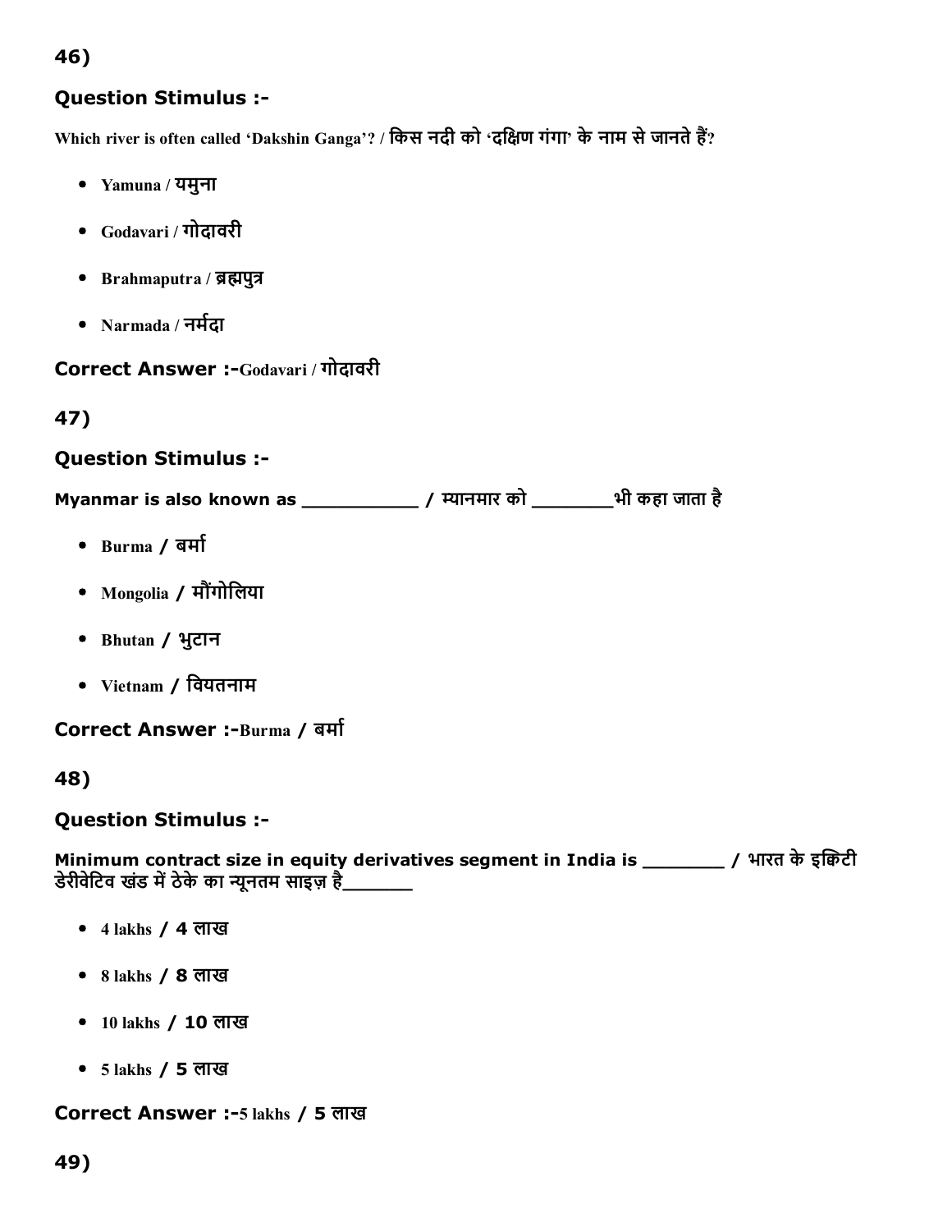46)

### Question Stimulus :-

Which river is often called 'Dakshin Ganga'? / किस नदी को 'दक्षिण गंगा' के नाम से जानते हैं?

- Yamuna / यमुना
- Godavari / गोदावरी
- Brahmaputra / ब्रह्मपुत्र
- Narmada / नर्मदा

**Correct Answer :-**Godavari / गोदावरी

47)

### Question Stimulus :-

Myanmar is also known as ___________ / म्यानमार को ________भी कहा जाता है

- Burma / बर्मा
- Mongolia / मौंगोलिया
- Bhutan / भुटान
- Vietnam / वियतनाम

**Correct Answer :-**Burma / बर्मा

48)

### Question Stimulus :-

Minimum contract size in equity derivatives segment in India is ________ / भारत के इक्विटी डेरीवेटिव खंड में ठेके का न्यूनतम साइज़ है_______

- 4 lakhs / 4 लाख
- 8 lakhs / 8 लाख
- 10 lakhs / 10 लाख
- 5 lakhs / 5 लाख

**Correct Answer :-**5 lakhs / 5 लाख

49)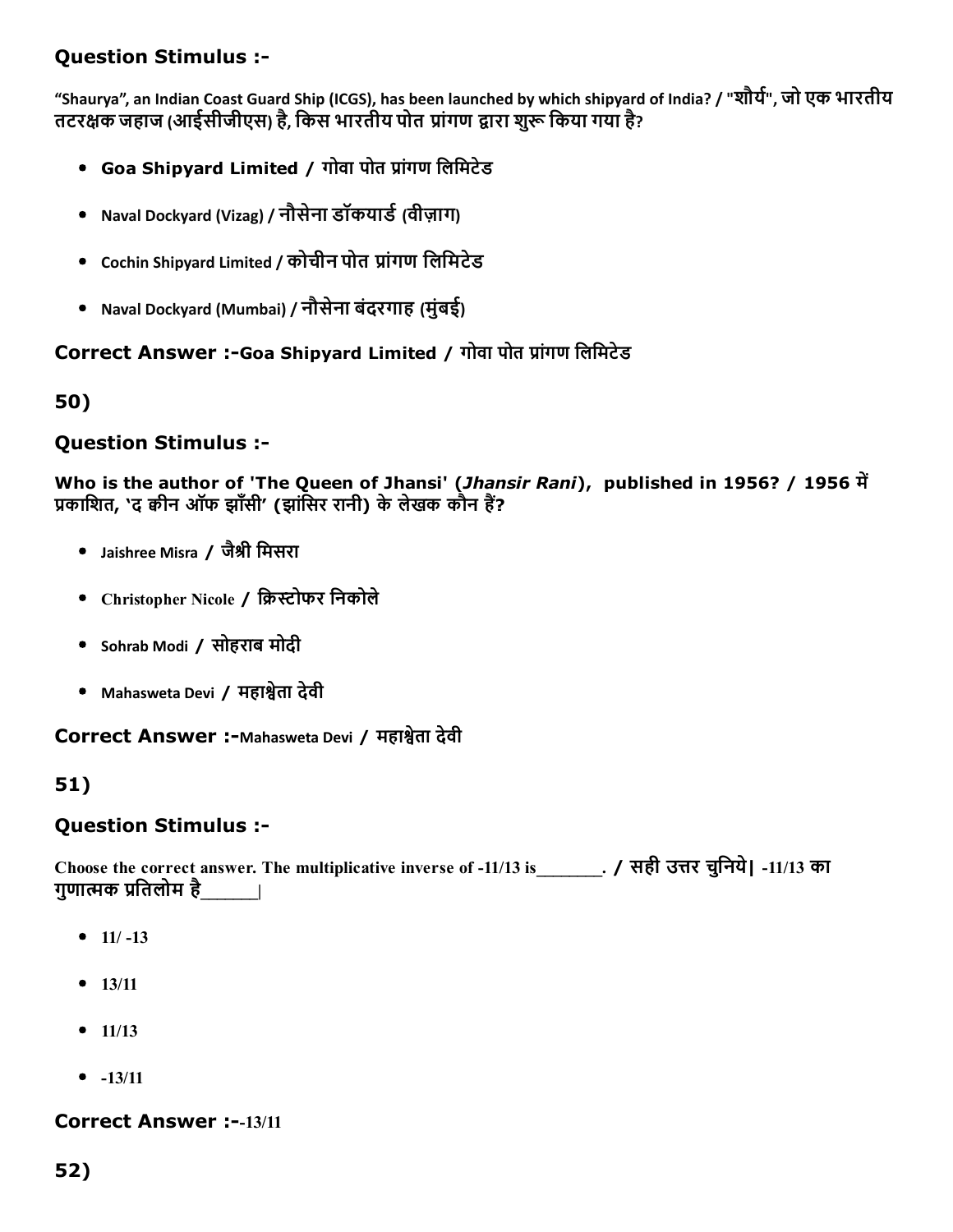### Question Stimulus :-

“Shaurya”, an Indian Coast Guard Ship (ICGS), has been launched by which shipyard of India? / "शौर्य", जो एक भारतीय तटरक्षक जहाज (आईसीजीएस) है, किस भारतीय पोत प्रांगण द्वारा शुरू किया गया है?

- Goa Shipyard Limited / गोवा पोत प्रांगण लिमिटेड
- Naval Dockyard (Vizag) / नौसेना डॉकयार्ड (वीज़ाग)
- Cochin Shipyard Limited / कोचीन पोत प्रांगण लिमिटेड
- Naval Dockyard (Mumbai) / नौसेना बंदरगाह (मुंबई)

**Correct Answer :-**Goa Shipyard Limited / गोवा पोत प्रांगण लिमिटेड

## 50)

### Question Stimulus :-

**Who is the author of 'The Queen of Jhansi' (*Jhansir Rani*), published in 1956? / 1956 में प्रकाशित, 'द क्वीन ऑफ झाँसी' (झांसिर रानी) के लेखक कौन हैं?**

- Jaishree Misra / जैश्री मिसरा
- Christopher Nicole / क्रिस्टोफर निकोले
- Sohrab Modi / सोहराब मोदी
- Mahasweta Devi / महाश्वेता देवी

**Correct Answer :-**Mahasweta Devi / महाश्वेता देवी

## 51)

### Question Stimulus :-

Choose the correct answer. The multiplicative inverse of -11/13 is_______. / सही उत्तर चुनिये| -11/13 का गुणात्मक प्रतिलोम है______|

- 11/ -13
- 13/11
- 11/13
- -13/11

**Correct Answer :-**-13/11

## 52)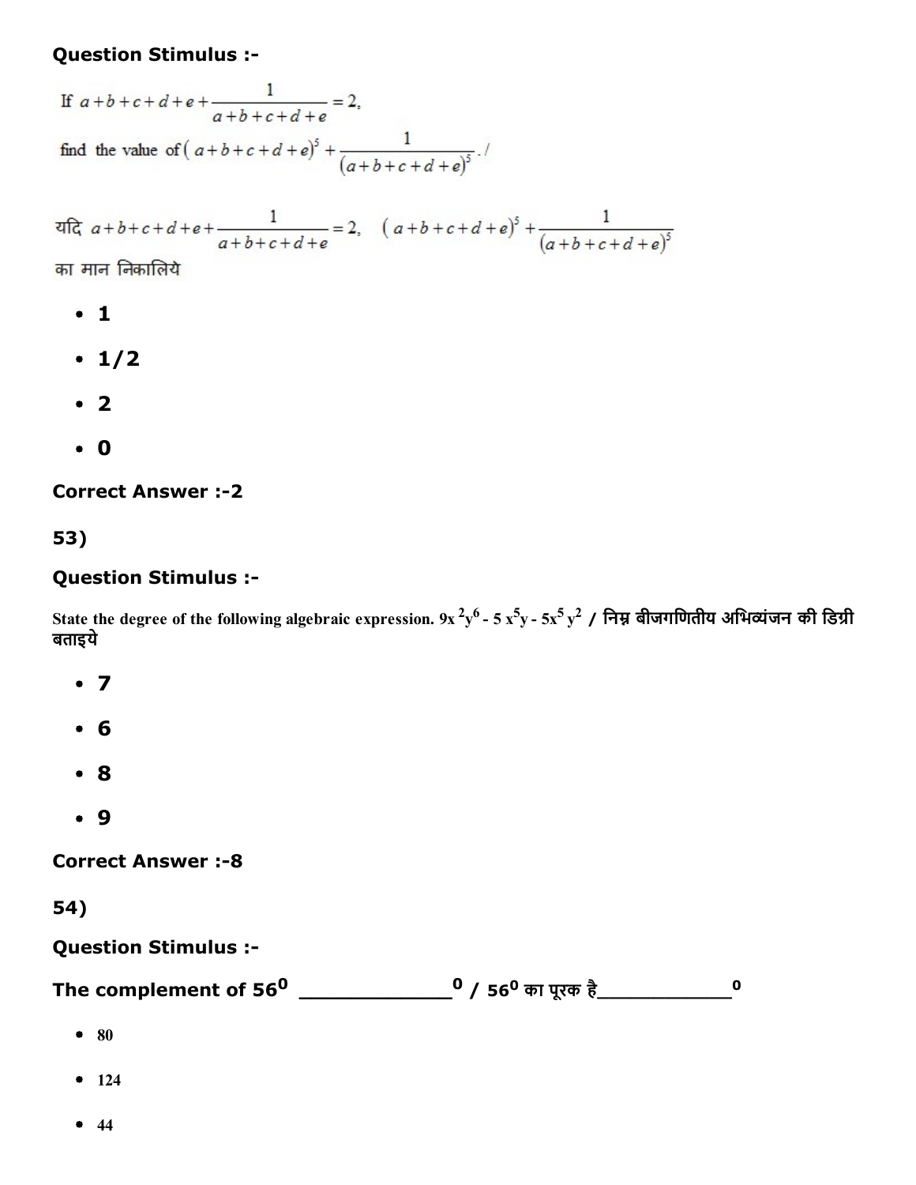**Question Stimulus :-**

If $a+b+c+d+e+\dfrac{1}{a+b+c+d+e}=2,$

find the value of $(a+b+c+d+e)^5+\dfrac{1}{(a+b+c+d+e)^5}$. /

यदि $a+b+c+d+e+\dfrac{1}{a+b+c+d+e}=2,$ $(a+b+c+d+e)^5+\dfrac{1}{(a+b+c+d+e)^5}$ का मान निकालिये

- 1
- 1/2
- 2
- 0

**Correct Answer :-2**

**53)**

**Question Stimulus :-**

State the degree of the following algebraic expression. $9x^2y^6 - 5x^5y - 5x^5y^2$ / निम्न बीजगणितीय अभिव्यंजन की डिग्री बताइये

- 7
- 6
- 8
- 9

**Correct Answer :-8**

**54)**

**Question Stimulus :-**

**The complement of $56^0$ \_\_\_\_\_\_\_\_\_\_\_\_\_$^0$ / $56^0$ का पूरक है\_\_\_\_\_\_\_\_\_\_\_\_$^0$**

- 80
- 124
- 44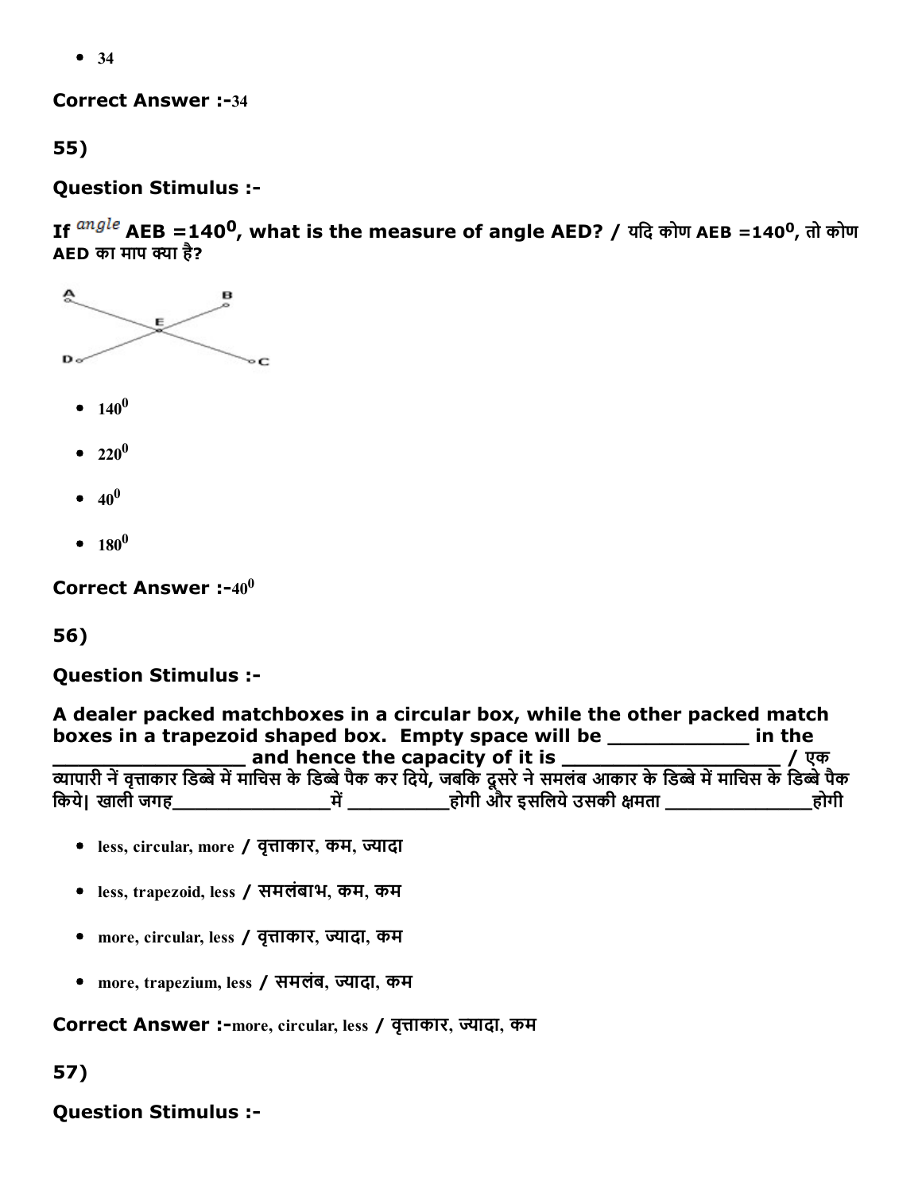- 34

**Correct Answer :-**34

**55)**

**Question Stimulus :-**

**If angle AEB =$140^0$, what is the measure of angle AED? / यदि कोण AEB =$140^0$, तो कोण AED का माप क्या है?**

- $140^0$
- $220^0$
- $40^0$
- $180^0$

**Correct Answer :-**$40^0$

**56)**

**Question Stimulus :-**

**A dealer packed matchboxes in a circular box, while the other packed match boxes in a trapezoid shaped box. Empty space will be ____________ in the _________________ and hence the capacity of it is __________________ / एक व्यापारी नें वृत्ताकार डिब्बे में माचिस के डिब्बे पैक कर दिये, जबकि दूसरे ने समलंब आकार के डिब्बे में माचिस के डिब्बे पैक किये| खाली जगह_______________में __________होगी और इसलिये उसकी क्षमता ______________होगी**

- less, circular, more / वृत्ताकार, कम, ज्यादा
- less, trapezoid, less / समलंबाभ, कम, कम
- more, circular, less / वृत्ताकार, ज्यादा, कम
- more, trapezium, less / समलंब, ज्यादा, कम

**Correct Answer :-**more, circular, less / वृत्ताकार, ज्यादा, कम

**57)**

**Question Stimulus :-**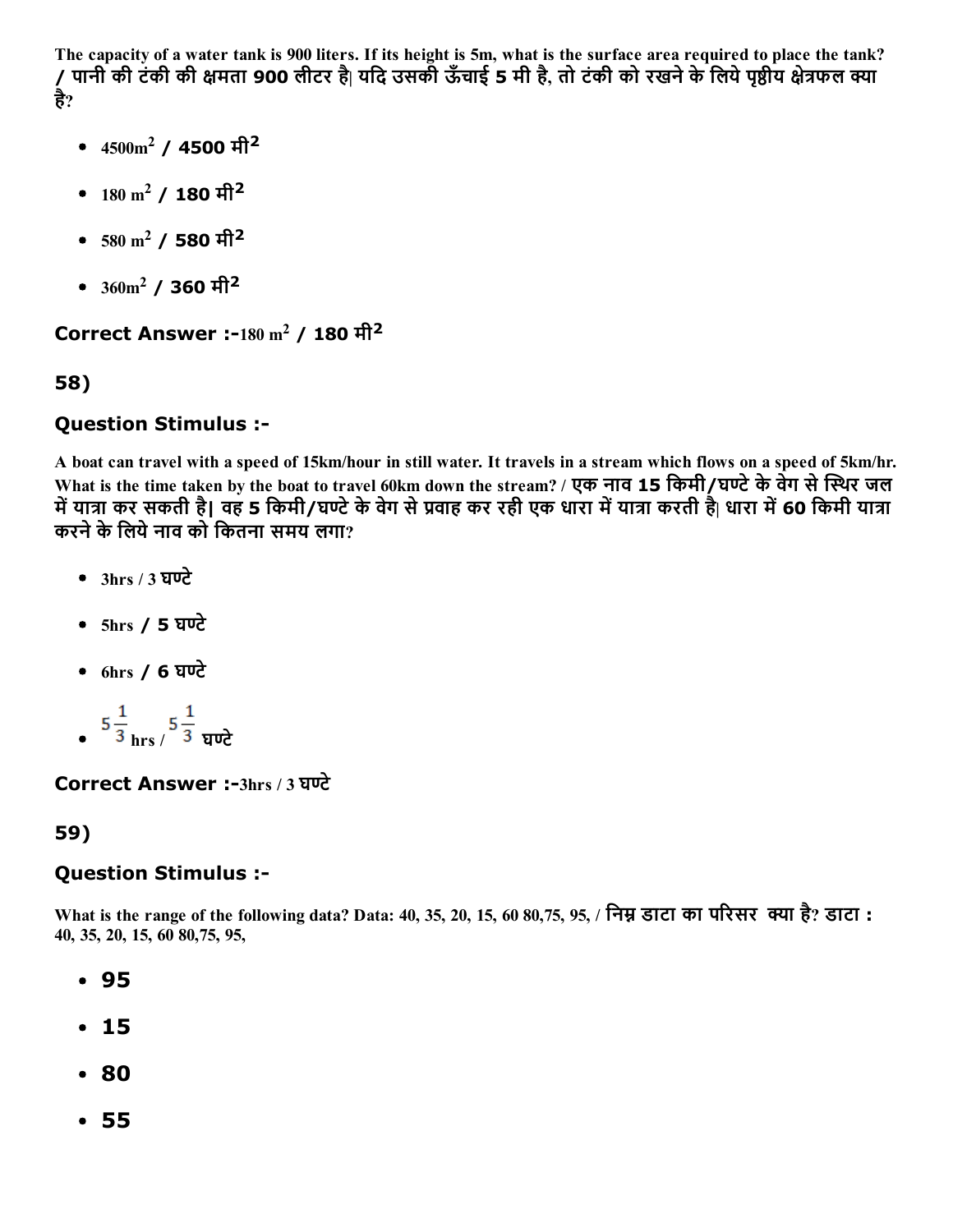The capacity of a water tank is 900 liters. If its height is 5m, what is the surface area required to place the tank? / पानी की टंकी की क्षमता 900 लीटर है| यदि उसकी ऊँचाई 5 मी है, तो टंकी को रखने के लिये पृष्ठीय क्षेत्रफल क्या है?

- $4500m^2$ / 4500 $मी^2$
- $180\ m^2$ / 180 $मी^2$
- $580\ m^2$ / 580 $मी^2$
- $360m^2$ / 360 $मी^2$

**Correct Answer :-**$180\ m^2$ / 180 $मी^2$

**58)**

### Question Stimulus :-

A boat can travel with a speed of 15km/hour in still water. It travels in a stream which flows on a speed of 5km/hr. What is the time taken by the boat to travel 60km down the stream? / एक नाव 15 किमी/घण्टे के वेग से स्थिर जल में यात्रा कर सकती है| वह 5 किमी/घण्टे के वेग से प्रवाह कर रही एक धारा में यात्रा करती है| धारा में 60 किमी यात्रा करने के लिये नाव को कितना समय लगा?

- 3hrs / 3 घण्टे
- 5hrs / 5 घण्टे
- 6hrs / 6 घण्टे
- $5\frac{1}{3}$ hrs / $5\frac{1}{3}$ घण्टे

**Correct Answer :-**3hrs / 3 घण्टे

**59)**

### Question Stimulus :-

What is the range of the following data? Data: 40, 35, 20, 15, 60 80,75, 95, / निम्न डाटा का परिसर क्या है? डाटा : 40, 35, 20, 15, 60 80,75, 95,

- 95
- 15
- 80
- 55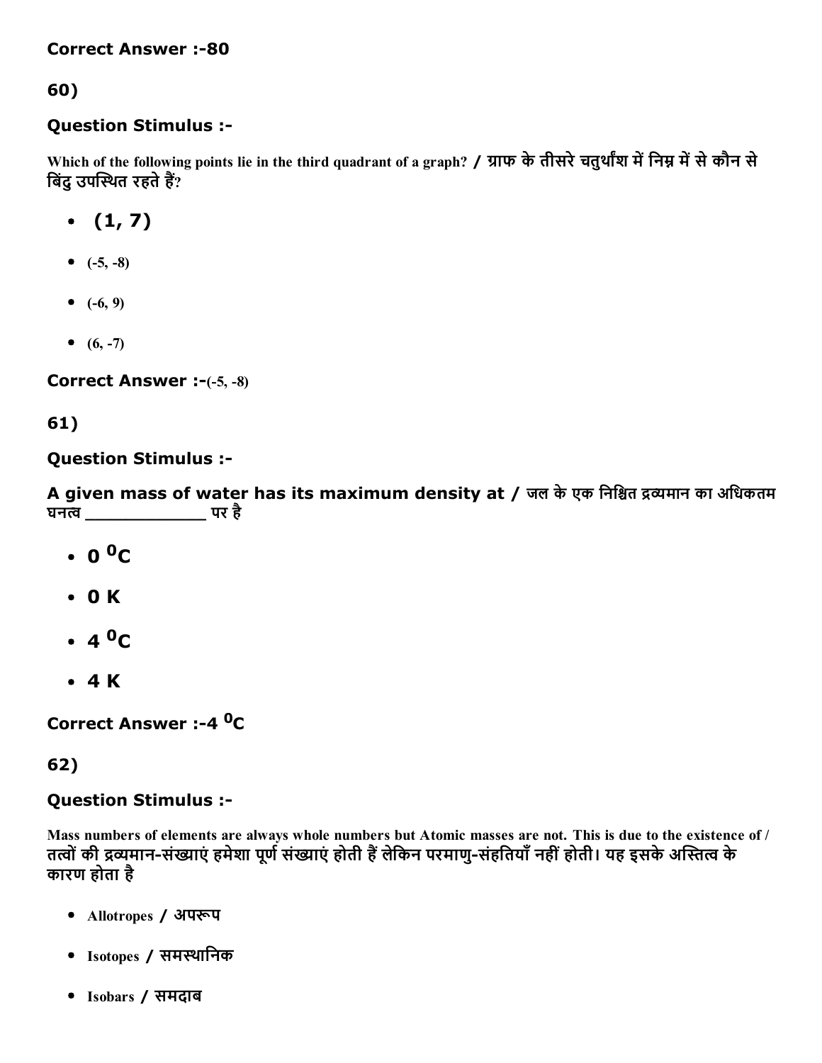**Correct Answer :-80**

## 60)

### Question Stimulus :-

Which of the following points lie in the third quadrant of a graph? / ग्राफ के तीसरे चतुर्थांश में निम्न में से कौन से बिंदु उपस्थित रहते हैं?

- **(1, 7)**
- (-5, -8)
- (-6, 9)
- (6, -7)

**Correct Answer :-**(-5, -8)

## 61)

### Question Stimulus :-

**A given mass of water has its maximum density at / जल के एक निश्चित द्रव्यमान का अधिकतम घनत्व ____________ पर है**

- **0 $^0$C**
- **0 K**
- **4 $^0$C**
- **4 K**

**Correct Answer :-4 $^0$C**

## 62)

### Question Stimulus :-

**Mass numbers of elements are always whole numbers but Atomic masses are not. This is due to the existence of / तत्वों की द्रव्यमान-संख्याएं हमेशा पूर्ण संख्याएं होती हैं लेकिन परमाणु-संहतियाँ नहीं होती। यह इसके अस्तित्व के कारण होता है**

- **Allotropes / अपरूप**
- **Isotopes / समस्थानिक**
- **Isobars / समदाब**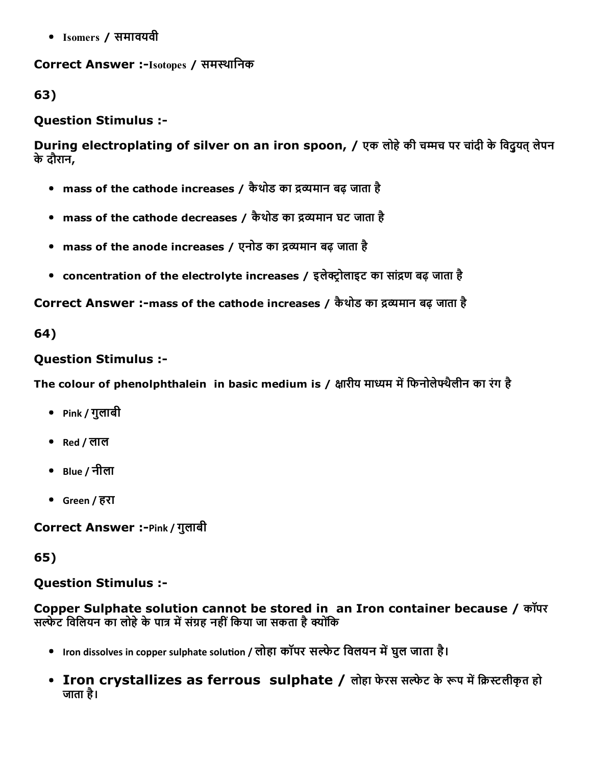- Isomers / समावयवी

**Correct Answer :-**Isotopes / समस्थानिक

**63)**

**Question Stimulus :-**

**During electroplating of silver on an iron spoon, / एक लोहे की चम्मच पर चांदी के विद्युत् लेपन के दौरान,**

- **mass of the cathode increases / कैथोड का द्रव्यमान बढ़ जाता है**
- **mass of the cathode decreases / कैथोड का द्रव्यमान घट जाता है**
- **mass of the anode increases / एनोड का द्रव्यमान बढ़ जाता है**
- **concentration of the electrolyte increases / इलेक्ट्रोलाइट का सांद्रण बढ़ जाता है**

**Correct Answer :-mass of the cathode increases / कैथोड का द्रव्यमान बढ़ जाता है**

**64)**

**Question Stimulus :-**

**The colour of phenolphthalein in basic medium is / क्षारीय माध्यम में फिनोलेफ्थैलीन का रंग है**

- Pink / गुलाबी
- Red / लाल
- Blue / नीला
- Green / हरा

**Correct Answer :-**Pink / गुलाबी

**65)**

**Question Stimulus :-**

**Copper Sulphate solution cannot be stored in an Iron container because / कॉपर सल्फेट विलियन का लोहे के पात्र में संग्रह नहीं किया जा सकता है क्योंकि**

- Iron dissolves in copper sulphate solution / लोहा कॉपर सल्फेट विलयन में घुल जाता है।
- **Iron crystallizes as ferrous sulphate / लोहा फेरस सल्फेट के रूप में क्रिस्टलीकृत हो जाता है।**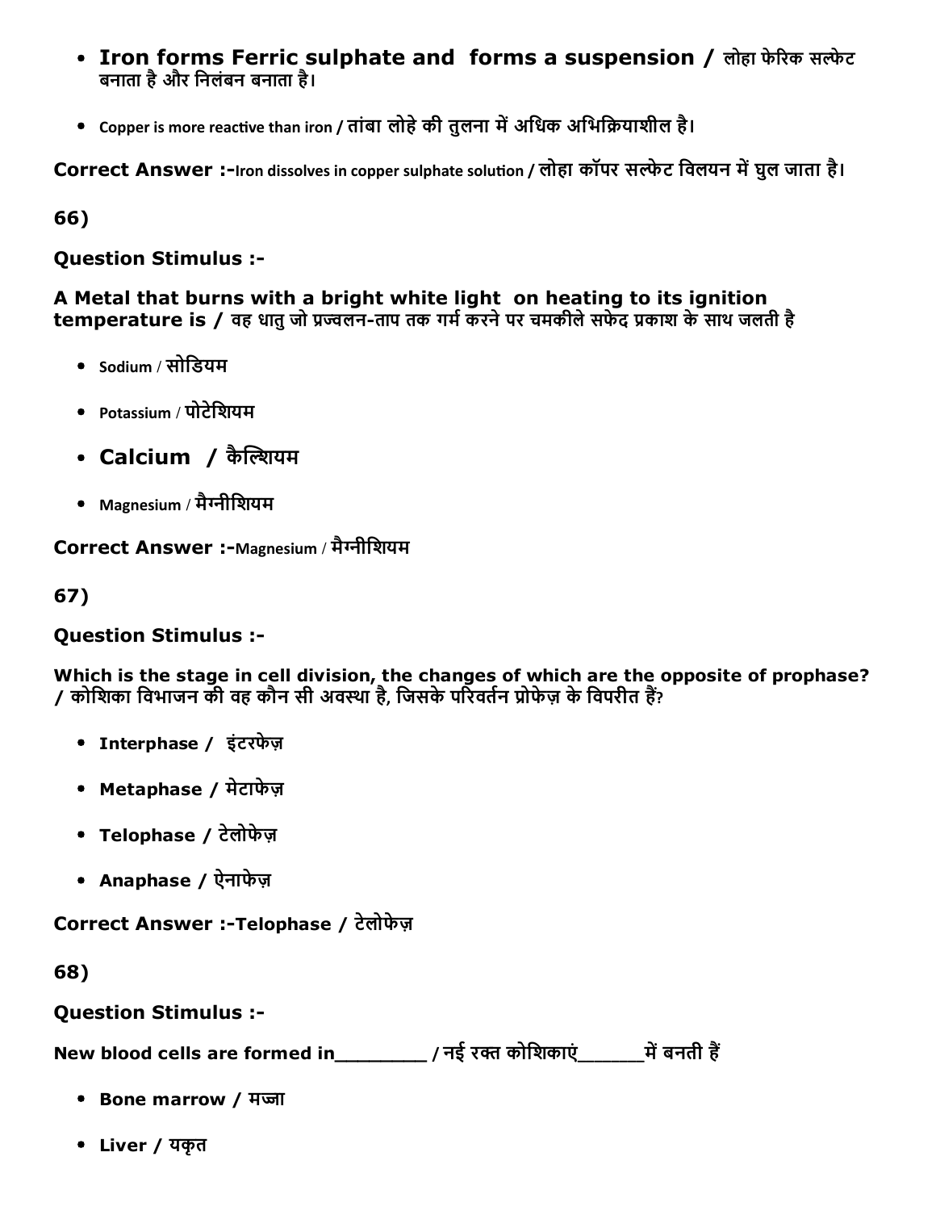- **Iron forms Ferric sulphate and forms a suspension / लोहा फेरिक सल्फेट बनाता है और निलंबन बनाता है।**
- Copper is more reactive than iron / तांबा लोहे की तुलना में अधिक अभिक्रियाशील है।

**Correct Answer :-**Iron dissolves in copper sulphate solution / लोहा कॉपर सल्फेट विलयन में घुल जाता है।

**66)**

**Question Stimulus :-**

**A Metal that burns with a bright white light on heating to its ignition temperature is / वह धातु जो प्रज्वलन-ताप तक गर्म करने पर चमकीले सफेद प्रकाश के साथ जलती है**

- Sodium / सोडियम
- Potassium / पोटेशियम
- **Calcium / कैल्शियम**
- Magnesium / मैग्नीशियम

**Correct Answer :-**Magnesium / मैग्नीशियम

**67)**

**Question Stimulus :-**

**Which is the stage in cell division, the changes of which are the opposite of prophase? / कोशिका विभाजन की वह कौन सी अवस्था है, जिसके परिवर्तन प्रोफेज़ के विपरीत हैं?**

- **Interphase / इंटरफेज़**
- **Metaphase / मेटाफेज़**
- **Telophase / टेलोफेज़**
- **Anaphase / ऐनाफेज़**

**Correct Answer :-Telophase / टेलोफेज़**

**68)**

**Question Stimulus :-**

**New blood cells are formed in________ / नई रक्त कोशिकाएं______में बनती हैं**

- **Bone marrow / मज्जा**
- **Liver / यकृत**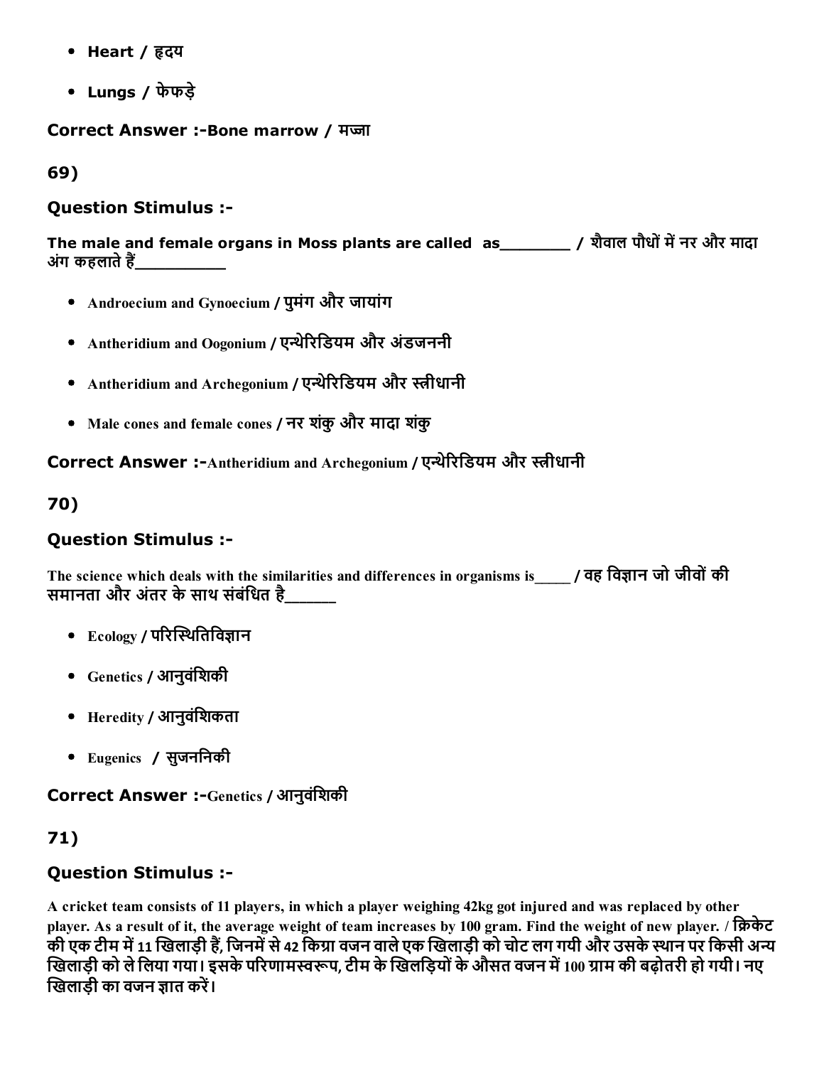- **Heart / हृदय**
- **Lungs / फेफड़े**

**Correct Answer :-Bone marrow / मज्जा**

**69)**

### Question Stimulus :-

**The male and female organs in Moss plants are called as________ / शैवाल पौधों में नर और मादा अंग कहलाते हैं__________**

- **Androecium and Gynoecium / पुमंग और जायांग**
- **Antheridium and Oogonium / एन्थेरिडियम और अंडजननी**
- **Antheridium and Archegonium / एन्थेरिडियम और स्त्रीधानी**
- **Male cones and female cones / नर शंकु और मादा शंकु**

**Correct Answer :-Antheridium and Archegonium / एन्थेरिडियम और स्त्रीधानी**

**70)**

### Question Stimulus :-

**The science which deals with the similarities and differences in organisms is_____ / वह विज्ञान जो जीवों की समानता और अंतर के साथ संबंधित है______**

- **Ecology / परिस्थितिविज्ञान**
- **Genetics / आनुवंशिकी**
- **Heredity / आनुवंशिकता**
- **Eugenics / सुजननिकी**

**Correct Answer :-Genetics / आनुवंशिकी**

**71)**

### Question Stimulus :-

**A cricket team consists of 11 players, in which a player weighing 42kg got injured and was replaced by other player. As a result of it, the average weight of team increases by 100 gram. Find the weight of new player. / क्रिकेट की एक टीम में 11 खिलाड़ी हैं, जिनमें से 42 किग्रा वजन वाले एक खिलाड़ी को चोट लग गयी और उसके स्थान पर किसी अन्य खिलाड़ी को ले लिया गया। इसके परिणामस्वरूप, टीम के खिलड़ियों के औसत वजन में 100 ग्राम की बढ़ोतरी हो गयी। नए खिलाड़ी का वजन ज्ञात करें।**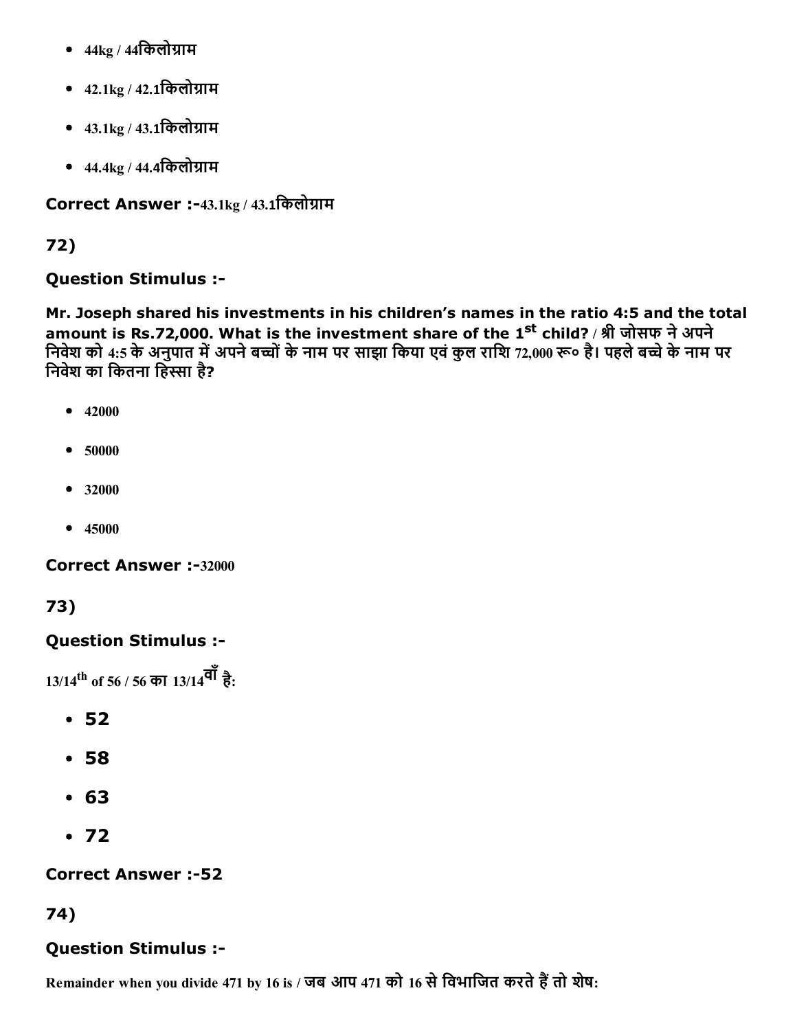- 44kg / 44किलोग्राम
- 42.1kg / 42.1किलोग्राम
- 43.1kg / 43.1किलोग्राम
- 44.4kg / 44.4किलोग्राम

**Correct Answer :-**43.1kg / 43.1किलोग्राम

**72)**

**Question Stimulus :-**

**Mr. Joseph shared his investments in his children's names in the ratio 4:5 and the total amount is Rs.72,000. What is the investment share of the 1st child? / श्री जोसफ ने अपने निवेश को 4:5 के अनुपात में अपने बच्चों के नाम पर साझा किया एवं कुल राशि 72,000 रू० है। पहले बच्चे के नाम पर निवेश का कितना हिस्सा है?**

- 42000
- 50000
- 32000
- 45000

**Correct Answer :-**32000

**73)**

**Question Stimulus :-**

13/14th of 56 / 56 का 13/14वाँ है:

- 52
- 58
- 63
- 72

**Correct Answer :-52**

**74)**

**Question Stimulus :-**

Remainder when you divide 471 by 16 is / जब आप 471 को 16 से विभाजित करते हैं तो शेष: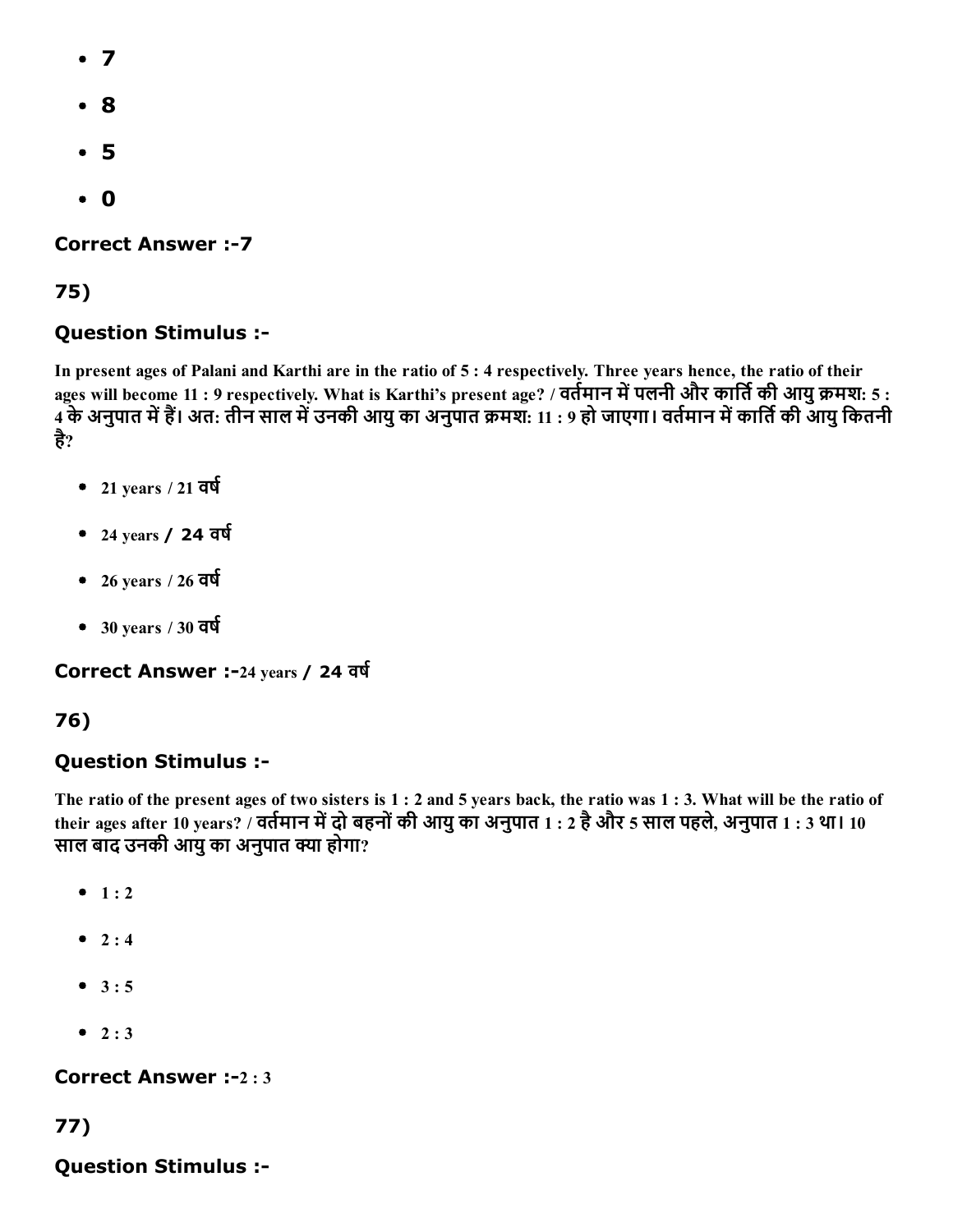- 7
- 8
- 5
- 0

**Correct Answer :-7**

**75)**

**Question Stimulus :-**

**In present ages of Palani and Karthi are in the ratio of 5 : 4 respectively. Three years hence, the ratio of their ages will become 11 : 9 respectively. What is Karthi's present age? / वर्तमान में पलनी और कार्ति की आयु क्रमश: 5 : 4 के अनुपात में हैं। अत: तीन साल में उनकी आयु का अनुपात क्रमश: 11 : 9 हो जाएगा। वर्तमान में कार्ति की आयु कितनी है?**

- 21 years / 21 वर्ष
- 24 years / 24 वर्ष
- 26 years / 26 वर्ष
- 30 years / 30 वर्ष

**Correct Answer :-24 years / 24 वर्ष**

**76)**

**Question Stimulus :-**

**The ratio of the present ages of two sisters is 1 : 2 and 5 years back, the ratio was 1 : 3. What will be the ratio of their ages after 10 years? / वर्तमान में दो बहनों की आयु का अनुपात 1 : 2 है और 5 साल पहले, अनुपात 1 : 3 था। 10 साल बाद उनकी आयु का अनुपात क्या होगा?**

- 1 : 2
- 2 : 4
- 3 : 5
- 2 : 3

**Correct Answer :-2 : 3**

**77)**

**Question Stimulus :-**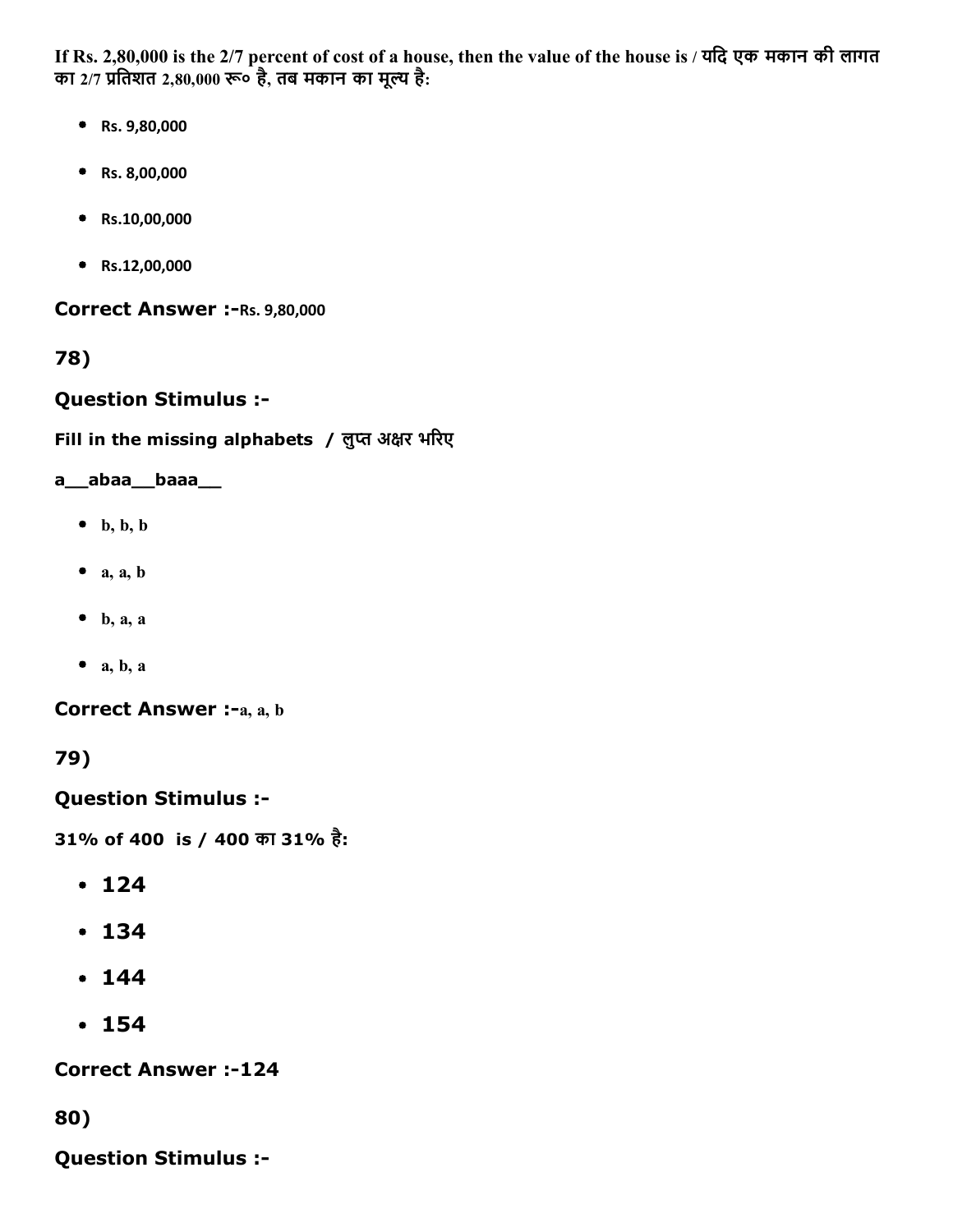If Rs. 2,80,000 is the 2/7 percent of cost of a house, then the value of the house is / यदि एक मकान की लागत का 2/7 प्रतिशत 2,80,000 रू० है, तब मकान का मूल्य है:

- Rs. 9,80,000
- Rs. 8,00,000
- Rs.10,00,000
- Rs.12,00,000

**Correct Answer :-**Rs. 9,80,000

**78)**

**Question Stimulus :-**

**Fill in the missing alphabets / लुप्त अक्षर भरिए**

**a__abaa__baaa__**

- b, b, b
- a, a, b
- b, a, a
- a, b, a

**Correct Answer :-**a, a, b

**79)**

**Question Stimulus :-**

**31% of 400 is / 400 का 31% है:**

- 124
- 134
- 144
- 154

**Correct Answer :-124**

**80)**

**Question Stimulus :-**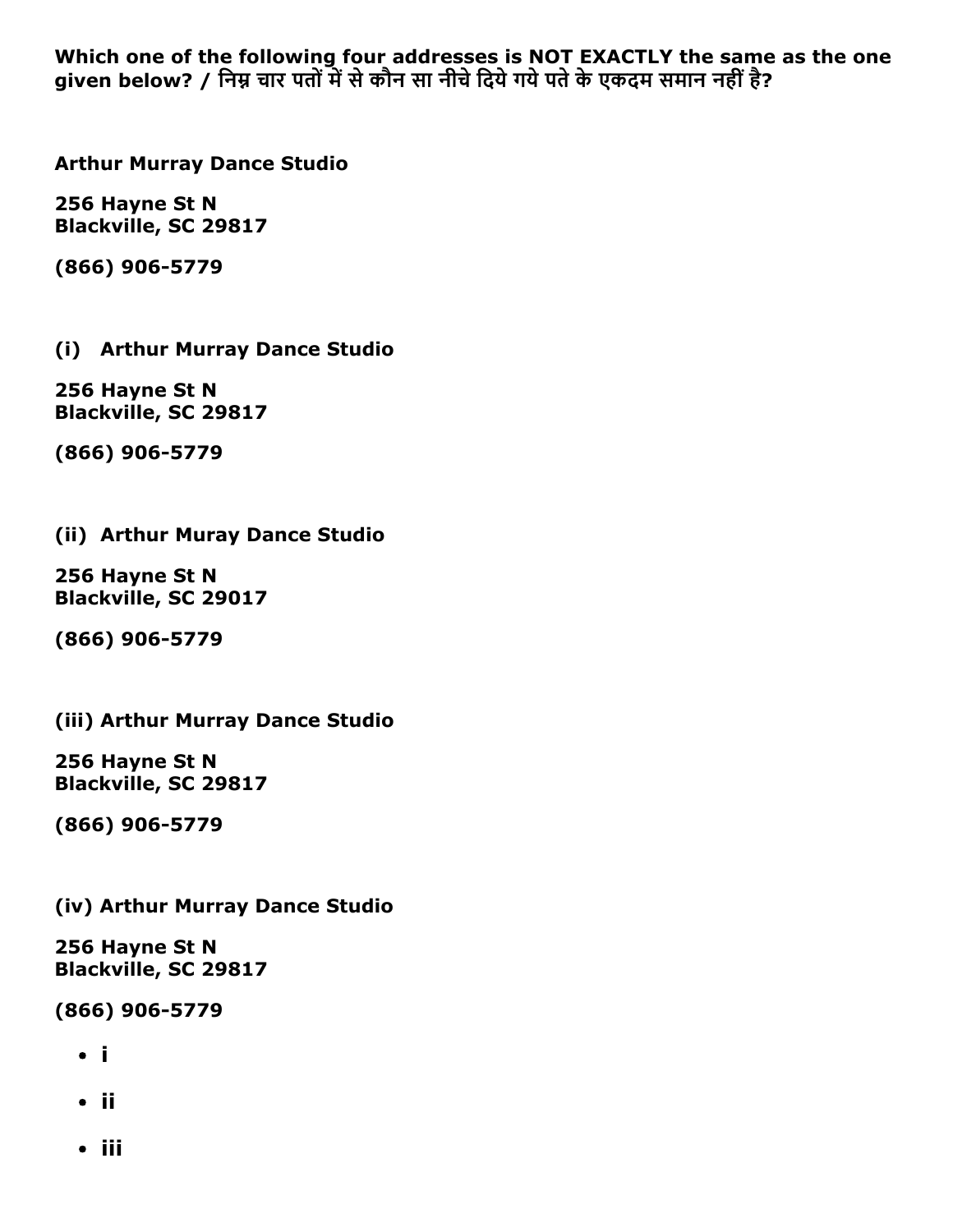**Which one of the following four addresses is NOT EXACTLY the same as the one given below? / निम्न चार पतों में से कौन सा नीचे दिये गये पते के एकदम समान नहीं है?**

**Arthur Murray Dance Studio**

**256 Hayne St N**
**Blackville, SC 29817**

**(866) 906-5779**

**(i) Arthur Murray Dance Studio**

**256 Hayne St N**
**Blackville, SC 29817**

**(866) 906-5779**

**(ii) Arthur Muray Dance Studio**

**256 Hayne St N**
**Blackville, SC 29017**

**(866) 906-5779**

**(iii) Arthur Murray Dance Studio**

**256 Hayne St N**
**Blackville, SC 29817**

**(866) 906-5779**

**(iv) Arthur Murray Dance Studio**

**256 Hayne St N**
**Blackville, SC 29817**

**(866) 906-5779**

- **i**
- **ii**
- **iii**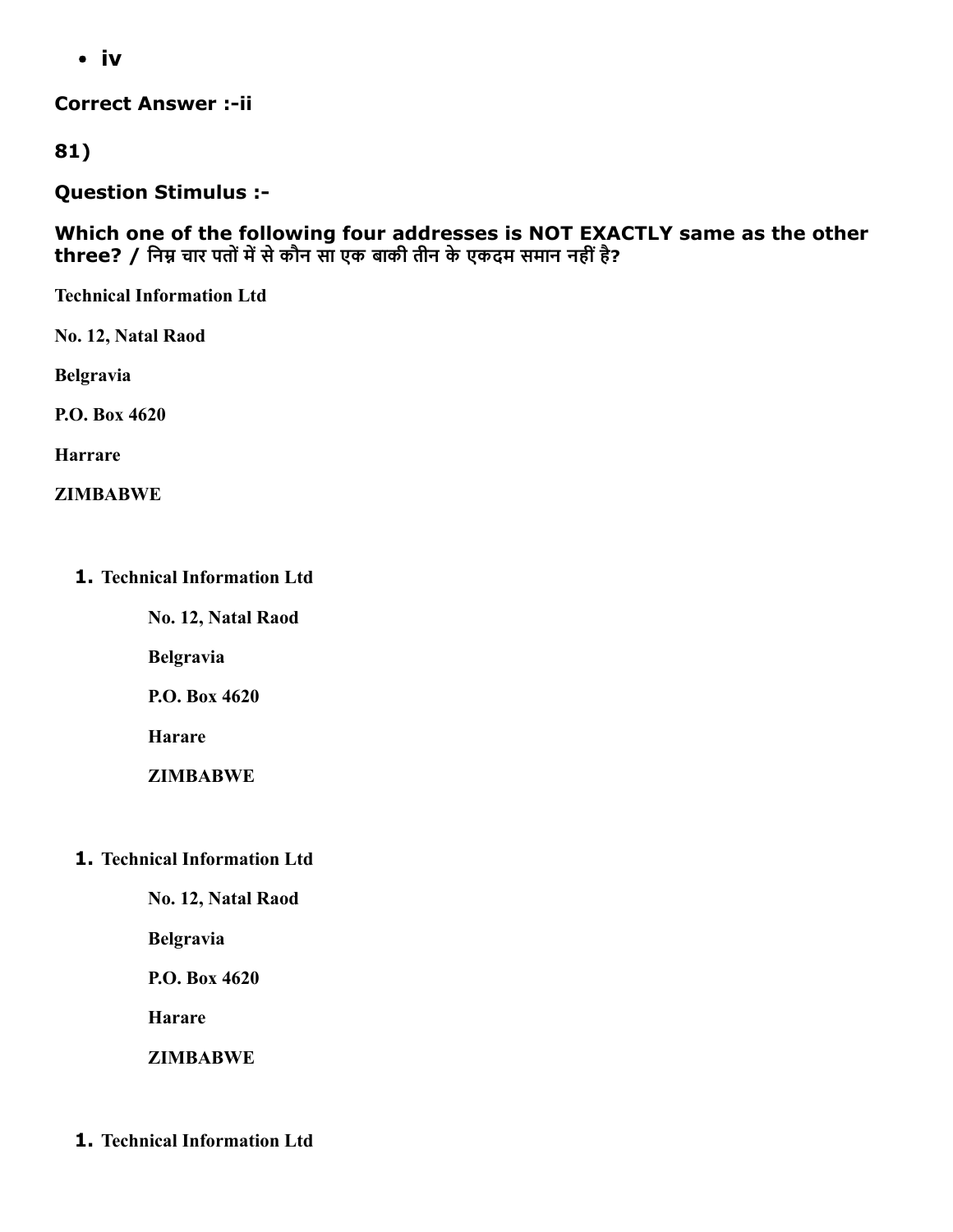- iv

**Correct Answer :-ii**

**81)**

**Question Stimulus :-**

**Which one of the following four addresses is NOT EXACTLY same as the other three? / निम्न चार पतों में से कौन सा एक बाकी तीन के एकदम समान नहीं है?**

**Technical Information Ltd**

**No. 12, Natal Raod**

**Belgravia**

**P.O. Box 4620**

**Harrare**

**ZIMBABWE**

1. **Technical Information Ltd**

   **No. 12, Natal Raod**

   **Belgravia**

   **P.O. Box 4620**

   **Harare**

   **ZIMBABWE**

1. **Technical Information Ltd**

   **No. 12, Natal Raod**

   **Belgravia**

   **P.O. Box 4620**

   **Harare**

   **ZIMBABWE**

1. **Technical Information Ltd**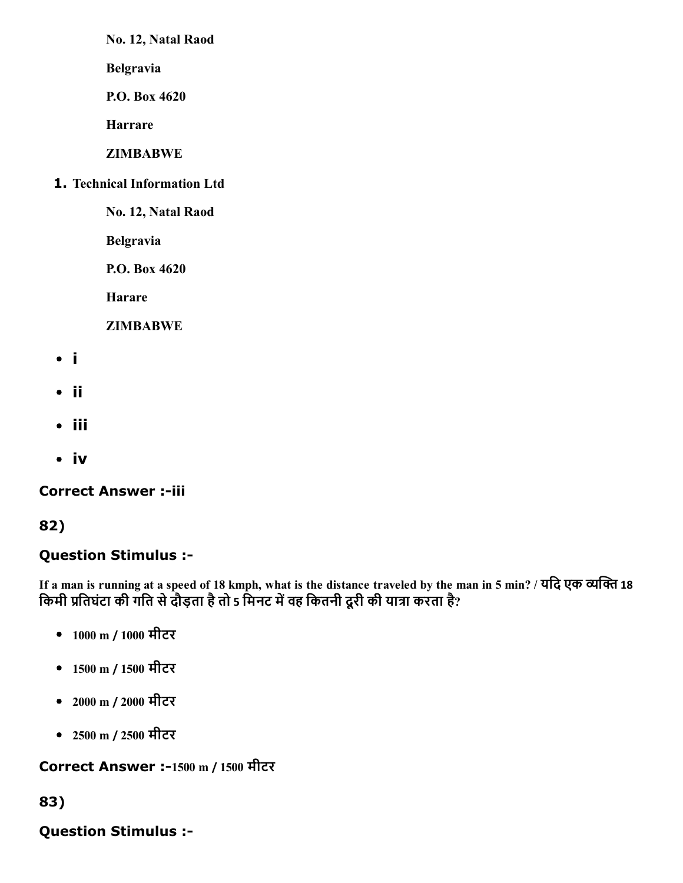No. 12, Natal Raod

Belgravia

P.O. Box 4620

Harrare

ZIMBABWE

1. Technical Information Ltd

    No. 12, Natal Raod

    Belgravia

    P.O. Box 4620

    Harare

    ZIMBABWE

- i
- ii
- iii
- iv

**Correct Answer :-iii**

**82)**

**Question Stimulus :-**

**If a man is running at a speed of 18 kmph, what is the distance traveled by the man in 5 min? / यदि एक व्यक्ति 18 किमी प्रतिघंटा की गति से दौड़ता है तो 5 मिनट में वह कितनी दूरी की यात्रा करता है?**

- 1000 m / 1000 मीटर
- 1500 m / 1500 मीटर
- 2000 m / 2000 मीटर
- 2500 m / 2500 मीटर

**Correct Answer :-1500 m / 1500 मीटर**

**83)**

**Question Stimulus :-**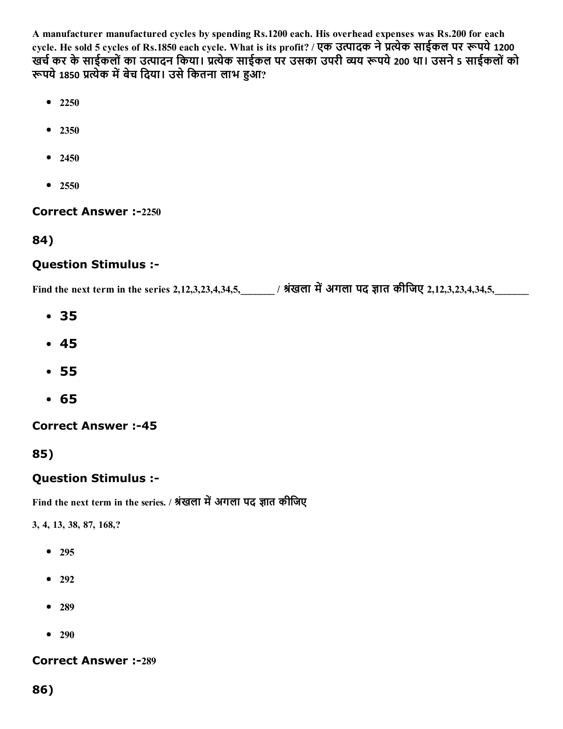A manufacturer manufactured cycles by spending Rs.1200 each. His overhead expenses was Rs.200 for each cycle. He sold 5 cycles of Rs.1850 each cycle. What is its profit? / एक उत्पादक ने प्रत्येक साईकल पर रूपये 1200 खर्च कर के साईकलों का उत्पादन किया। प्रत्येक साईकल पर उसका उपरी व्यय रूपये 200 था। उसने 5 साईकलों को रूपये 1850 प्रत्येक में बेच दिया। उसे कितना लाभ हुआ?

- 2250
- 2350
- 2450
- 2550

**Correct Answer :-2250**

## 84)

### Question Stimulus :-

Find the next term in the series 2,12,3,23,4,34,5,_______ / श्रंखला में अगला पद ज्ञात कीजिए 2,12,3,23,4,34,5,_______

- 35
- 45
- 55
- 65

**Correct Answer :-45**

## 85)

### Question Stimulus :-

Find the next term in the series. / श्रंखला में अगला पद ज्ञात कीजिए

3, 4, 13, 38, 87, 168,?

- 295
- 292
- 289
- 290

**Correct Answer :-289**

## 86)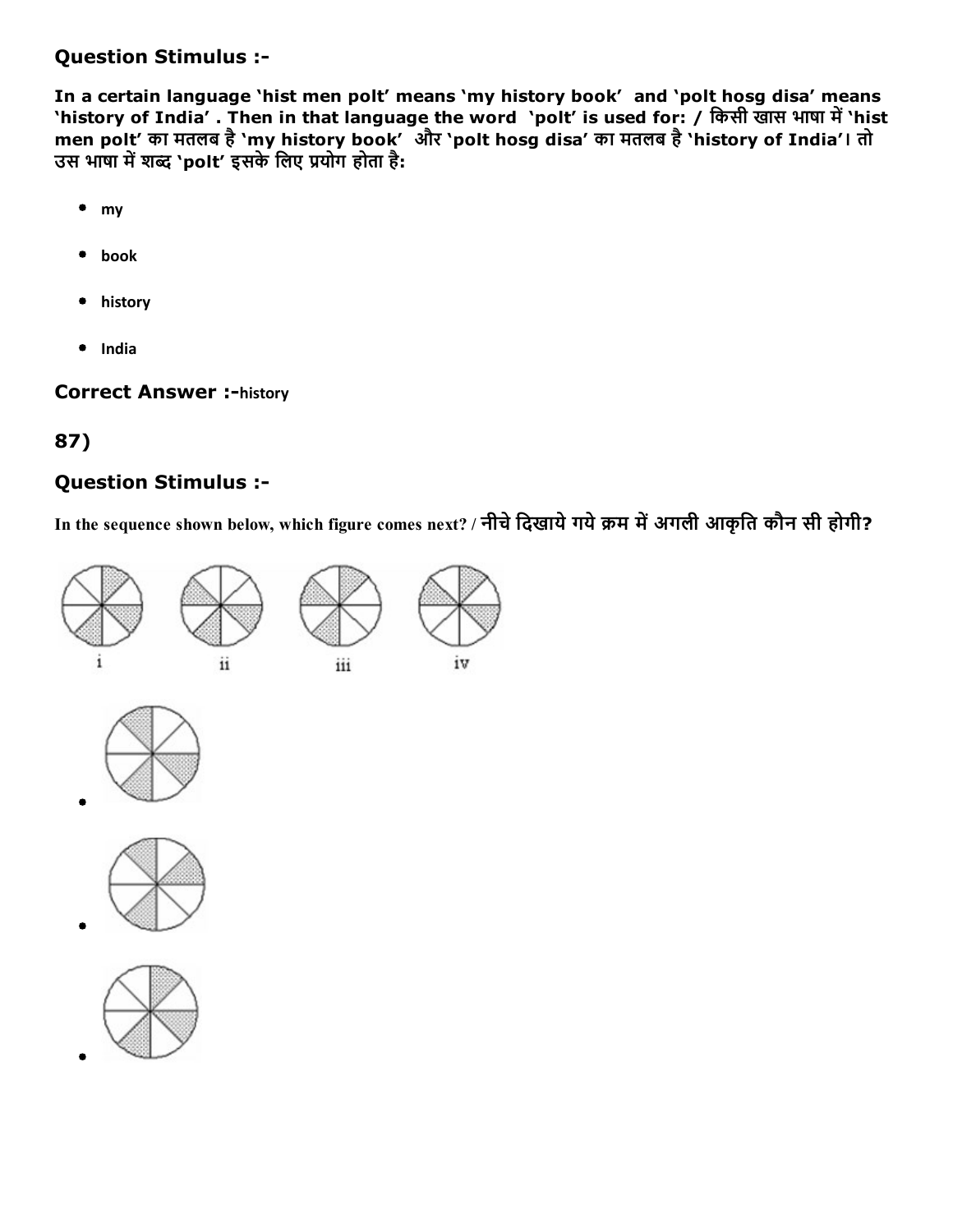### Question Stimulus :-

**In a certain language 'hist men polt' means 'my history book' and 'polt hosg disa' means 'history of India' . Then in that language the word 'polt' is used for: / किसी खास भाषा में 'hist men polt' का मतलब है 'my history book' और 'polt hosg disa' का मतलब है 'history of India'। तो उस भाषा में शब्द 'polt' इसके लिए प्रयोग होता है:**

- **my**
- **book**
- **history**
- **India**

**Correct Answer :-history**

## 87)

### Question Stimulus :-

**In the sequence shown below, which figure comes next? / नीचे दिखाये गये क्रम में अगली आकृति कौन सी होगी?**

i ii iii iv

- 
- 
-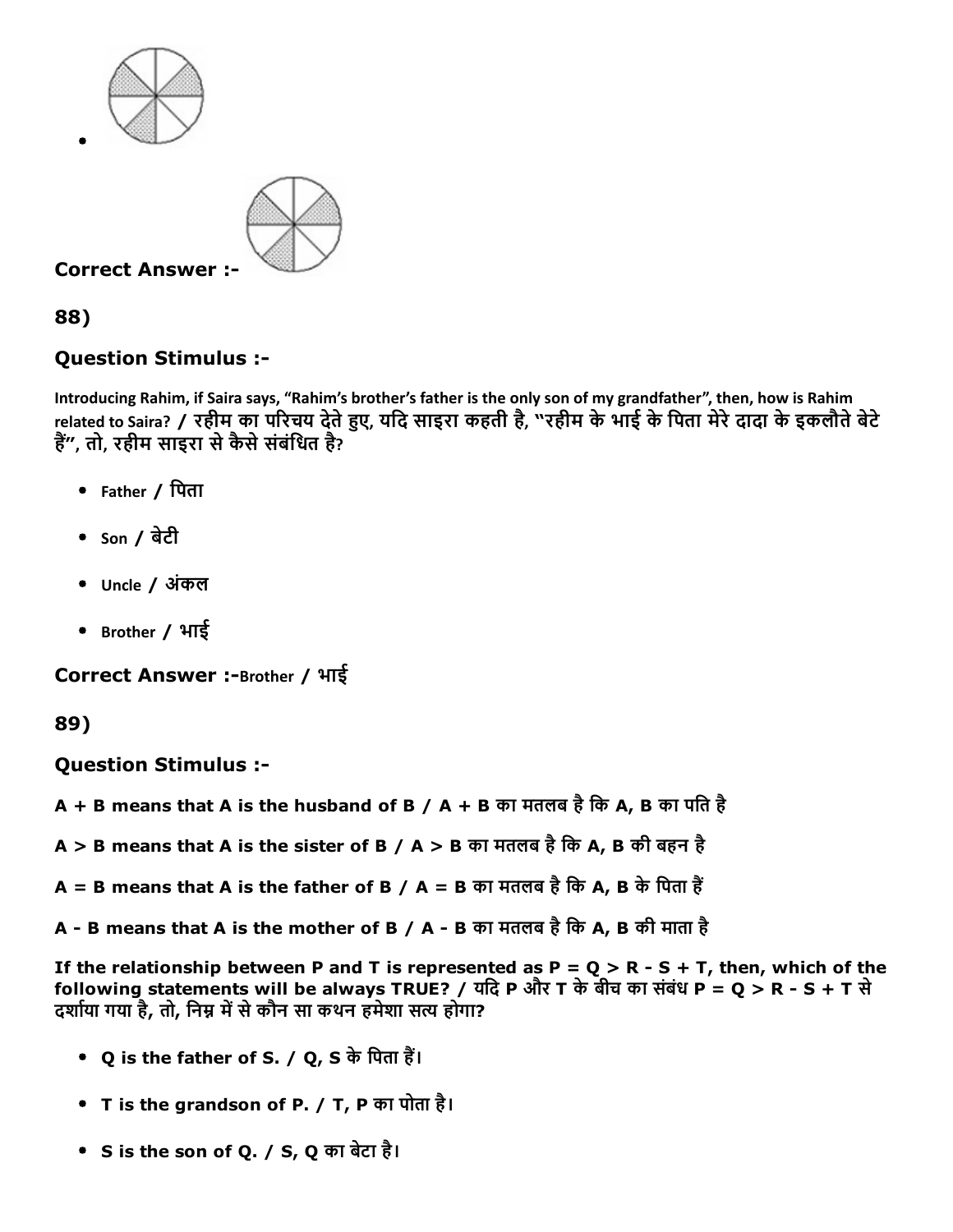- 

**Correct Answer :-**

## 88)

### Question Stimulus :-

Introducing Rahim, if Saira says, "Rahim's brother's father is the only son of my grandfather", then, how is Rahim related to Saira? / रहीम का परिचय देते हुए, यदि साइरा कहती है, "रहीम के भाई के पिता मेरे दादा के इकलौते बेटे हैं", तो, रहीम साइरा से कैसे संबंधित है?

- Father / पिता
- Son / बेटी
- Uncle / अंकल
- Brother / भाई

**Correct Answer :-**Brother / भाई

## 89)

### Question Stimulus :-

**A + B means that A is the husband of B / A + B का मतलब है कि A, B का पति है**

**A > B means that A is the sister of B / A > B का मतलब है कि A, B की बहन है**

**A = B means that A is the father of B / A = B का मतलब है कि A, B के पिता हैं**

**A - B means that A is the mother of B / A - B का मतलब है कि A, B की माता है**

**If the relationship between P and T is represented as P = Q > R - S + T, then, which of the following statements will be always TRUE? / यदि P और T के बीच का संबंध P = Q > R - S + T से दर्शाया गया है, तो, निम्न में से कौन सा कथन हमेशा सत्य होगा?**

- **Q is the father of S. / Q, S के पिता हैं।**
- **T is the grandson of P. / T, P का पोता है।**
- **S is the son of Q. / S, Q का बेटा है।**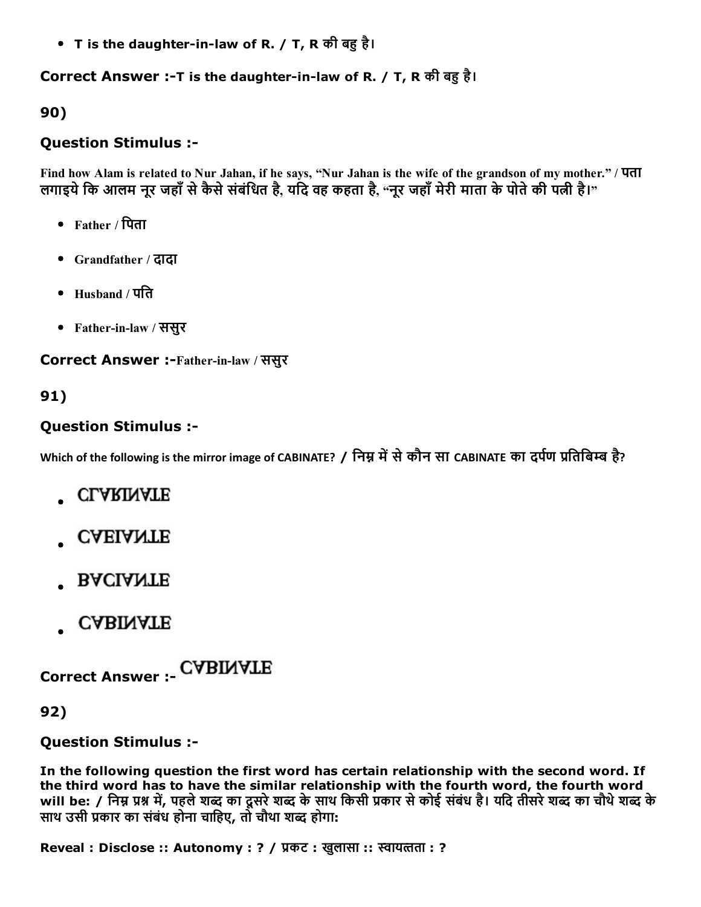- T is the daughter-in-law of R. / T, R की बहु है।

**Correct Answer :-T is the daughter-in-law of R. / T, R की बहु है।**

**90)**

### Question Stimulus :-

**Find how Alam is related to Nur Jahan, if he says, "Nur Jahan is the wife of the grandson of my mother." / पता लगाइये कि आलम नूर जहाँ से कैसे संबंधित है, यदि वह कहता है, "नूर जहाँ मेरी माता के पोते की पत्नी है।"**

- Father / पिता
- Grandfather / दादा
- Husband / पति
- Father-in-law / ससुर

**Correct Answer :-Father-in-law / ससुर**

**91)**

### Question Stimulus :-

**Which of the following is the mirror image of CABINATE? / निम्न में से कौन सा CABINATE का दर्पण प्रतिबिम्ब है?**

- CLARINATE
- CAEIANATE
- BACIANTE
- CABINATE

**Correct Answer :- CABINATE**

**92)**

### Question Stimulus :-

**In the following question the first word has certain relationship with the second word. If the third word has to have the similar relationship with the fourth word, the fourth word will be: / निम्न प्रश्न में, पहले शब्द का दूसरे शब्द के साथ किसी प्रकार से कोई संबंध है। यदि तीसरे शब्द का चौथे शब्द के साथ उसी प्रकार का संबंध होना चाहिए, तो चौथा शब्द होगा:**

**Reveal : Disclose :: Autonomy : ? / प्रकट : खुलासा :: स्वायत्तता : ?**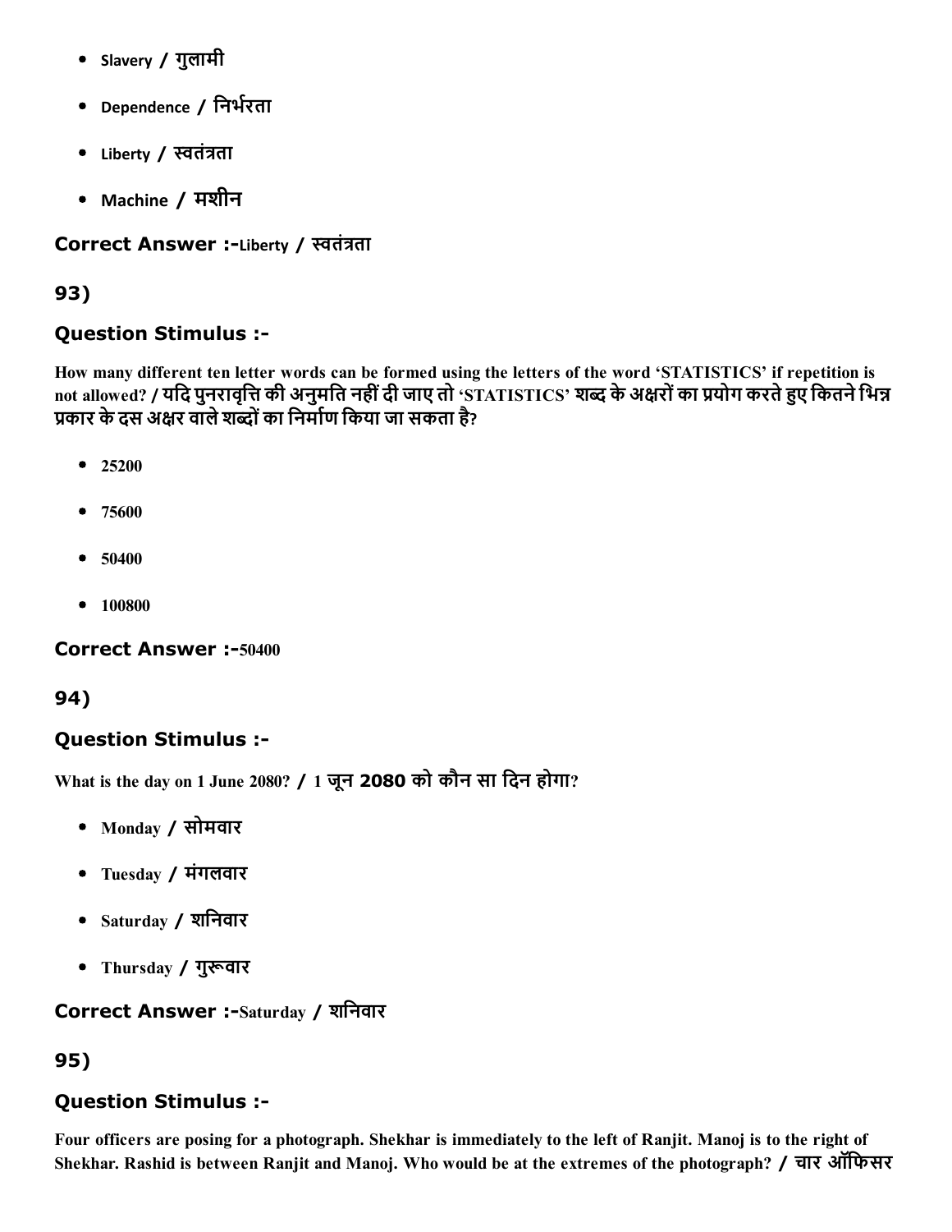- Slavery / गुलामी
- Dependence / निर्भरता
- Liberty / स्वतंत्रता
- Machine / मशीन

**Correct Answer :-**Liberty / स्वतंत्रता

**93)**

**Question Stimulus :-**

**How many different ten letter words can be formed using the letters of the word 'STATISTICS' if repetition is not allowed? / यदि पुनरावृत्ति की अनुमति नहीं दी जाए तो 'STATISTICS' शब्द के अक्षरों का प्रयोग करते हुए कितने भिन्न प्रकार के दस अक्षर वाले शब्दों का निर्माण किया जा सकता है?**

- 25200
- 75600
- 50400
- 100800

**Correct Answer :-**50400

**94)**

**Question Stimulus :-**

**What is the day on 1 June 2080? / 1 जून 2080 को कौन सा दिन होगा?**

- Monday / सोमवार
- Tuesday / मंगलवार
- Saturday / शनिवार
- Thursday / गुरूवार

**Correct Answer :-**Saturday / शनिवार

**95)**

**Question Stimulus :-**

**Four officers are posing for a photograph. Shekhar is immediately to the left of Ranjit. Manoj is to the right of Shekhar. Rashid is between Ranjit and Manoj. Who would be at the extremes of the photograph? / चार ऑफिसर**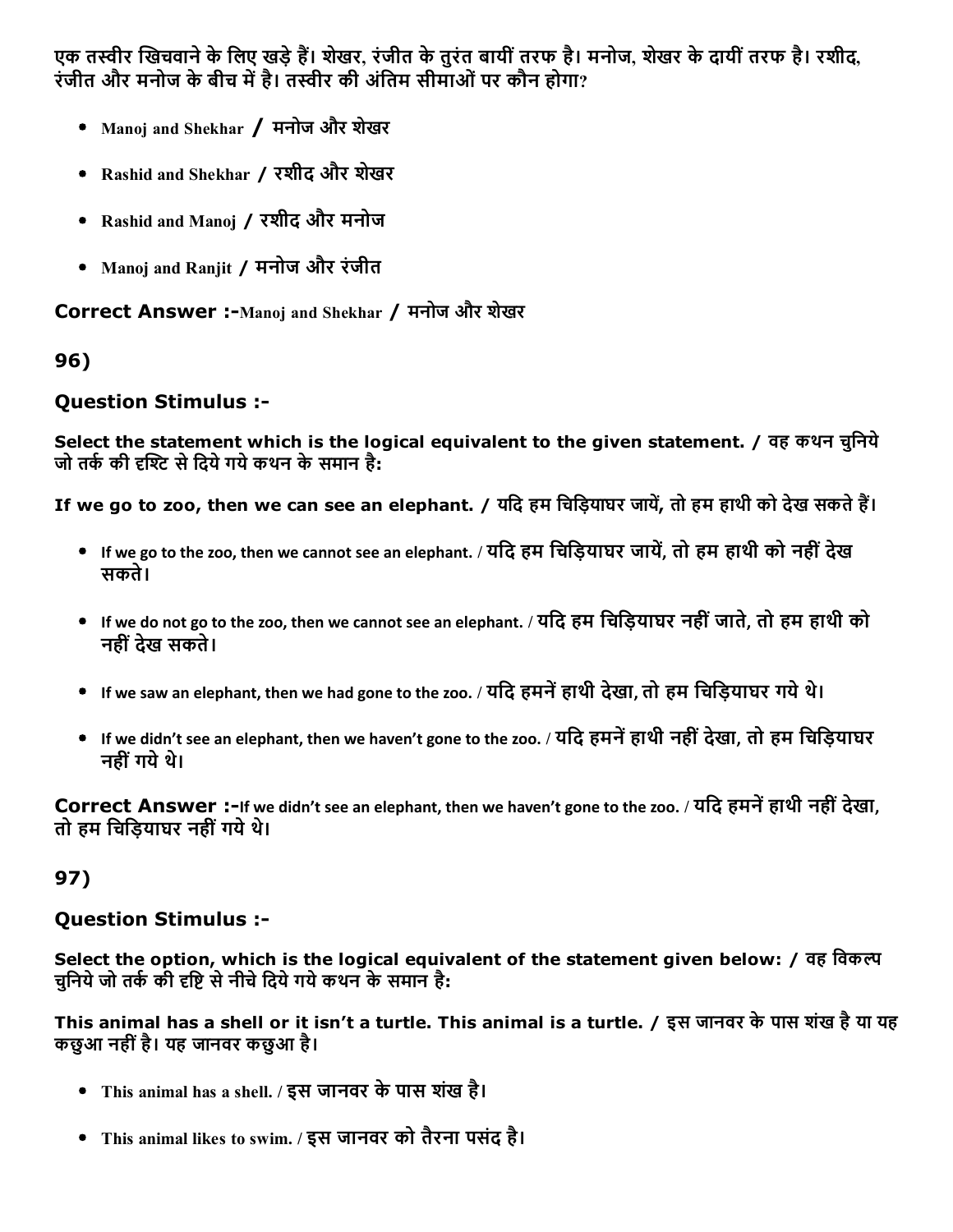एक तस्वीर खिचवाने के लिए खड़े हैं। शेखर, रंजीत के तुरंत बायीं तरफ है। मनोज, शेखर के दायीं तरफ है। रशीद, रंजीत और मनोज के बीच में है। तस्वीर की अंतिम सीमाओं पर कौन होगा?

- Manoj and Shekhar / मनोज और शेखर
- Rashid and Shekhar / रशीद और शेखर
- Rashid and Manoj / रशीद और मनोज
- Manoj and Ranjit / मनोज और रंजीत

**Correct Answer :-**Manoj and Shekhar / मनोज और शेखर

## 96)

### Question Stimulus :-

**Select the statement which is the logical equivalent to the given statement. / वह कथन चुनिये जो तर्क की दृष्टि से दिये गये कथन के समान है:**

**If we go to zoo, then we can see an elephant. / यदि हम चिड़ियाघर जायें, तो हम हाथी को देख सकते हैं।**

- If we go to the zoo, then we cannot see an elephant. / यदि हम चिड़ियाघर जायें, तो हम हाथी को नहीं देख सकते।
- If we do not go to the zoo, then we cannot see an elephant. / यदि हम चिड़ियाघर नहीं जाते, तो हम हाथी को नहीं देख सकते।
- If we saw an elephant, then we had gone to the zoo. / यदि हमनें हाथी देखा, तो हम चिड़ियाघर गये थे।
- If we didn't see an elephant, then we haven't gone to the zoo. / यदि हमनें हाथी नहीं देखा, तो हम चिड़ियाघर नहीं गये थे।

**Correct Answer :-**If we didn't see an elephant, then we haven't gone to the zoo. / यदि हमनें हाथी नहीं देखा, तो हम चिड़ियाघर नहीं गये थे।

## 97)

### Question Stimulus :-

**Select the option, which is the logical equivalent of the statement given below: / वह विकल्प चुनिये जो तर्क की दृष्टि से नीचे दिये गये कथन के समान है:**

**This animal has a shell or it isn't a turtle. This animal is a turtle. / इस जानवर के पास शंख है या यह कछुआ नहीं है। यह जानवर कछुआ है।**

- This animal has a shell. / इस जानवर के पास शंख है।
- This animal likes to swim. / इस जानवर को तैरना पसंद है।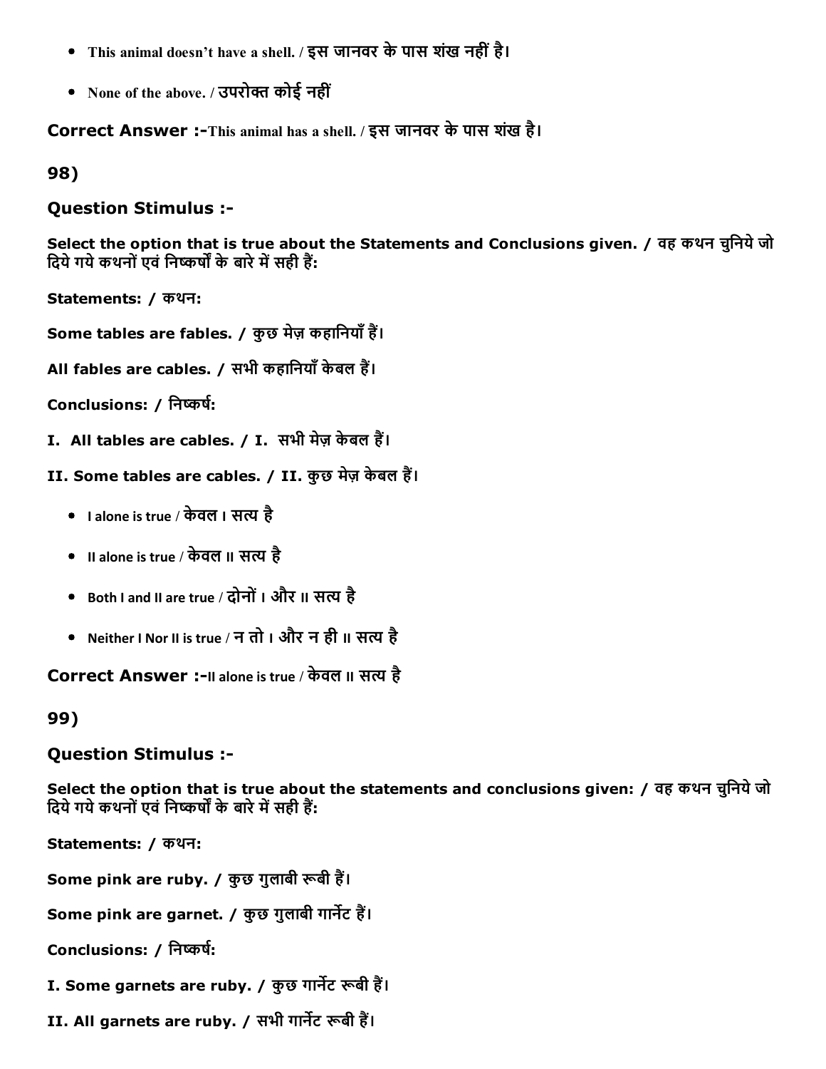- This animal doesn't have a shell. / इस जानवर के पास शंख नहीं है।
- None of the above. / उपरोक्त कोई नहीं

**Correct Answer :-**This animal has a shell. / इस जानवर के पास शंख है।

## 98)

### Question Stimulus :-

**Select the option that is true about the Statements and Conclusions given. / वह कथन चुनिये जो दिये गये कथनों एवं निष्कर्षों के बारे में सही हैं:**

**Statements: / कथन:**

**Some tables are fables. / कुछ मेज़ कहानियाँ हैं।**

**All fables are cables. / सभी कहानियाँ केबल हैं।**

**Conclusions: / निष्कर्ष:**

**I. All tables are cables. / I. सभी मेज़ केबल हैं।**

**II. Some tables are cables. / II. कुछ मेज़ केबल हैं।**

- I alone is true / केवल I सत्य है
- II alone is true / केवल II सत्य है
- Both I and II are true / दोनों I और II सत्य है
- Neither I Nor II is true / न तो I और न ही II सत्य है

**Correct Answer :-**II alone is true / केवल II सत्य है

## 99)

### Question Stimulus :-

**Select the option that is true about the statements and conclusions given: / वह कथन चुनिये जो दिये गये कथनों एवं निष्कर्षों के बारे में सही हैं:**

**Statements: / कथन:**

**Some pink are ruby. / कुछ गुलाबी रूबी हैं।**

**Some pink are garnet. / कुछ गुलाबी गार्नेट हैं।**

**Conclusions: / निष्कर्ष:**

**I. Some garnets are ruby. / कुछ गार्नेट रूबी हैं।**

**II. All garnets are ruby. / सभी गार्नेट रूबी हैं।**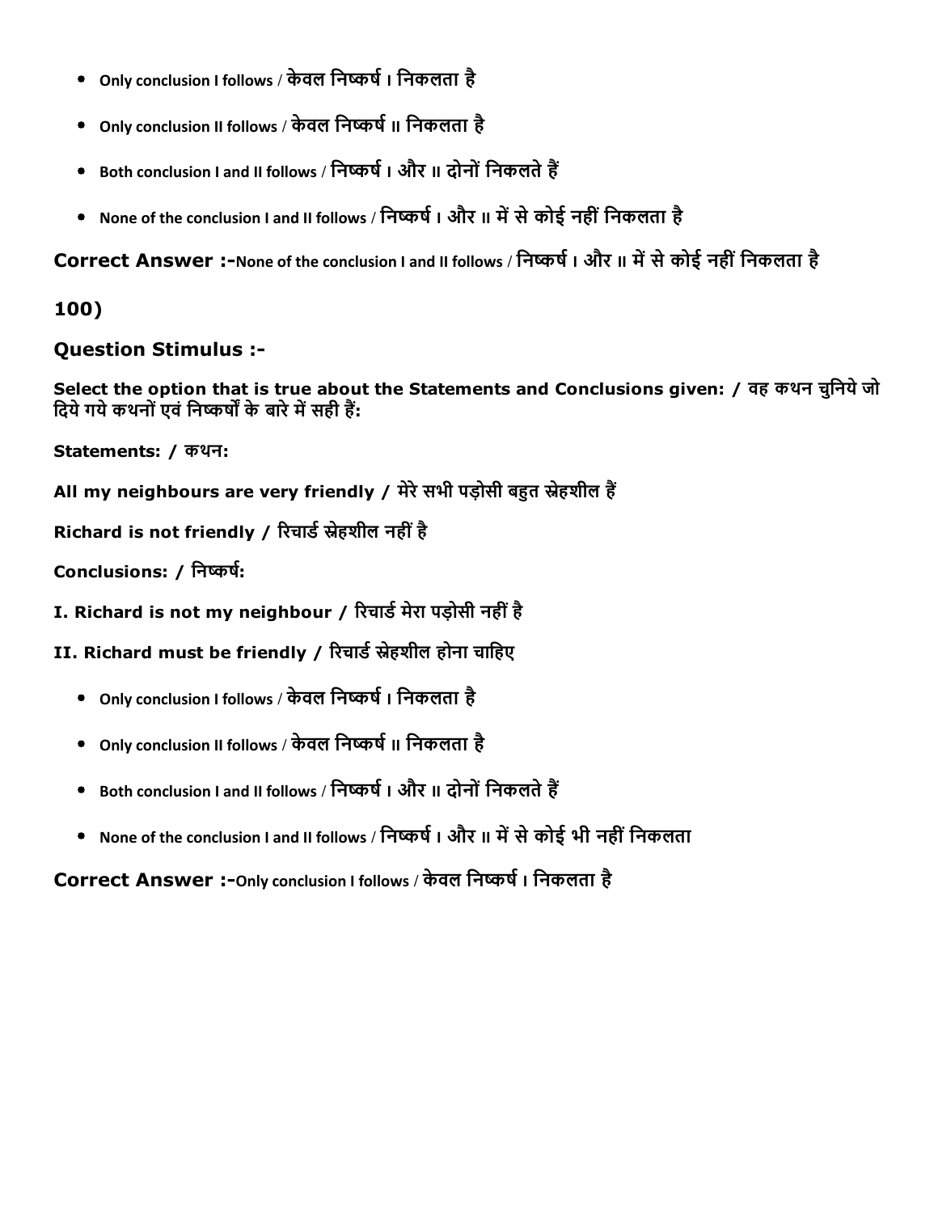- Only conclusion I follows / केवल निष्कर्ष I निकलता है
- Only conclusion II follows / केवल निष्कर्ष II निकलता है
- Both conclusion I and II follows / निष्कर्ष I और II दोनों निकलते हैं
- None of the conclusion I and II follows / निष्कर्ष I और II में से कोई नहीं निकलता है

**Correct Answer :-**None of the conclusion I and II follows / निष्कर्ष I और II में से कोई नहीं निकलता है

## 100)

### Question Stimulus :-

**Select the option that is true about the Statements and Conclusions given: / वह कथन चुनिये जो दिये गये कथनों एवं निष्कर्षों के बारे में सही हैं:**

**Statements: / कथन:**

**All my neighbours are very friendly / मेरे सभी पड़ोसी बहुत स्नेहशील हैं**

**Richard is not friendly / रिचार्ड स्नेहशील नहीं है**

**Conclusions: / निष्कर्ष:**

**I. Richard is not my neighbour / रिचार्ड मेरा पड़ोसी नहीं है**

**II. Richard must be friendly / रिचार्ड स्नेहशील होना चाहिए**

- Only conclusion I follows / केवल निष्कर्ष I निकलता है
- Only conclusion II follows / केवल निष्कर्ष II निकलता है
- Both conclusion I and II follows / निष्कर्ष I और II दोनों निकलते हैं
- None of the conclusion I and II follows / निष्कर्ष I और II में से कोई भी नहीं निकलता

**Correct Answer :-**Only conclusion I follows / केवल निष्कर्ष I निकलता है